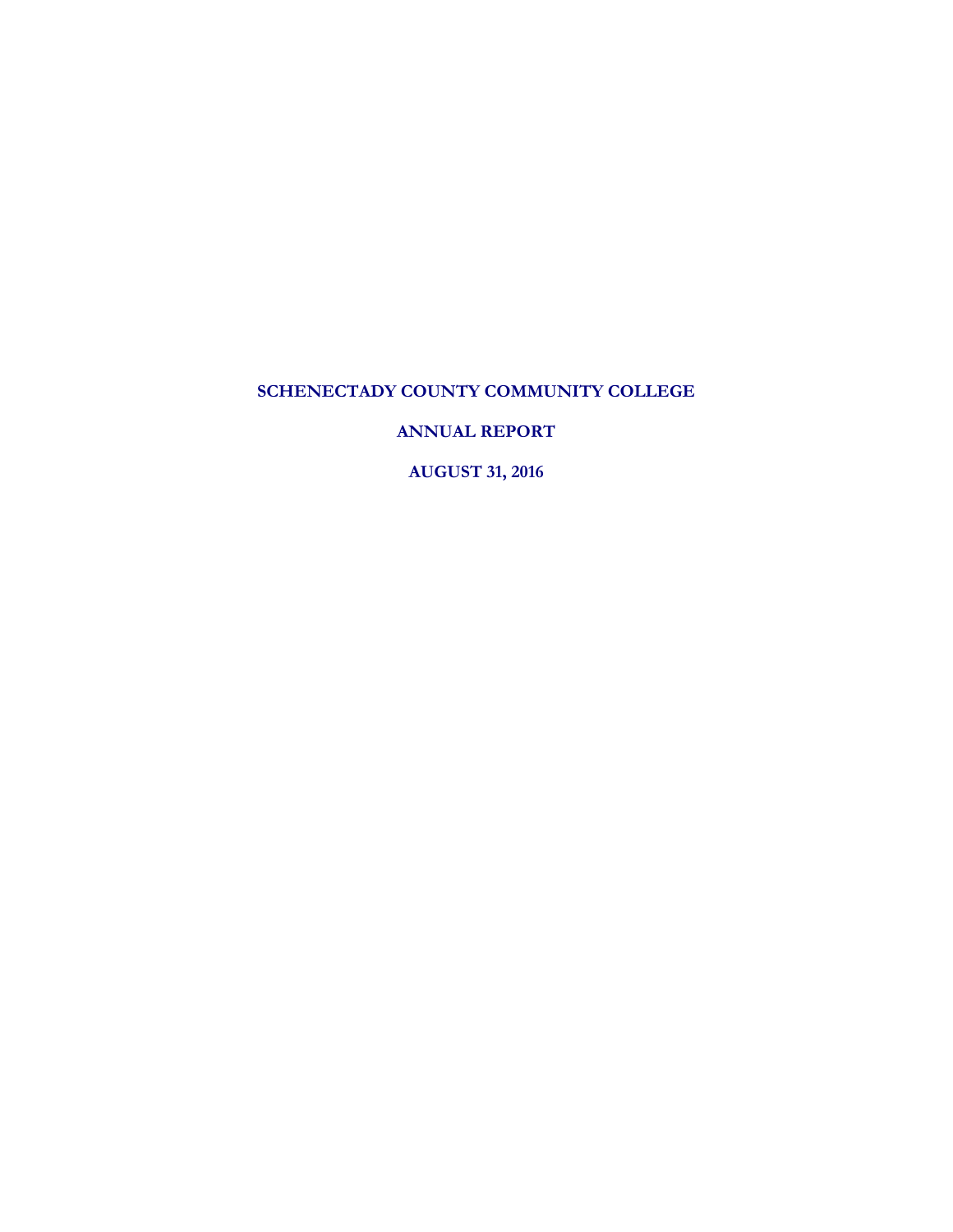# SCHENECTADY COUNTY COMMUNITY COLLEGE

## ANNUAL REPORT

## AUGUST 31, 2016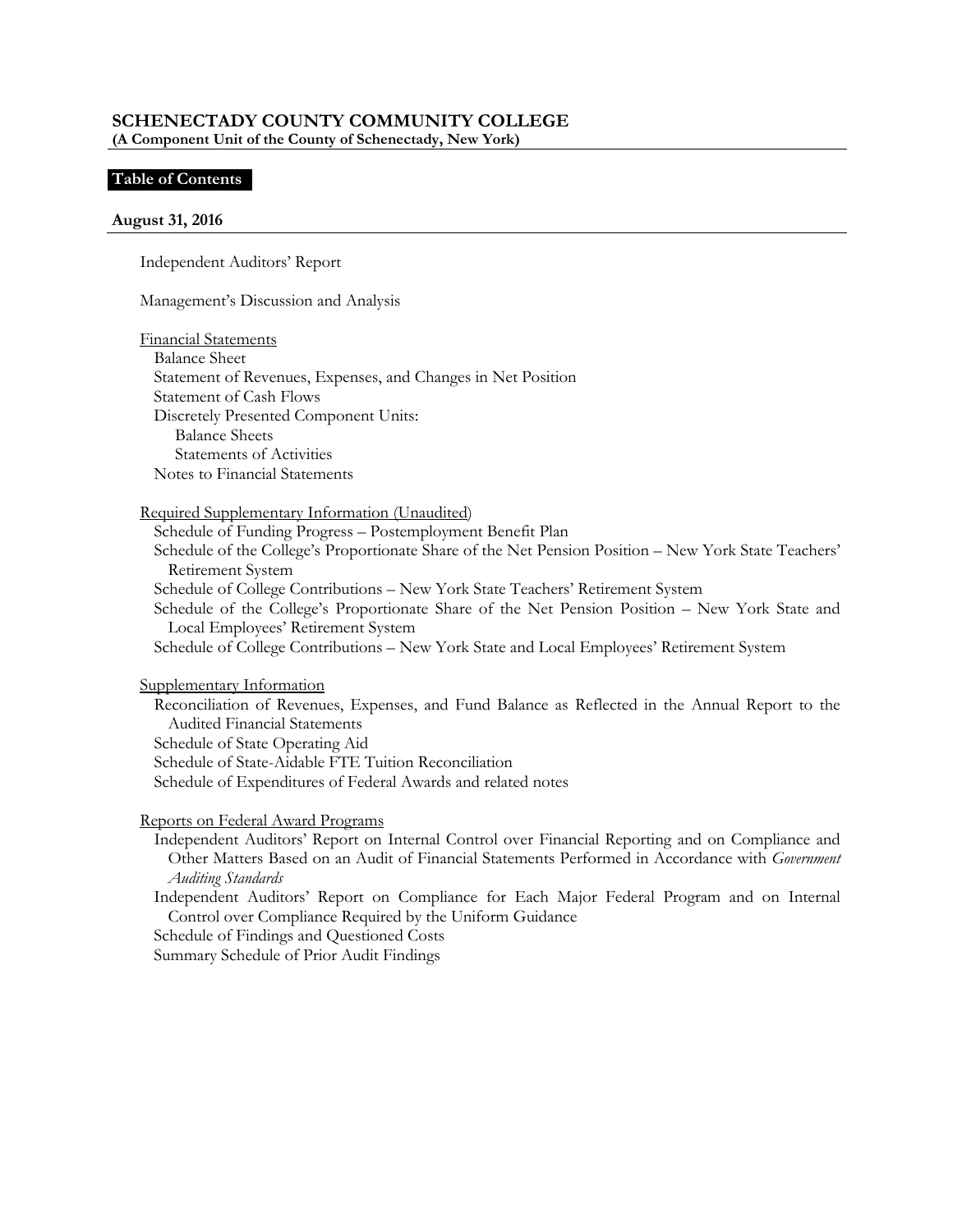# SCHENECTADY COUNTY COMMUNITY COLLEGE

**(A Component Unit of the County of Schenectady, New York)**

## Table of Contents

**August 31, 2016**

Independent Auditors' Report

Management's Discussion and Analysis

Financial Statements
- Balance Sheet
- Statement of Revenues, Expenses, and Changes in Net Position
- Statement of Cash Flows
- Discretely Presented Component Units:
  - Balance Sheets
  - Statements of Activities
- Notes to Financial Statements

Required Supplementary Information (Unaudited)
- Schedule of Funding Progress – Postemployment Benefit Plan
- Schedule of the College's Proportionate Share of the Net Pension Position – New York State Teachers' Retirement System
- Schedule of College Contributions – New York State Teachers' Retirement System
- Schedule of the College's Proportionate Share of the Net Pension Position – New York State and Local Employees' Retirement System
- Schedule of College Contributions – New York State and Local Employees' Retirement System

Supplementary Information
- Reconciliation of Revenues, Expenses, and Fund Balance as Reflected in the Annual Report to the Audited Financial Statements
- Schedule of State Operating Aid
- Schedule of State-Aidable FTE Tuition Reconciliation
- Schedule of Expenditures of Federal Awards and related notes

Reports on Federal Award Programs
- Independent Auditors' Report on Internal Control over Financial Reporting and on Compliance and Other Matters Based on an Audit of Financial Statements Performed in Accordance with *Government Auditing Standards*
- Independent Auditors' Report on Compliance for Each Major Federal Program and on Internal Control over Compliance Required by the Uniform Guidance
- Schedule of Findings and Questioned Costs
- Summary Schedule of Prior Audit Findings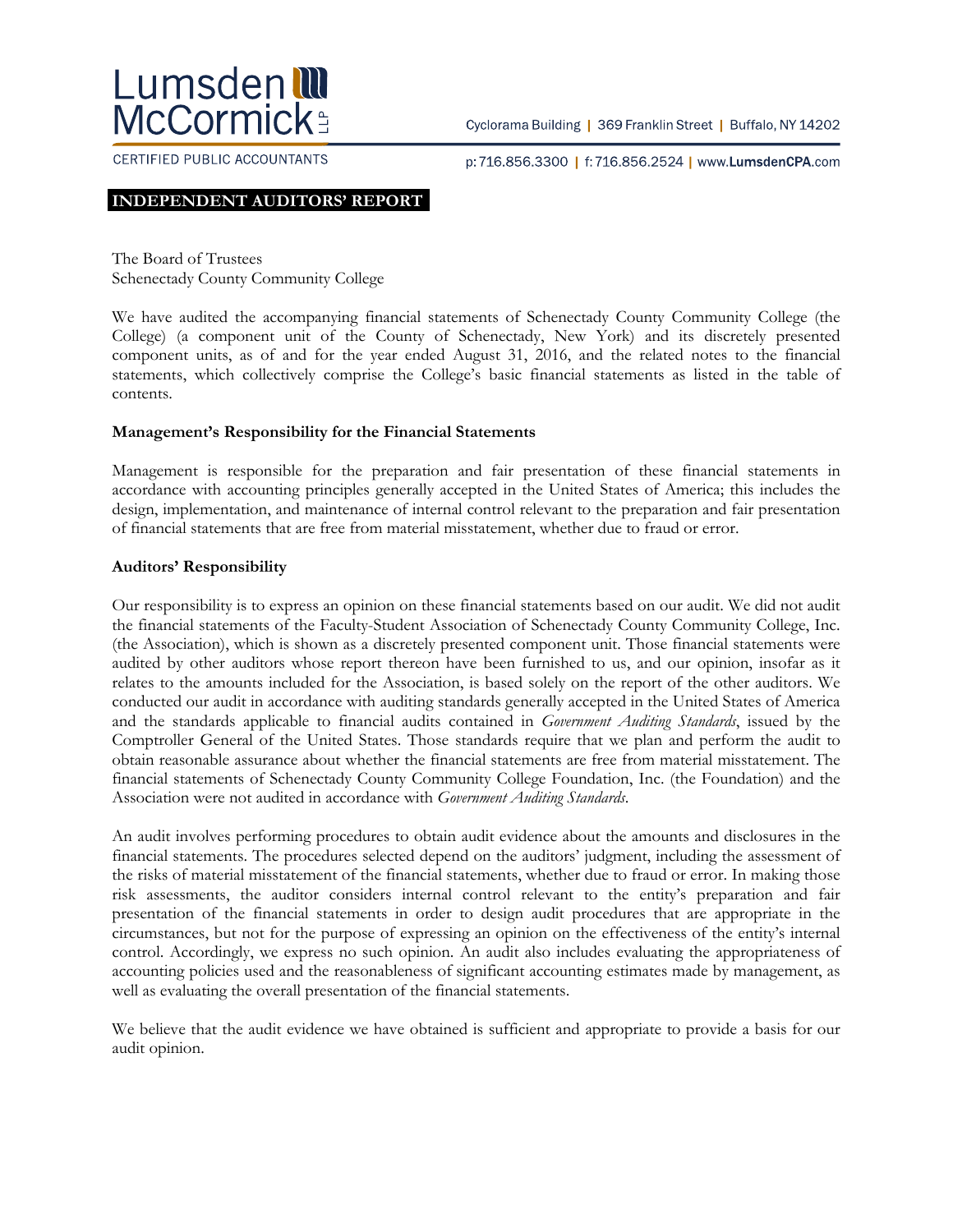Lumsden McCormick LLP

CERTIFIED PUBLIC ACCOUNTANTS

Cyclorama Building | 369 Franklin Street | Buffalo, NY 14202

p: 716.856.3300 | f: 716.856.2524 | www.LumsdenCPA.com

## INDEPENDENT AUDITORS' REPORT

The Board of Trustees
Schenectady County Community College

We have audited the accompanying financial statements of Schenectady County Community College (the College) (a component unit of the County of Schenectady, New York) and its discretely presented component units, as of and for the year ended August 31, 2016, and the related notes to the financial statements, which collectively comprise the College's basic financial statements as listed in the table of contents.

**Management's Responsibility for the Financial Statements**

Management is responsible for the preparation and fair presentation of these financial statements in accordance with accounting principles generally accepted in the United States of America; this includes the design, implementation, and maintenance of internal control relevant to the preparation and fair presentation of financial statements that are free from material misstatement, whether due to fraud or error.

**Auditors' Responsibility**

Our responsibility is to express an opinion on these financial statements based on our audit. We did not audit the financial statements of the Faculty-Student Association of Schenectady County Community College, Inc. (the Association), which is shown as a discretely presented component unit. Those financial statements were audited by other auditors whose report thereon have been furnished to us, and our opinion, insofar as it relates to the amounts included for the Association, is based solely on the report of the other auditors. We conducted our audit in accordance with auditing standards generally accepted in the United States of America and the standards applicable to financial audits contained in *Government Auditing Standards*, issued by the Comptroller General of the United States. Those standards require that we plan and perform the audit to obtain reasonable assurance about whether the financial statements are free from material misstatement. The financial statements of Schenectady County Community College Foundation, Inc. (the Foundation) and the Association were not audited in accordance with *Government Auditing Standards*.

An audit involves performing procedures to obtain audit evidence about the amounts and disclosures in the financial statements. The procedures selected depend on the auditors' judgment, including the assessment of the risks of material misstatement of the financial statements, whether due to fraud or error. In making those risk assessments, the auditor considers internal control relevant to the entity's preparation and fair presentation of the financial statements in order to design audit procedures that are appropriate in the circumstances, but not for the purpose of expressing an opinion on the effectiveness of the entity's internal control. Accordingly, we express no such opinion. An audit also includes evaluating the appropriateness of accounting policies used and the reasonableness of significant accounting estimates made by management, as well as evaluating the overall presentation of the financial statements.

We believe that the audit evidence we have obtained is sufficient and appropriate to provide a basis for our audit opinion.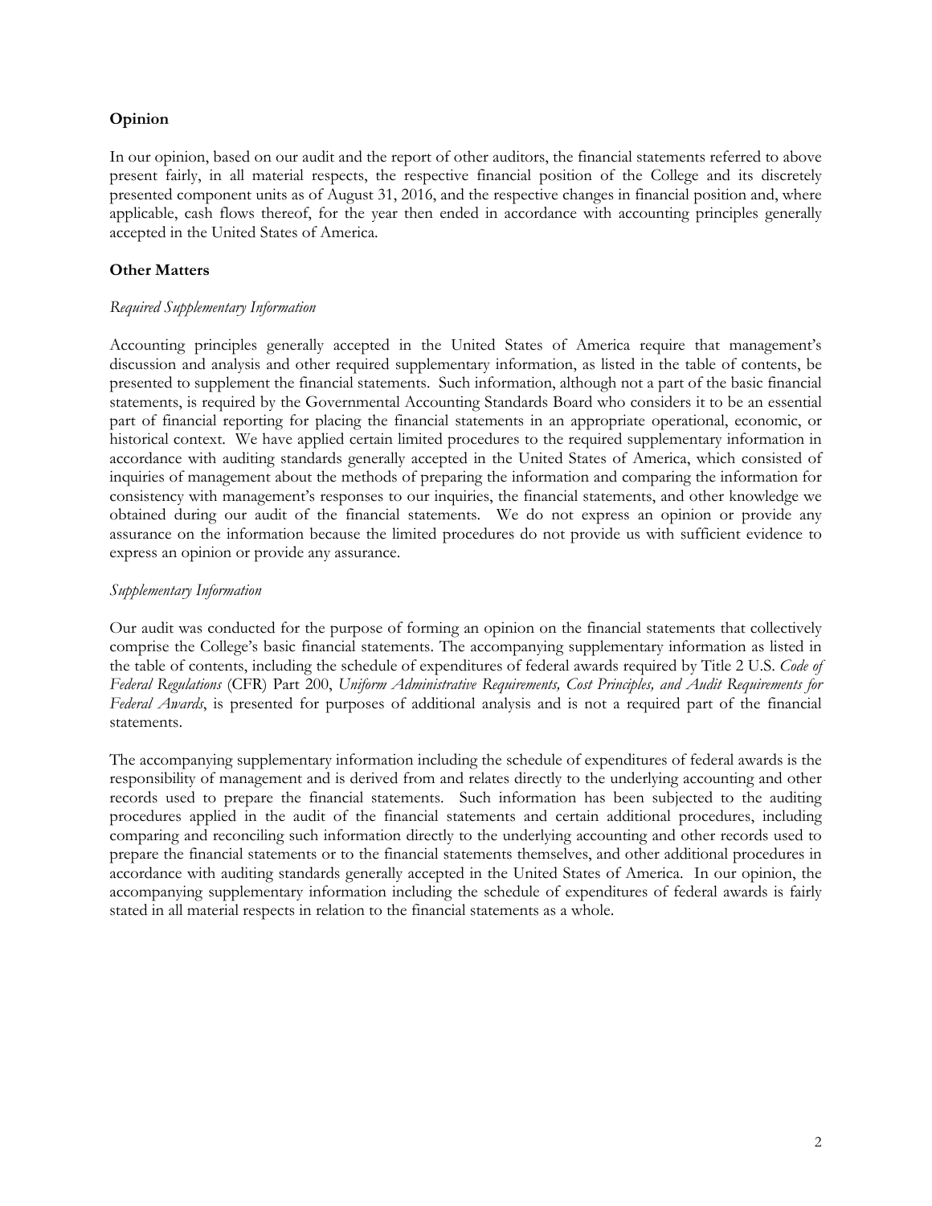## Opinion

In our opinion, based on our audit and the report of other auditors, the financial statements referred to above present fairly, in all material respects, the respective financial position of the College and its discretely presented component units as of August 31, 2016, and the respective changes in financial position and, where applicable, cash flows thereof, for the year then ended in accordance with accounting principles generally accepted in the United States of America.

## Other Matters

*Required Supplementary Information*

Accounting principles generally accepted in the United States of America require that management's discussion and analysis and other required supplementary information, as listed in the table of contents, be presented to supplement the financial statements. Such information, although not a part of the basic financial statements, is required by the Governmental Accounting Standards Board who considers it to be an essential part of financial reporting for placing the financial statements in an appropriate operational, economic, or historical context. We have applied certain limited procedures to the required supplementary information in accordance with auditing standards generally accepted in the United States of America, which consisted of inquiries of management about the methods of preparing the information and comparing the information for consistency with management's responses to our inquiries, the financial statements, and other knowledge we obtained during our audit of the financial statements. We do not express an opinion or provide any assurance on the information because the limited procedures do not provide us with sufficient evidence to express an opinion or provide any assurance.

*Supplementary Information*

Our audit was conducted for the purpose of forming an opinion on the financial statements that collectively comprise the College's basic financial statements. The accompanying supplementary information as listed in the table of contents, including the schedule of expenditures of federal awards required by Title 2 U.S. *Code of Federal Regulations* (CFR) Part 200, *Uniform Administrative Requirements, Cost Principles, and Audit Requirements for Federal Awards*, is presented for purposes of additional analysis and is not a required part of the financial statements.

The accompanying supplementary information including the schedule of expenditures of federal awards is the responsibility of management and is derived from and relates directly to the underlying accounting and other records used to prepare the financial statements. Such information has been subjected to the auditing procedures applied in the audit of the financial statements and certain additional procedures, including comparing and reconciling such information directly to the underlying accounting and other records used to prepare the financial statements or to the financial statements themselves, and other additional procedures in accordance with auditing standards generally accepted in the United States of America. In our opinion, the accompanying supplementary information including the schedule of expenditures of federal awards is fairly stated in all material respects in relation to the financial statements as a whole.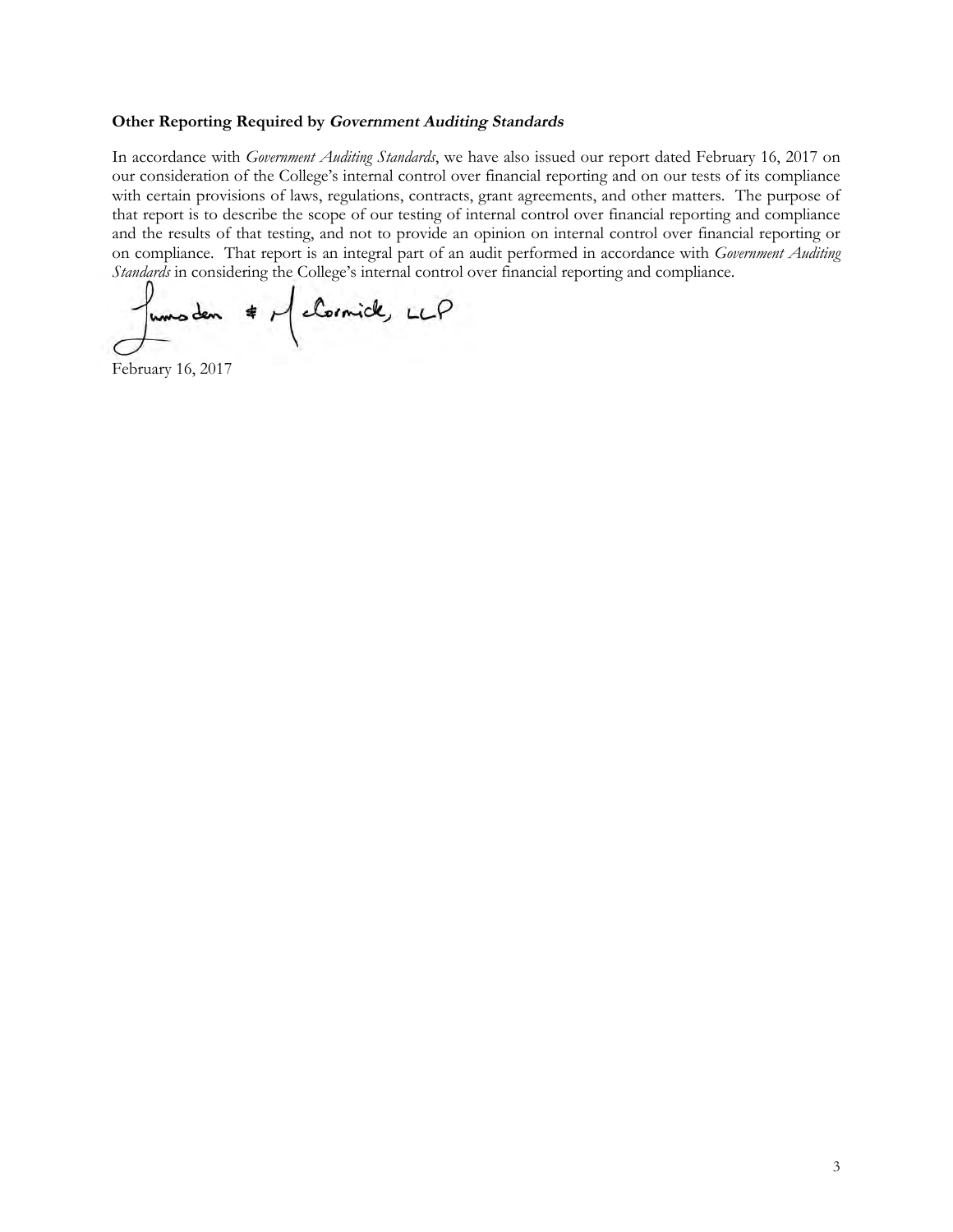### Other Reporting Required by *Government Auditing Standards*

In accordance with *Government Auditing Standards*, we have also issued our report dated February 16, 2017 on our consideration of the College's internal control over financial reporting and on our tests of its compliance with certain provisions of laws, regulations, contracts, grant agreements, and other matters. The purpose of that report is to describe the scope of our testing of internal control over financial reporting and compliance and the results of that testing, and not to provide an opinion on internal control over financial reporting or on compliance. That report is an integral part of an audit performed in accordance with *Government Auditing Standards* in considering the College's internal control over financial reporting and compliance.

Lumsden & McCormick, LLP

February 16, 2017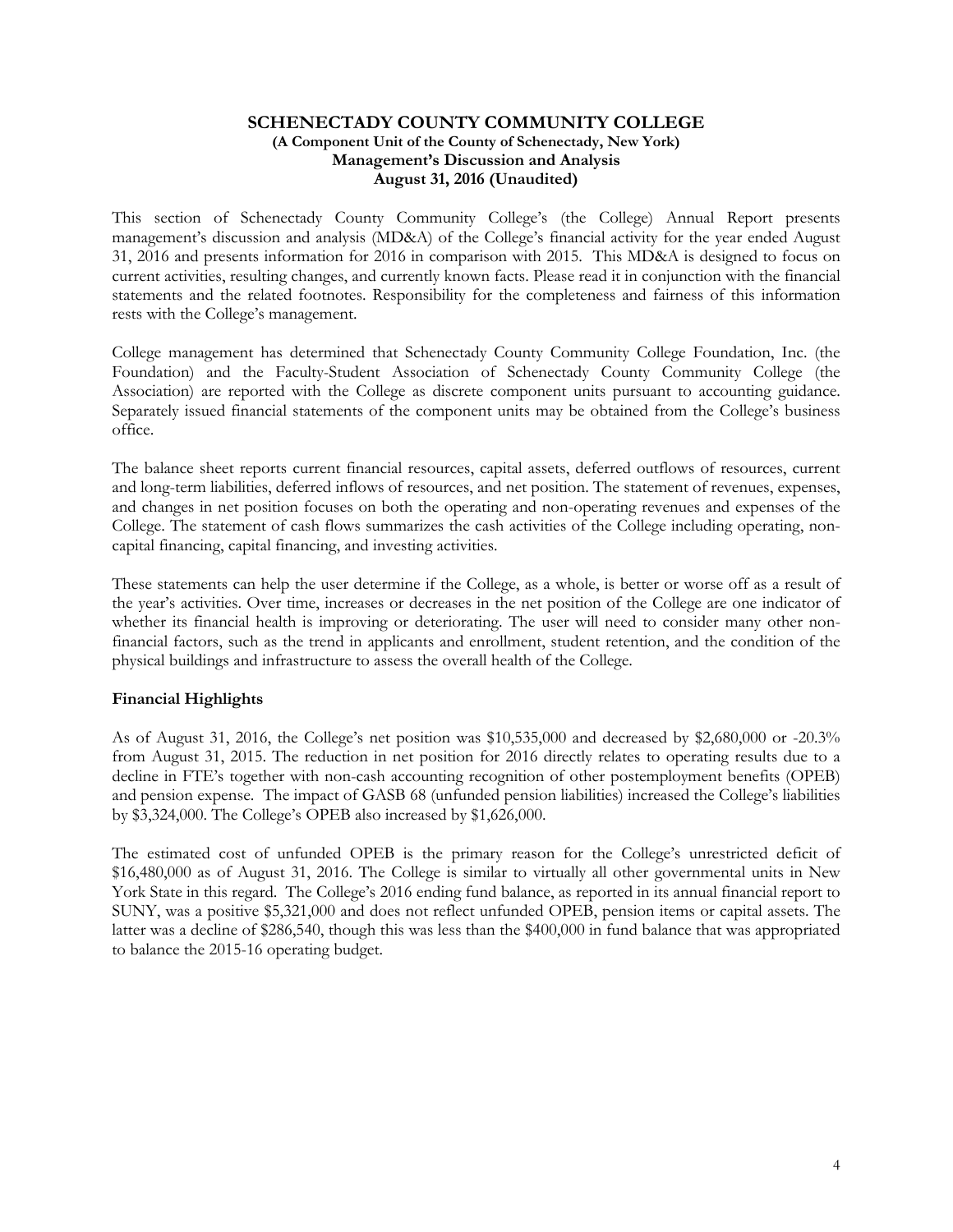**SCHENECTADY COUNTY COMMUNITY COLLEGE**
**(A Component Unit of the County of Schenectady, New York)**
**Management's Discussion and Analysis**
**August 31, 2016 (Unaudited)**

This section of Schenectady County Community College's (the College) Annual Report presents management's discussion and analysis (MD&A) of the College's financial activity for the year ended August 31, 2016 and presents information for 2016 in comparison with 2015. This MD&A is designed to focus on current activities, resulting changes, and currently known facts. Please read it in conjunction with the financial statements and the related footnotes. Responsibility for the completeness and fairness of this information rests with the College's management.

College management has determined that Schenectady County Community College Foundation, Inc. (the Foundation) and the Faculty-Student Association of Schenectady County Community College (the Association) are reported with the College as discrete component units pursuant to accounting guidance. Separately issued financial statements of the component units may be obtained from the College's business office.

The balance sheet reports current financial resources, capital assets, deferred outflows of resources, current and long-term liabilities, deferred inflows of resources, and net position. The statement of revenues, expenses, and changes in net position focuses on both the operating and non-operating revenues and expenses of the College. The statement of cash flows summarizes the cash activities of the College including operating, non-capital financing, capital financing, and investing activities.

These statements can help the user determine if the College, as a whole, is better or worse off as a result of the year's activities. Over time, increases or decreases in the net position of the College are one indicator of whether its financial health is improving or deteriorating. The user will need to consider many other non-financial factors, such as the trend in applicants and enrollment, student retention, and the condition of the physical buildings and infrastructure to assess the overall health of the College.

## Financial Highlights

As of August 31, 2016, the College's net position was $10,535,000 and decreased by $2,680,000 or -20.3% from August 31, 2015. The reduction in net position for 2016 directly relates to operating results due to a decline in FTE's together with non-cash accounting recognition of other postemployment benefits (OPEB) and pension expense. The impact of GASB 68 (unfunded pension liabilities) increased the College's liabilities by $3,324,000. The College's OPEB also increased by $1,626,000.

The estimated cost of unfunded OPEB is the primary reason for the College's unrestricted deficit of $16,480,000 as of August 31, 2016. The College is similar to virtually all other governmental units in New York State in this regard. The College's 2016 ending fund balance, as reported in its annual financial report to SUNY, was a positive $5,321,000 and does not reflect unfunded OPEB, pension items or capital assets. The latter was a decline of $286,540, though this was less than the $400,000 in fund balance that was appropriated to balance the 2015-16 operating budget.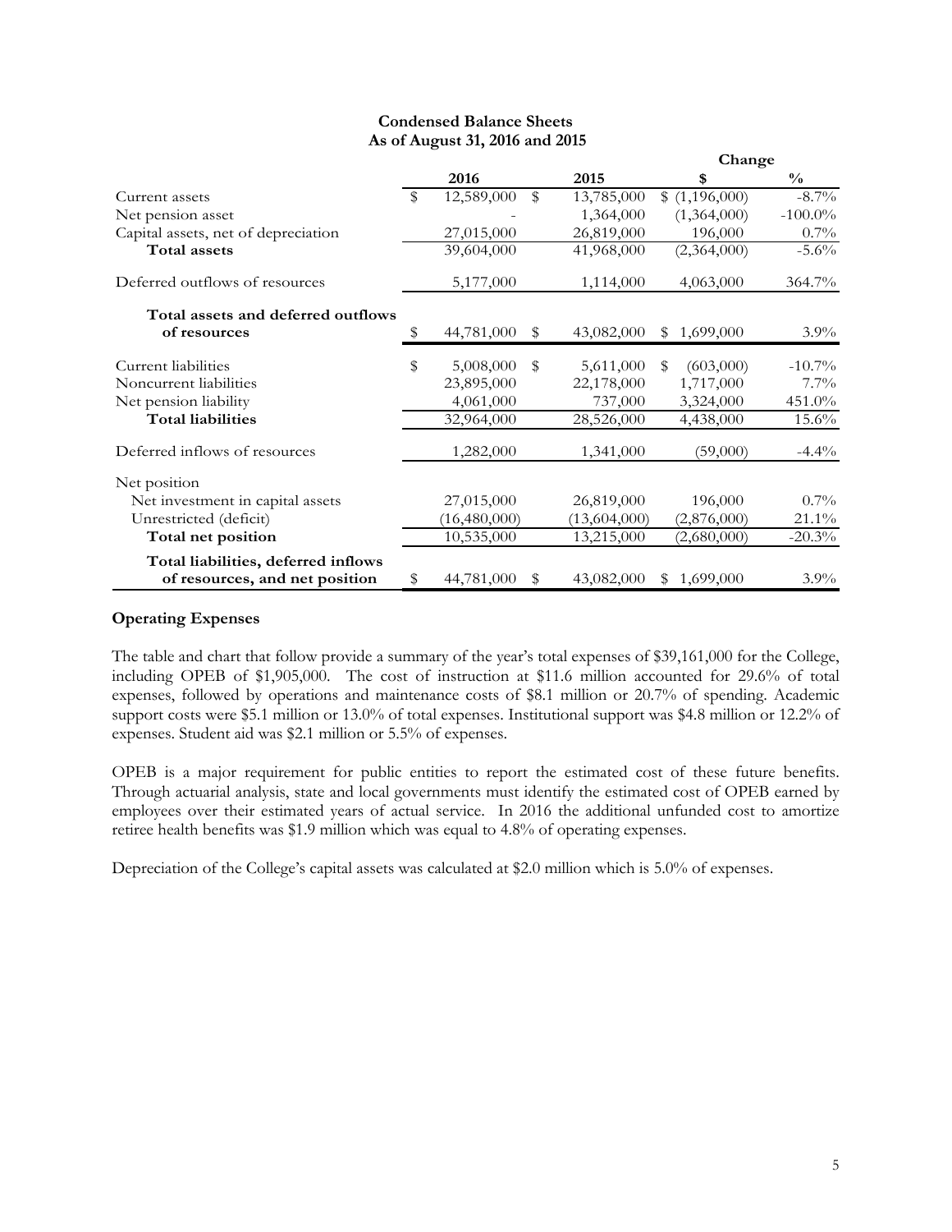**Condensed Balance Sheets**
**As of August 31, 2016 and 2015**

| | 2016 | 2015 | Change $ | Change % |
|---|---|---|---|---|
| Current assets | $ 12,589,000 | $ 13,785,000 | $ (1,196,000) | -8.7% |
| Net pension asset | - | 1,364,000 | (1,364,000) | -100.0% |
| Capital assets, net of depreciation | 27,015,000 | 26,819,000 | 196,000 | 0.7% |
| **Total assets** | 39,604,000 | 41,968,000 | (2,364,000) | -5.6% |
| Deferred outflows of resources | 5,177,000 | 1,114,000 | 4,063,000 | 364.7% |
| **Total assets and deferred outflows of resources** | $ 44,781,000 | $ 43,082,000 | $ 1,699,000 | 3.9% |
| Current liabilities | $ 5,008,000 | $ 5,611,000 | $ (603,000) | -10.7% |
| Noncurrent liabilities | 23,895,000 | 22,178,000 | 1,717,000 | 7.7% |
| Net pension liability | 4,061,000 | 737,000 | 3,324,000 | 451.0% |
| **Total liabilities** | 32,964,000 | 28,526,000 | 4,438,000 | 15.6% |
| Deferred inflows of resources | 1,282,000 | 1,341,000 | (59,000) | -4.4% |
| Net position | | | | |
| Net investment in capital assets | 27,015,000 | 26,819,000 | 196,000 | 0.7% |
| Unrestricted (deficit) | (16,480,000) | (13,604,000) | (2,876,000) | 21.1% |
| **Total net position** | 10,535,000 | 13,215,000 | (2,680,000) | -20.3% |
| **Total liabilities, deferred inflows of resources, and net position** | $ 44,781,000 | $ 43,082,000 | $ 1,699,000 | 3.9% |

## Operating Expenses

The table and chart that follow provide a summary of the year's total expenses of $39,161,000 for the College, including OPEB of $1,905,000. The cost of instruction at $11.6 million accounted for 29.6% of total expenses, followed by operations and maintenance costs of $8.1 million or 20.7% of spending. Academic support costs were $5.1 million or 13.0% of total expenses. Institutional support was $4.8 million or 12.2% of expenses. Student aid was $2.1 million or 5.5% of expenses.

OPEB is a major requirement for public entities to report the estimated cost of these future benefits. Through actuarial analysis, state and local governments must identify the estimated cost of OPEB earned by employees over their estimated years of actual service. In 2016 the additional unfunded cost to amortize retiree health benefits was $1.9 million which was equal to 4.8% of operating expenses.

Depreciation of the College's capital assets was calculated at $2.0 million which is 5.0% of expenses.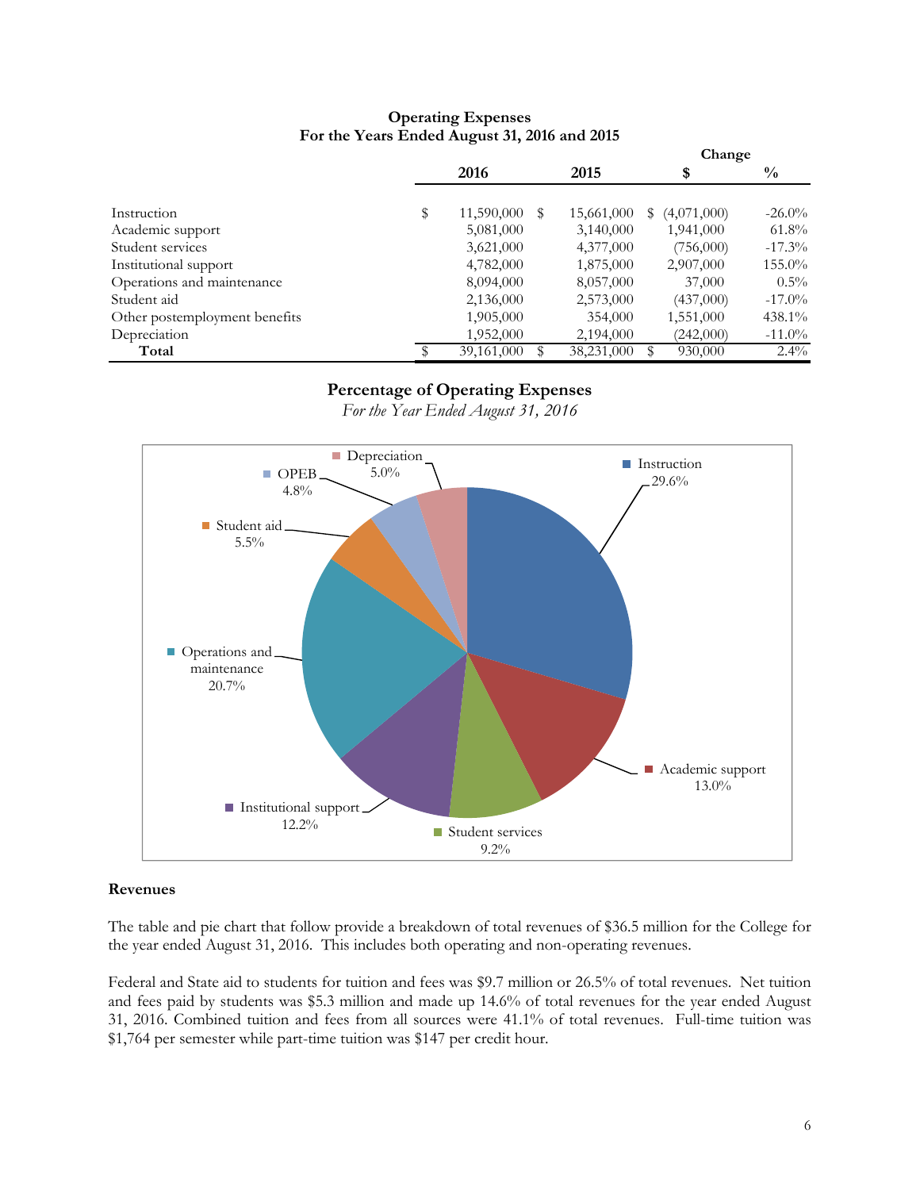**Operating Expenses**
**For the Years Ended August 31, 2016 and 2015**

| | 2016 | 2015 | Change $ | Change % |
|---|---|---|---|---|
| Instruction | $ 11,590,000 | $ 15,661,000 | $ (4,071,000) | -26.0% |
| Academic support | 5,081,000 | 3,140,000 | 1,941,000 | 61.8% |
| Student services | 3,621,000 | 4,377,000 | (756,000) | -17.3% |
| Institutional support | 4,782,000 | 1,875,000 | 2,907,000 | 155.0% |
| Operations and maintenance | 8,094,000 | 8,057,000 | 37,000 | 0.5% |
| Student aid | 2,136,000 | 2,573,000 | (437,000) | -17.0% |
| Other postemployment benefits | 1,905,000 | 354,000 | 1,551,000 | 438.1% |
| Depreciation | 1,952,000 | 2,194,000 | (242,000) | -11.0% |
| **Total** | $ 39,161,000 | $ 38,231,000 | $ 930,000 | 2.4% |

**Percentage of Operating Expenses**
*For the Year Ended August 31, 2016*

- Instruction 29.6%
- Academic support 13.0%
- Student services 9.2%
- Institutional support 12.2%
- Operations and maintenance 20.7%
- Student aid 5.5%
- OPEB 4.8%
- Depreciation 5.0%

**Revenues**

The table and pie chart that follow provide a breakdown of total revenues of $36.5 million for the College for the year ended August 31, 2016. This includes both operating and non-operating revenues.

Federal and State aid to students for tuition and fees was $9.7 million or 26.5% of total revenues. Net tuition and fees paid by students was $5.3 million and made up 14.6% of total revenues for the year ended August 31, 2016. Combined tuition and fees from all sources were 41.1% of total revenues. Full-time tuition was $1,764 per semester while part-time tuition was $147 per credit hour.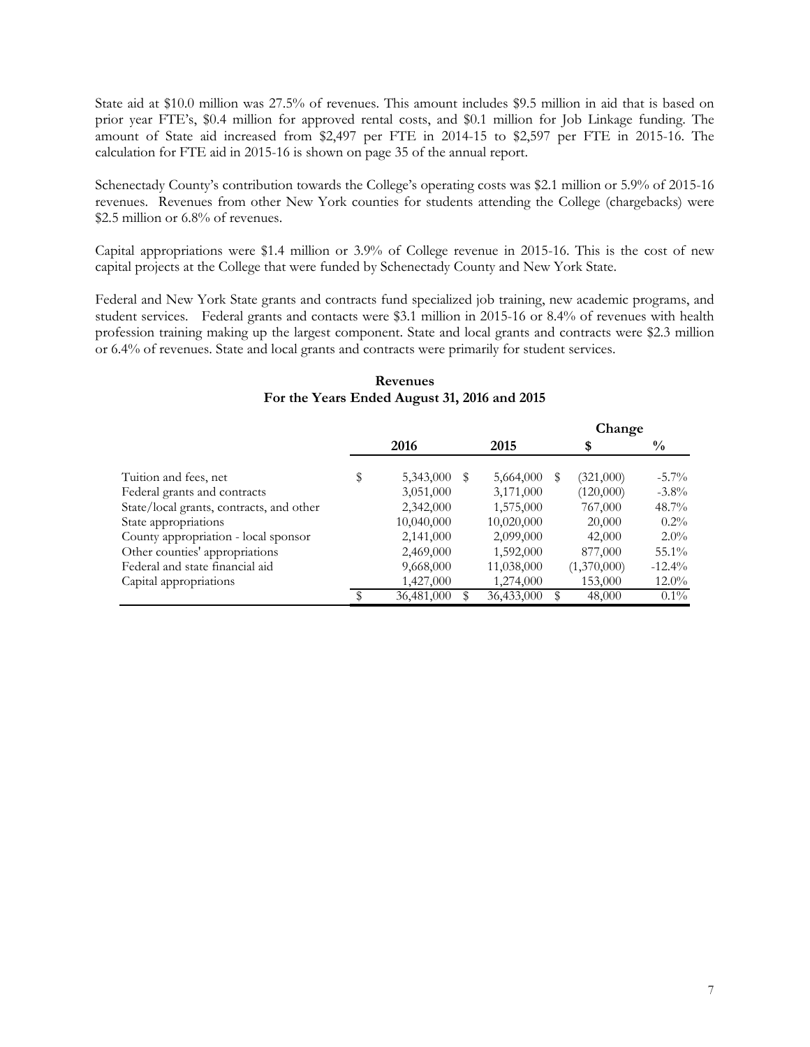State aid at $10.0 million was 27.5% of revenues. This amount includes $9.5 million in aid that is based on prior year FTE's, $0.4 million for approved rental costs, and $0.1 million for Job Linkage funding. The amount of State aid increased from $2,497 per FTE in 2014-15 to $2,597 per FTE in 2015-16. The calculation for FTE aid in 2015-16 is shown on page 35 of the annual report.

Schenectady County's contribution towards the College's operating costs was $2.1 million or 5.9% of 2015-16 revenues. Revenues from other New York counties for students attending the College (chargebacks) were $2.5 million or 6.8% of revenues.

Capital appropriations were $1.4 million or 3.9% of College revenue in 2015-16. This is the cost of new capital projects at the College that were funded by Schenectady County and New York State.

Federal and New York State grants and contracts fund specialized job training, new academic programs, and student services. Federal grants and contacts were $3.1 million in 2015-16 or 8.4% of revenues with health profession training making up the largest component. State and local grants and contracts were $2.3 million or 6.4% of revenues. State and local grants and contracts were primarily for student services.

**Revenues**
**For the Years Ended August 31, 2016 and 2015**

| | 2016 | 2015 | Change $ | Change % |
|---|---|---|---|---|
| Tuition and fees, net | $ 5,343,000 | $ 5,664,000 | $ (321,000) | -5.7% |
| Federal grants and contracts | 3,051,000 | 3,171,000 | (120,000) | -3.8% |
| State/local grants, contracts, and other | 2,342,000 | 1,575,000 | 767,000 | 48.7% |
| State appropriations | 10,040,000 | 10,020,000 | 20,000 | 0.2% |
| County appropriation - local sponsor | 2,141,000 | 2,099,000 | 42,000 | 2.0% |
| Other counties' appropriations | 2,469,000 | 1,592,000 | 877,000 | 55.1% |
| Federal and state financial aid | 9,668,000 | 11,038,000 | (1,370,000) | -12.4% |
| Capital appropriations | 1,427,000 | 1,274,000 | 153,000 | 12.0% |
| | $ 36,481,000 | $ 36,433,000 | $ 48,000 | 0.1% |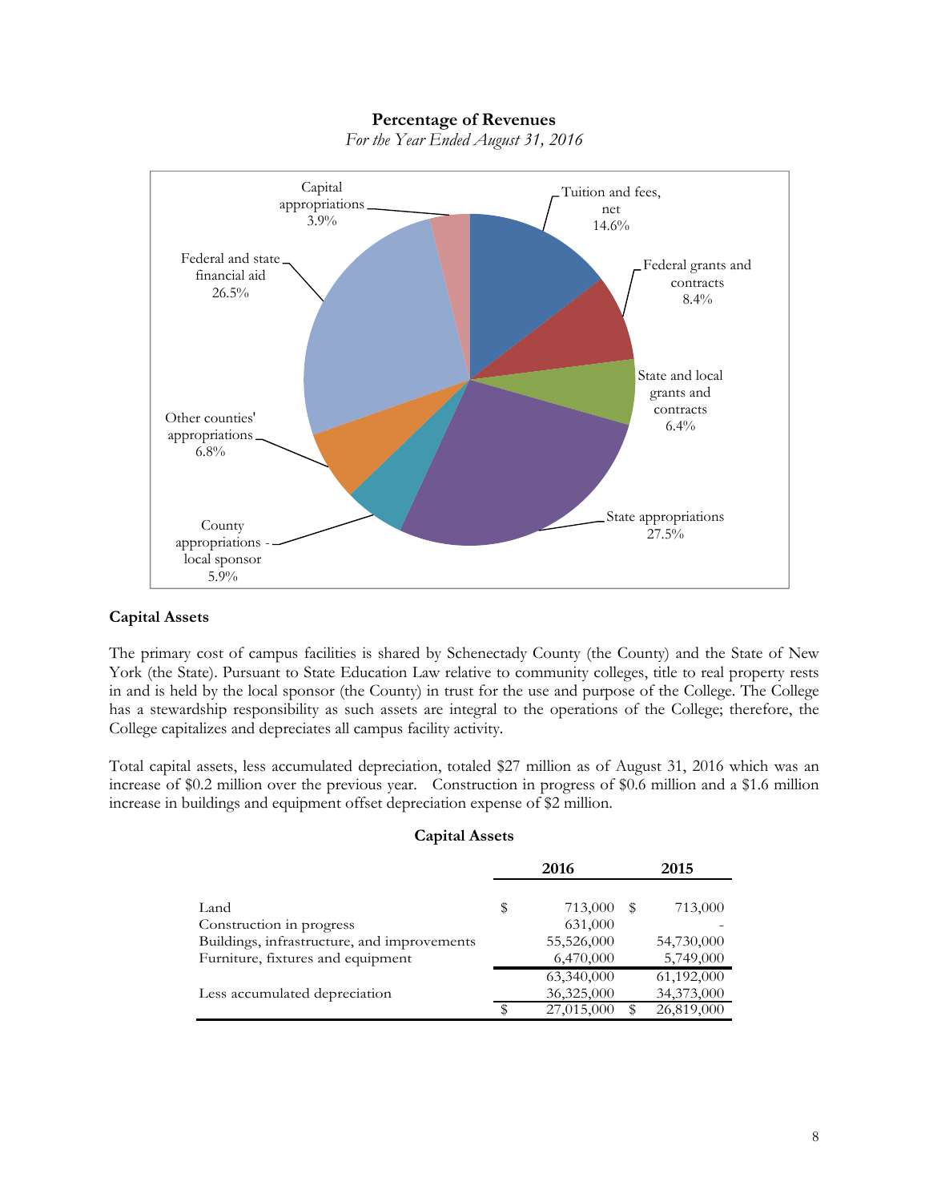**Percentage of Revenues**

*For the Year Ended August 31, 2016*

Tuition and fees, net 14.6%
Federal grants and contracts 8.4%
State and local grants and contracts 6.4%
State appropriations 27.5%
County appropriations - local sponsor 5.9%
Other counties' appropriations 6.8%
Federal and state financial aid 26.5%
Capital appropriations 3.9%

## Capital Assets

The primary cost of campus facilities is shared by Schenectady County (the County) and the State of New York (the State). Pursuant to State Education Law relative to community colleges, title to real property rests in and is held by the local sponsor (the County) in trust for the use and purpose of the College. The College has a stewardship responsibility as such assets are integral to the operations of the College; therefore, the College capitalizes and depreciates all campus facility activity.

Total capital assets, less accumulated depreciation, totaled $27 million as of August 31, 2016 which was an increase of $0.2 million over the previous year. Construction in progress of $0.6 million and a $1.6 million increase in buildings and equipment offset depreciation expense of $2 million.

**Capital Assets**

| | 2016 | 2015 |
|---|---|---|
| Land | $ 713,000 | $ 713,000 |
| Construction in progress | 631,000 | - |
| Buildings, infrastructure, and improvements | 55,526,000 | 54,730,000 |
| Furniture, fixtures and equipment | 6,470,000 | 5,749,000 |
| | 63,340,000 | 61,192,000 |
| Less accumulated depreciation | 36,325,000 | 34,373,000 |
| | $ 27,015,000 | $ 26,819,000 |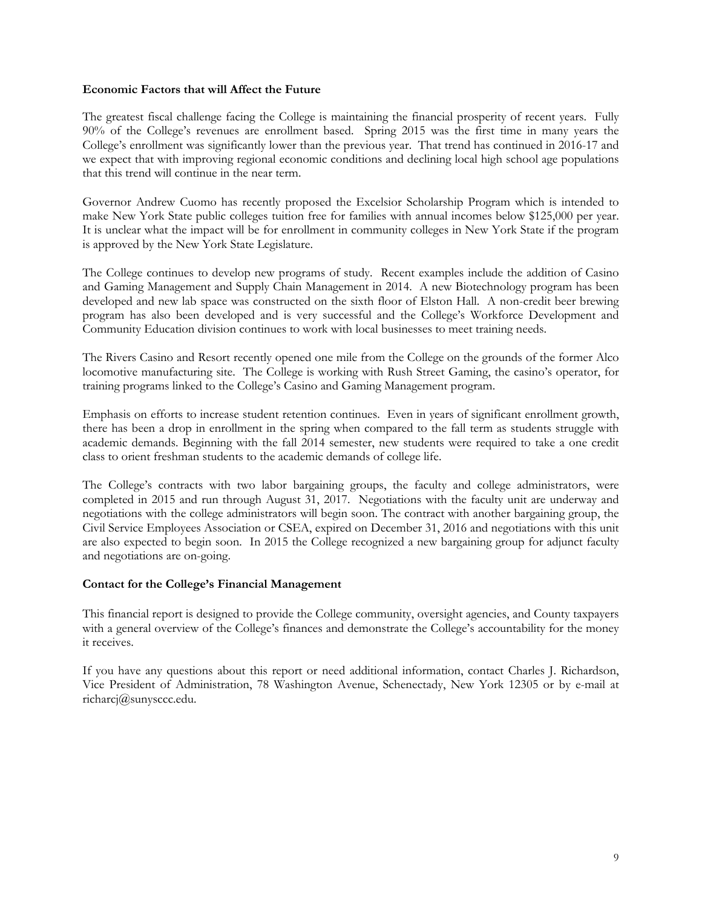**Economic Factors that will Affect the Future**

The greatest fiscal challenge facing the College is maintaining the financial prosperity of recent years. Fully 90% of the College's revenues are enrollment based. Spring 2015 was the first time in many years the College's enrollment was significantly lower than the previous year. That trend has continued in 2016-17 and we expect that with improving regional economic conditions and declining local high school age populations that this trend will continue in the near term.

Governor Andrew Cuomo has recently proposed the Excelsior Scholarship Program which is intended to make New York State public colleges tuition free for families with annual incomes below $125,000 per year. It is unclear what the impact will be for enrollment in community colleges in New York State if the program is approved by the New York State Legislature.

The College continues to develop new programs of study. Recent examples include the addition of Casino and Gaming Management and Supply Chain Management in 2014. A new Biotechnology program has been developed and new lab space was constructed on the sixth floor of Elston Hall. A non-credit beer brewing program has also been developed and is very successful and the College's Workforce Development and Community Education division continues to work with local businesses to meet training needs.

The Rivers Casino and Resort recently opened one mile from the College on the grounds of the former Alco locomotive manufacturing site. The College is working with Rush Street Gaming, the casino's operator, for training programs linked to the College's Casino and Gaming Management program.

Emphasis on efforts to increase student retention continues. Even in years of significant enrollment growth, there has been a drop in enrollment in the spring when compared to the fall term as students struggle with academic demands. Beginning with the fall 2014 semester, new students were required to take a one credit class to orient freshman students to the academic demands of college life.

The College's contracts with two labor bargaining groups, the faculty and college administrators, were completed in 2015 and run through August 31, 2017. Negotiations with the faculty unit are underway and negotiations with the college administrators will begin soon. The contract with another bargaining group, the Civil Service Employees Association or CSEA, expired on December 31, 2016 and negotiations with this unit are also expected to begin soon. In 2015 the College recognized a new bargaining group for adjunct faculty and negotiations are on-going.

**Contact for the College's Financial Management**

This financial report is designed to provide the College community, oversight agencies, and County taxpayers with a general overview of the College's finances and demonstrate the College's accountability for the money it receives.

If you have any questions about this report or need additional information, contact Charles J. Richardson, Vice President of Administration, 78 Washington Avenue, Schenectady, New York 12305 or by e-mail at richarcj@sunysccc.edu.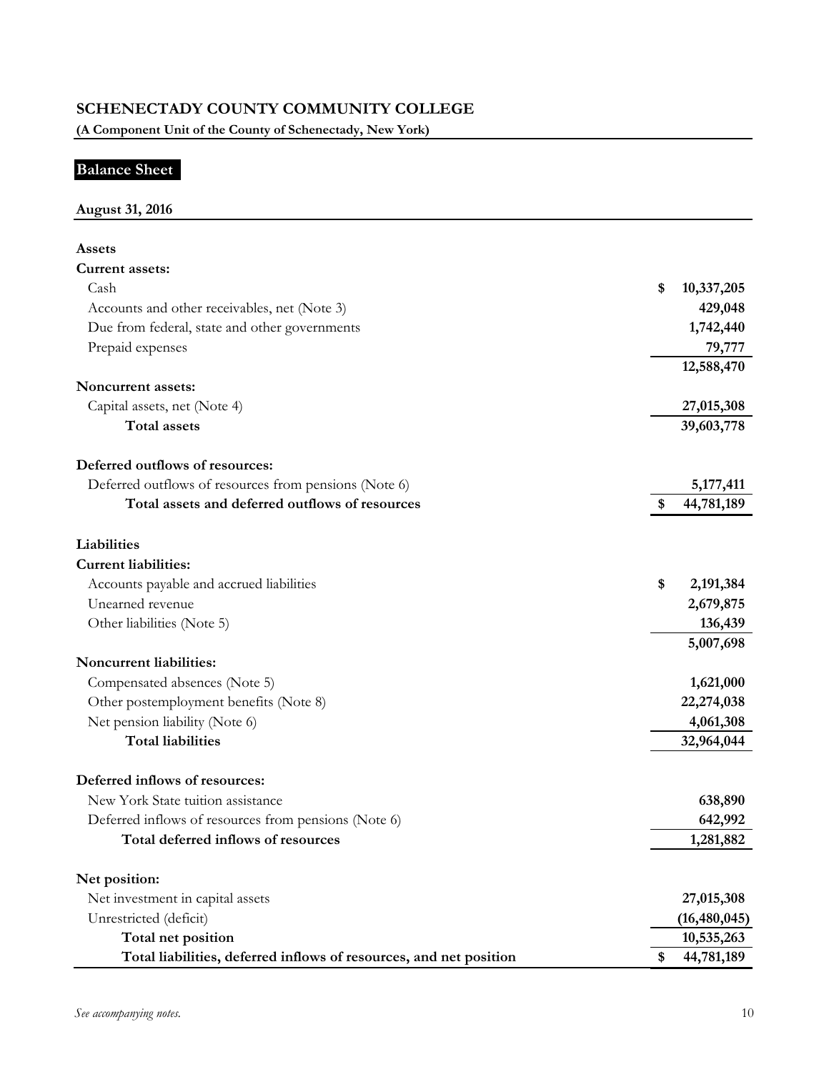# SCHENECTADY COUNTY COMMUNITY COLLEGE

**(A Component Unit of the County of Schenectady, New York)**

## Balance Sheet

**August 31, 2016**

| | |
|---|---|
| **Assets** | |
| **Current assets:** | |
| Cash | $ 10,337,205 |
| Accounts and other receivables, net (Note 3) | 429,048 |
| Due from federal, state and other governments | 1,742,440 |
| Prepaid expenses | 79,777 |
| | 12,588,470 |
| **Noncurrent assets:** | |
| Capital assets, net (Note 4) | 27,015,308 |
| **Total assets** | 39,603,778 |
| | |
| **Deferred outflows of resources:** | |
| Deferred outflows of resources from pensions (Note 6) | 5,177,411 |
| **Total assets and deferred outflows of resources** | $ 44,781,189 |
| | |
| **Liabilities** | |
| **Current liabilities:** | |
| Accounts payable and accrued liabilities | $ 2,191,384 |
| Unearned revenue | 2,679,875 |
| Other liabilities (Note 5) | 136,439 |
| | 5,007,698 |
| **Noncurrent liabilities:** | |
| Compensated absences (Note 5) | 1,621,000 |
| Other postemployment benefits (Note 8) | 22,274,038 |
| Net pension liability (Note 6) | 4,061,308 |
| **Total liabilities** | 32,964,044 |
| | |
| **Deferred inflows of resources:** | |
| New York State tuition assistance | 638,890 |
| Deferred inflows of resources from pensions (Note 6) | 642,992 |
| **Total deferred inflows of resources** | 1,281,882 |
| | |
| **Net position:** | |
| Net investment in capital assets | 27,015,308 |
| Unrestricted (deficit) | (16,480,045) |
| **Total net position** | 10,535,263 |
| **Total liabilities, deferred inflows of resources, and net position** | $ 44,781,189 |

*See accompanying notes.*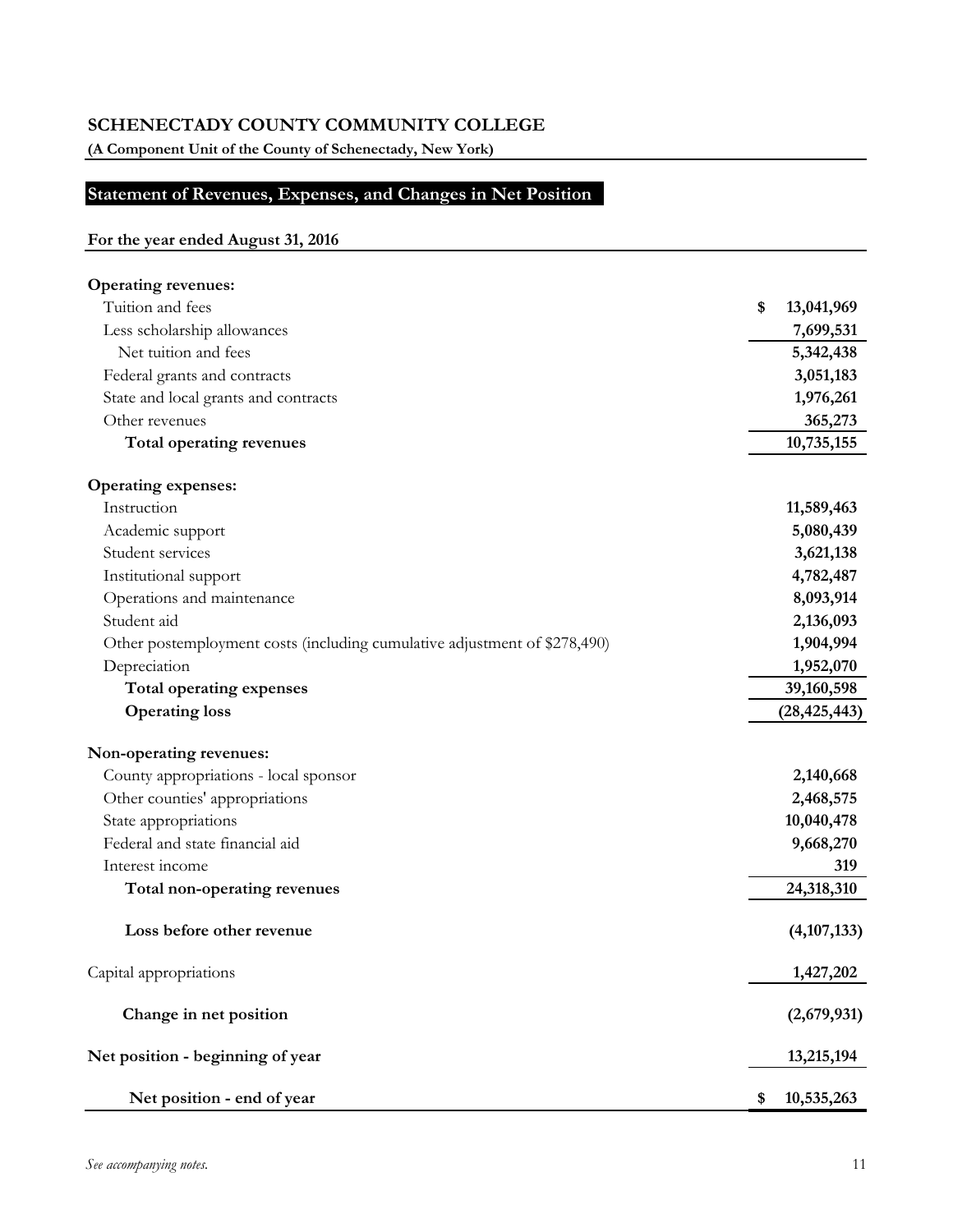# SCHENECTADY COUNTY COMMUNITY COLLEGE

**(A Component Unit of the County of Schenectady, New York)**

## Statement of Revenues, Expenses, and Changes in Net Position

**For the year ended August 31, 2016**

| | |
|---|---|
| **Operating revenues:** | |
| Tuition and fees | $ 13,041,969 |
| Less scholarship allowances | 7,699,531 |
| Net tuition and fees | 5,342,438 |
| Federal grants and contracts | 3,051,183 |
| State and local grants and contracts | 1,976,261 |
| Other revenues | 365,273 |
| **Total operating revenues** | 10,735,155 |
| | |
| **Operating expenses:** | |
| Instruction | 11,589,463 |
| Academic support | 5,080,439 |
| Student services | 3,621,138 |
| Institutional support | 4,782,487 |
| Operations and maintenance | 8,093,914 |
| Student aid | 2,136,093 |
| Other postemployment costs (including cumulative adjustment of $278,490) | 1,904,994 |
| Depreciation | 1,952,070 |
| **Total operating expenses** | 39,160,598 |
| **Operating loss** | (28,425,443) |
| | |
| **Non-operating revenues:** | |
| County appropriations - local sponsor | 2,140,668 |
| Other counties' appropriations | 2,468,575 |
| State appropriations | 10,040,478 |
| Federal and state financial aid | 9,668,270 |
| Interest income | 319 |
| **Total non-operating revenues** | 24,318,310 |
| | |
| **Loss before other revenue** | (4,107,133) |
| | |
| Capital appropriations | 1,427,202 |
| | |
| **Change in net position** | (2,679,931) |
| | |
| **Net position - beginning of year** | 13,215,194 |
| | |
| **Net position - end of year** | $ 10,535,263 |

*See accompanying notes.*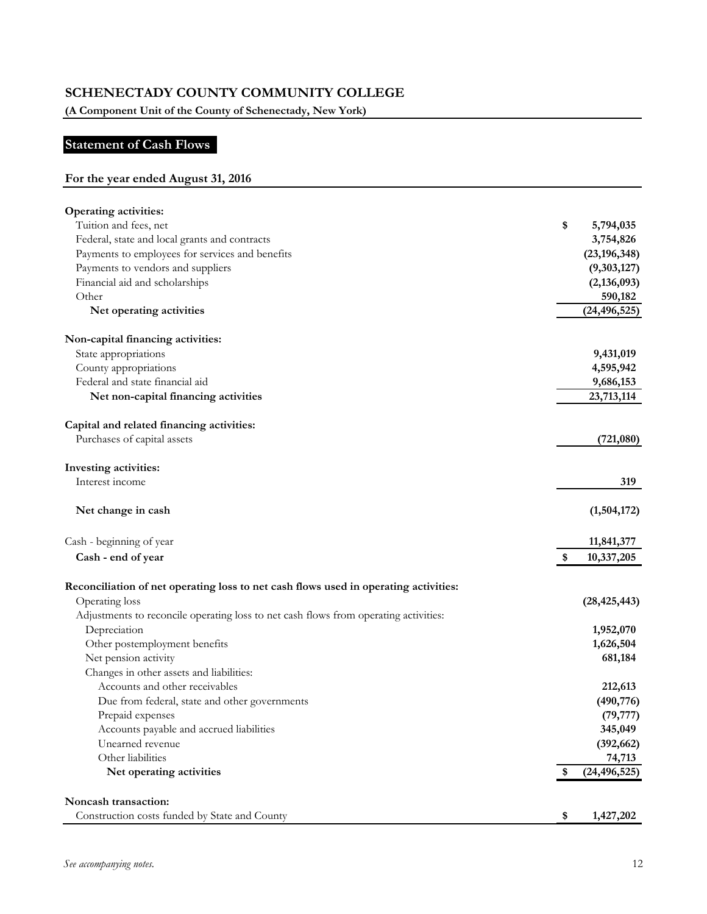# SCHENECTADY COUNTY COMMUNITY COLLEGE

**(A Component Unit of the County of Schenectady, New York)**

## Statement of Cash Flows

**For the year ended August 31, 2016**

| | |
|---|---|
| **Operating activities:** | |
| Tuition and fees, net | **$ 5,794,035** |
| Federal, state and local grants and contracts | **3,754,826** |
| Payments to employees for services and benefits | **(23,196,348)** |
| Payments to vendors and suppliers | **(9,303,127)** |
| Financial aid and scholarships | **(2,136,093)** |
| Other | **590,182** |
| **Net operating activities** | **(24,496,525)** |
| | |
| **Non-capital financing activities:** | |
| State appropriations | **9,431,019** |
| County appropriations | **4,595,942** |
| Federal and state financial aid | **9,686,153** |
| **Net non-capital financing activities** | **23,713,114** |
| | |
| **Capital and related financing activities:** | |
| Purchases of capital assets | **(721,080)** |
| | |
| **Investing activities:** | |
| Interest income | **319** |
| | |
| **Net change in cash** | **(1,504,172)** |
| | |
| Cash - beginning of year | **11,841,377** |
| **Cash - end of year** | **$ 10,337,205** |
| | |
| **Reconciliation of net operating loss to net cash flows used in operating activities:** | |
| Operating loss | **(28,425,443)** |
| Adjustments to reconcile operating loss to net cash flows from operating activities: | |
| Depreciation | **1,952,070** |
| Other postemployment benefits | **1,626,504** |
| Net pension activity | **681,184** |
| Changes in other assets and liabilities: | |
| Accounts and other receivables | **212,613** |
| Due from federal, state and other governments | **(490,776)** |
| Prepaid expenses | **(79,777)** |
| Accounts payable and accrued liabilities | **345,049** |
| Unearned revenue | **(392,662)** |
| Other liabilities | **74,713** |
| **Net operating activities** | **$ (24,496,525)** |
| | |
| **Noncash transaction:** | |
| Construction costs funded by State and County | **$ 1,427,202** |

*See accompanying notes.*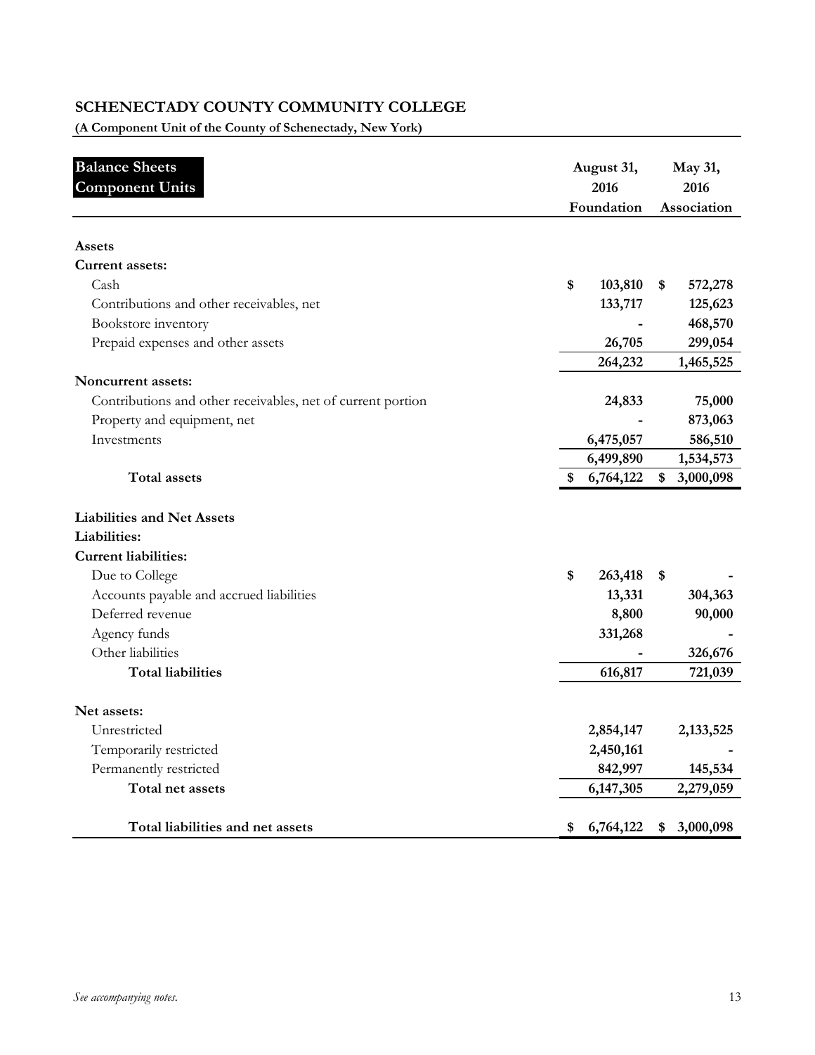## SCHENECTADY COUNTY COMMUNITY COLLEGE

**(A Component Unit of the County of Schenectady, New York)**

| **Balance Sheets Component Units** | **August 31, 2016 Foundation** | **May 31, 2016 Association** |
|---|---|---|
| **Assets** | | |
| **Current assets:** | | |
| Cash | $ 103,810 | $ 572,278 |
| Contributions and other receivables, net | 133,717 | 125,623 |
| Bookstore inventory | - | 468,570 |
| Prepaid expenses and other assets | 26,705 | 299,054 |
| | 264,232 | 1,465,525 |
| **Noncurrent assets:** | | |
| Contributions and other receivables, net of current portion | 24,833 | 75,000 |
| Property and equipment, net | - | 873,063 |
| Investments | 6,475,057 | 586,510 |
| | 6,499,890 | 1,534,573 |
| **Total assets** | $ 6,764,122 | $ 3,000,098 |
| **Liabilities and Net Assets** | | |
| **Liabilities:** | | |
| **Current liabilities:** | | |
| Due to College | $ 263,418 | $ - |
| Accounts payable and accrued liabilities | 13,331 | 304,363 |
| Deferred revenue | 8,800 | 90,000 |
| Agency funds | 331,268 | - |
| Other liabilities | - | 326,676 |
| **Total liabilities** | 616,817 | 721,039 |
| **Net assets:** | | |
| Unrestricted | 2,854,147 | 2,133,525 |
| Temporarily restricted | 2,450,161 | - |
| Permanently restricted | 842,997 | 145,534 |
| **Total net assets** | 6,147,305 | 2,279,059 |
| **Total liabilities and net assets** | $ 6,764,122 | $ 3,000,098 |

*See accompanying notes.*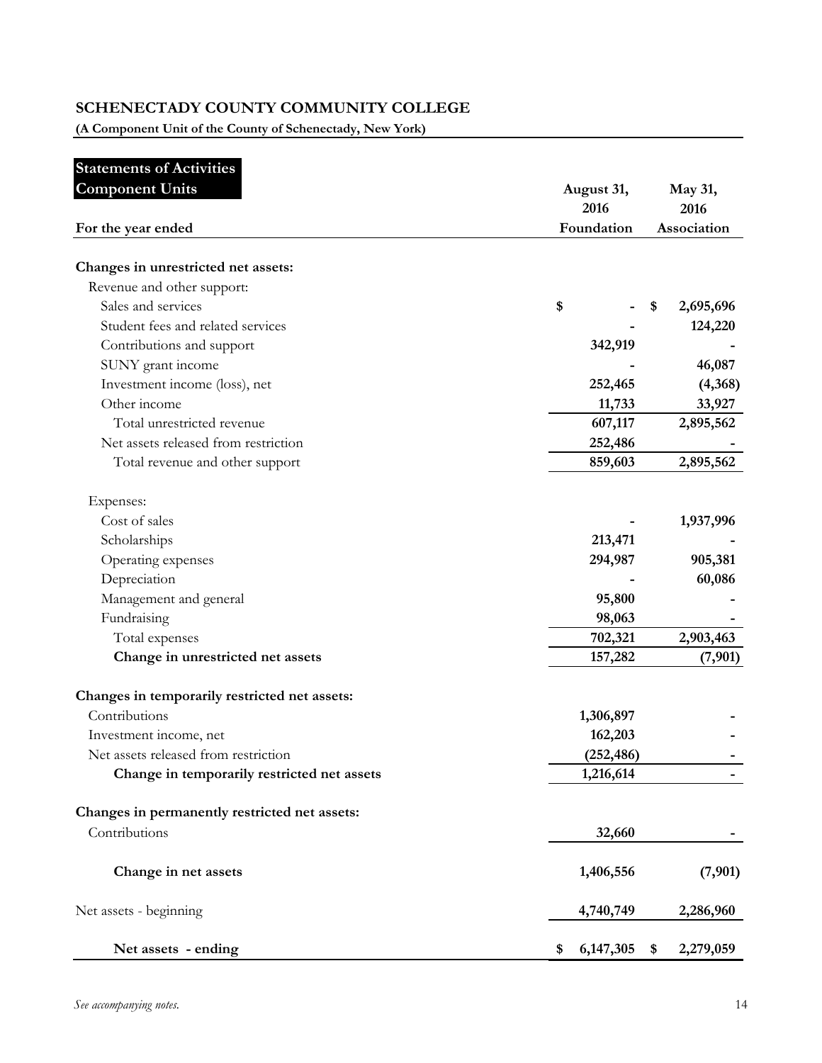# SCHENECTADY COUNTY COMMUNITY COLLEGE

**(A Component Unit of the County of Schenectady, New York)**

## Statements of Activities Component Units

| For the year ended | August 31, 2016 Foundation | May 31, 2016 Association |
|---|---|---|
| **Changes in unrestricted net assets:** | | |
| Revenue and other support: | | |
| Sales and services | $ - | $ 2,695,696 |
| Student fees and related services | - | 124,220 |
| Contributions and support | 342,919 | - |
| SUNY grant income | - | 46,087 |
| Investment income (loss), net | 252,465 | (4,368) |
| Other income | 11,733 | 33,927 |
| Total unrestricted revenue | 607,117 | 2,895,562 |
| Net assets released from restriction | 252,486 | - |
| Total revenue and other support | 859,603 | 2,895,562 |
| Expenses: | | |
| Cost of sales | - | 1,937,996 |
| Scholarships | 213,471 | - |
| Operating expenses | 294,987 | 905,381 |
| Depreciation | - | 60,086 |
| Management and general | 95,800 | - |
| Fundraising | 98,063 | - |
| Total expenses | 702,321 | 2,903,463 |
| **Change in unrestricted net assets** | 157,282 | (7,901) |
| **Changes in temporarily restricted net assets:** | | |
| Contributions | 1,306,897 | - |
| Investment income, net | 162,203 | - |
| Net assets released from restriction | (252,486) | - |
| **Change in temporarily restricted net assets** | 1,216,614 | - |
| **Changes in permanently restricted net assets:** | | |
| Contributions | 32,660 | - |
| **Change in net assets** | 1,406,556 | (7,901) |
| Net assets - beginning | 4,740,749 | 2,286,960 |
| **Net assets - ending** | $ 6,147,305 | $ 2,279,059 |

*See accompanying notes.*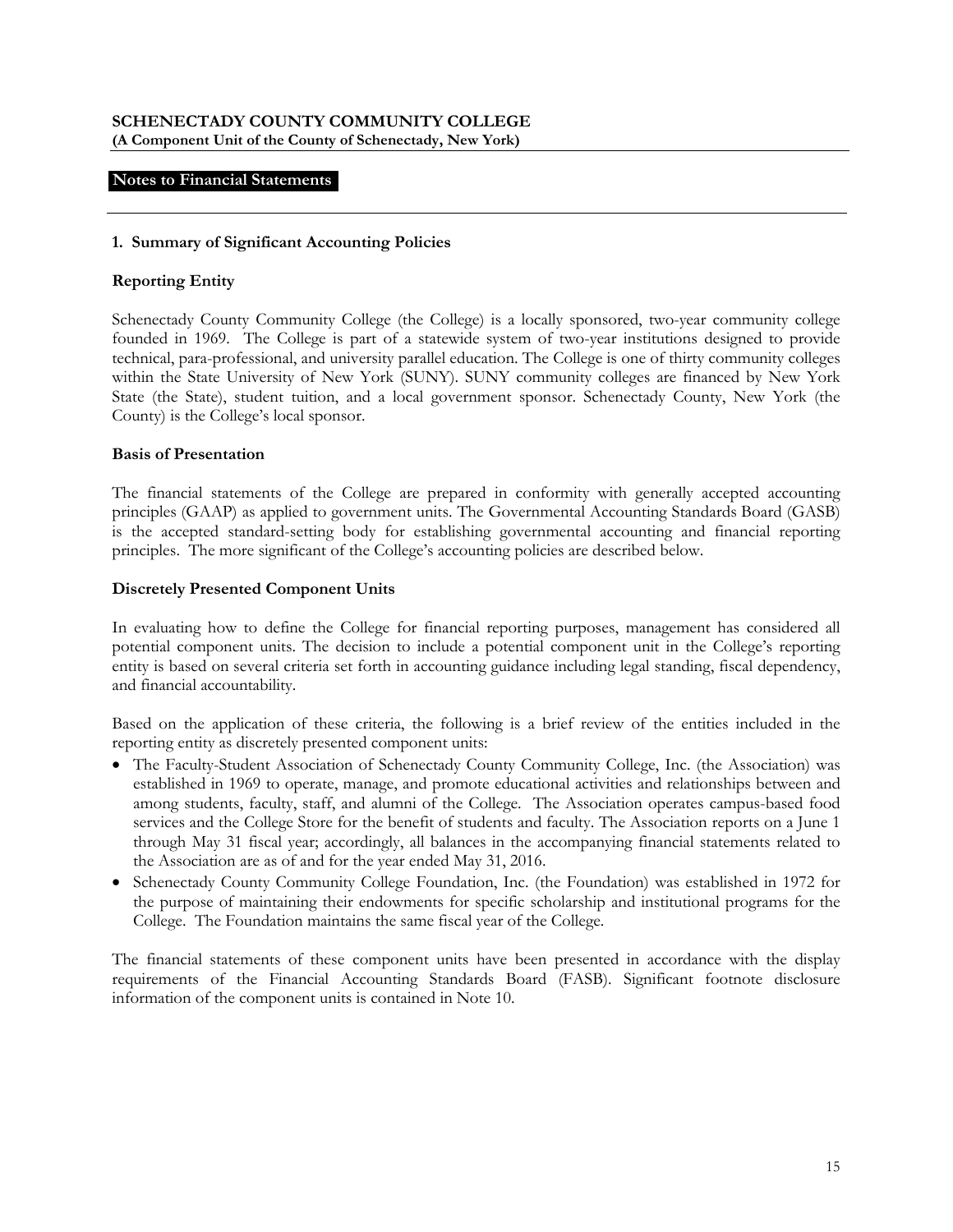**SCHENECTADY COUNTY COMMUNITY COLLEGE**
**(A Component Unit of the County of Schenectady, New York)**

**Notes to Financial Statements**

## 1. Summary of Significant Accounting Policies

### Reporting Entity

Schenectady County Community College (the College) is a locally sponsored, two-year community college founded in 1969. The College is part of a statewide system of two-year institutions designed to provide technical, para-professional, and university parallel education. The College is one of thirty community colleges within the State University of New York (SUNY). SUNY community colleges are financed by New York State (the State), student tuition, and a local government sponsor. Schenectady County, New York (the County) is the College's local sponsor.

### Basis of Presentation

The financial statements of the College are prepared in conformity with generally accepted accounting principles (GAAP) as applied to government units. The Governmental Accounting Standards Board (GASB) is the accepted standard-setting body for establishing governmental accounting and financial reporting principles. The more significant of the College's accounting policies are described below.

### Discretely Presented Component Units

In evaluating how to define the College for financial reporting purposes, management has considered all potential component units. The decision to include a potential component unit in the College's reporting entity is based on several criteria set forth in accounting guidance including legal standing, fiscal dependency, and financial accountability.

Based on the application of these criteria, the following is a brief review of the entities included in the reporting entity as discretely presented component units:

- The Faculty-Student Association of Schenectady County Community College, Inc. (the Association) was established in 1969 to operate, manage, and promote educational activities and relationships between and among students, faculty, staff, and alumni of the College. The Association operates campus-based food services and the College Store for the benefit of students and faculty. The Association reports on a June 1 through May 31 fiscal year; accordingly, all balances in the accompanying financial statements related to the Association are as of and for the year ended May 31, 2016.
- Schenectady County Community College Foundation, Inc. (the Foundation) was established in 1972 for the purpose of maintaining their endowments for specific scholarship and institutional programs for the College. The Foundation maintains the same fiscal year of the College.

The financial statements of these component units have been presented in accordance with the display requirements of the Financial Accounting Standards Board (FASB). Significant footnote disclosure information of the component units is contained in Note 10.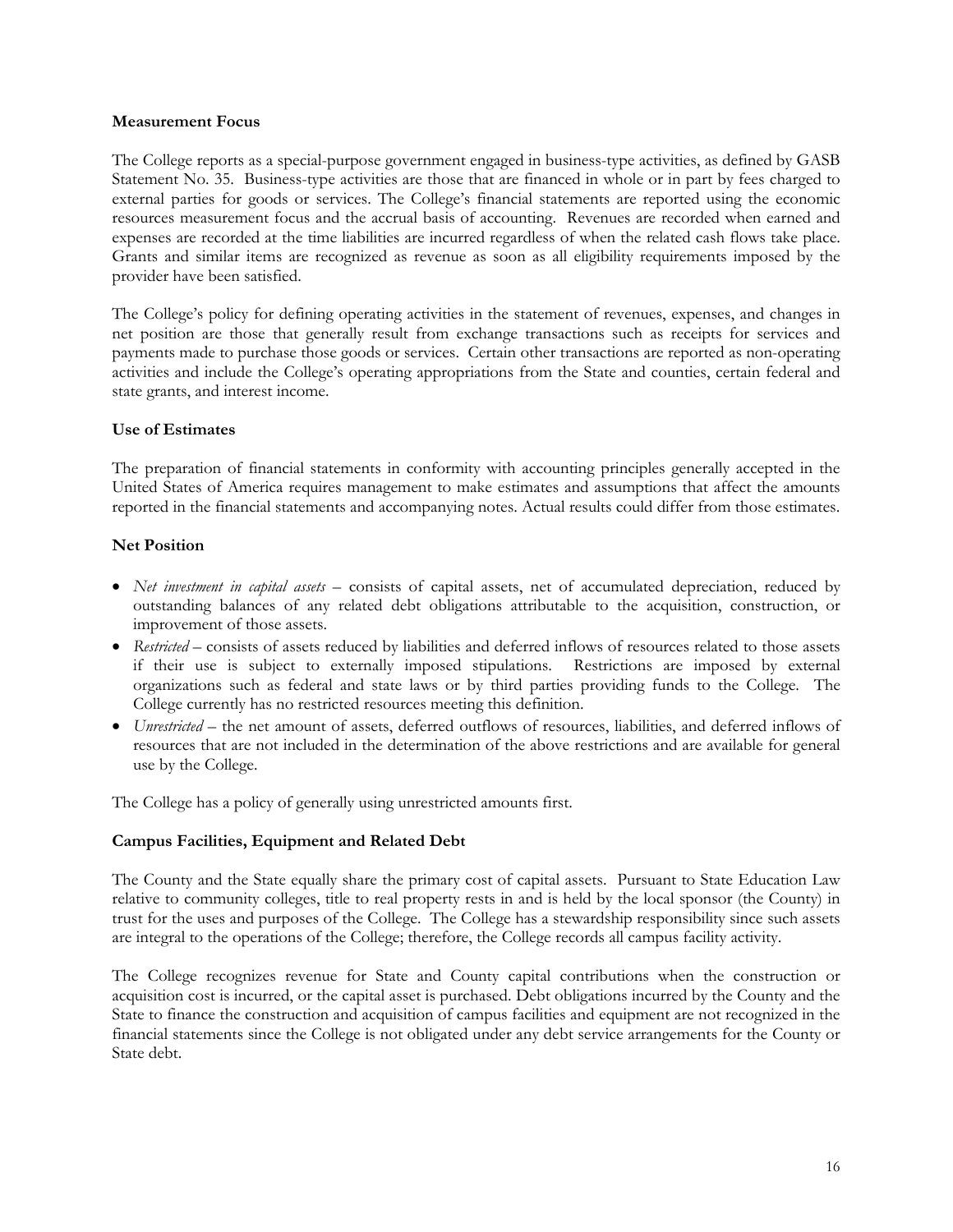**Measurement Focus**

The College reports as a special-purpose government engaged in business-type activities, as defined by GASB Statement No. 35. Business-type activities are those that are financed in whole or in part by fees charged to external parties for goods or services. The College's financial statements are reported using the economic resources measurement focus and the accrual basis of accounting. Revenues are recorded when earned and expenses are recorded at the time liabilities are incurred regardless of when the related cash flows take place. Grants and similar items are recognized as revenue as soon as all eligibility requirements imposed by the provider have been satisfied.

The College's policy for defining operating activities in the statement of revenues, expenses, and changes in net position are those that generally result from exchange transactions such as receipts for services and payments made to purchase those goods or services. Certain other transactions are reported as non-operating activities and include the College's operating appropriations from the State and counties, certain federal and state grants, and interest income.

**Use of Estimates**

The preparation of financial statements in conformity with accounting principles generally accepted in the United States of America requires management to make estimates and assumptions that affect the amounts reported in the financial statements and accompanying notes. Actual results could differ from those estimates.

**Net Position**

- *Net investment in capital assets* – consists of capital assets, net of accumulated depreciation, reduced by outstanding balances of any related debt obligations attributable to the acquisition, construction, or improvement of those assets.
- *Restricted* – consists of assets reduced by liabilities and deferred inflows of resources related to those assets if their use is subject to externally imposed stipulations. Restrictions are imposed by external organizations such as federal and state laws or by third parties providing funds to the College. The College currently has no restricted resources meeting this definition.
- *Unrestricted* – the net amount of assets, deferred outflows of resources, liabilities, and deferred inflows of resources that are not included in the determination of the above restrictions and are available for general use by the College.

The College has a policy of generally using unrestricted amounts first.

**Campus Facilities, Equipment and Related Debt**

The County and the State equally share the primary cost of capital assets. Pursuant to State Education Law relative to community colleges, title to real property rests in and is held by the local sponsor (the County) in trust for the uses and purposes of the College. The College has a stewardship responsibility since such assets are integral to the operations of the College; therefore, the College records all campus facility activity.

The College recognizes revenue for State and County capital contributions when the construction or acquisition cost is incurred, or the capital asset is purchased. Debt obligations incurred by the County and the State to finance the construction and acquisition of campus facilities and equipment are not recognized in the financial statements since the College is not obligated under any debt service arrangements for the County or State debt.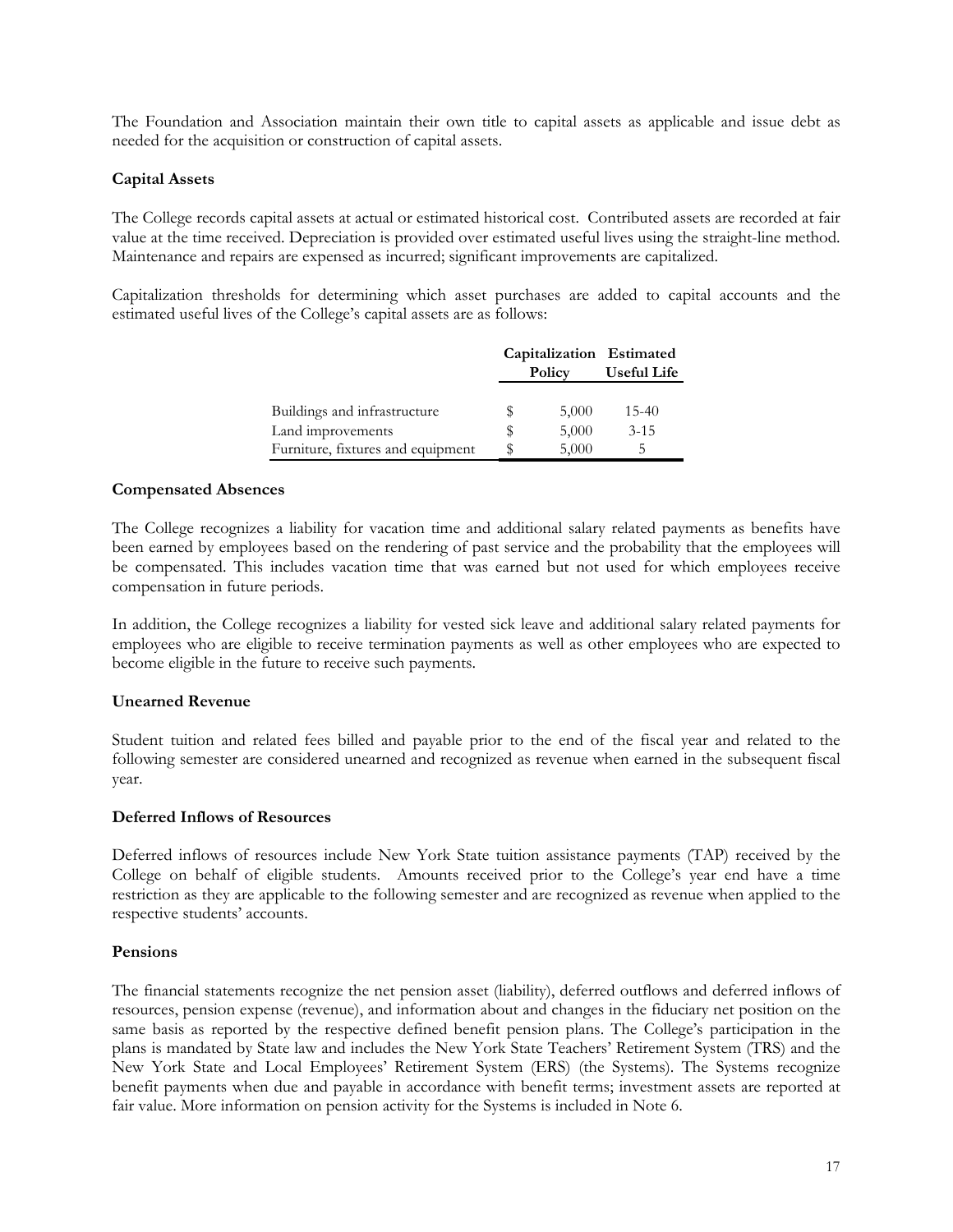The Foundation and Association maintain their own title to capital assets as applicable and issue debt as needed for the acquisition or construction of capital assets.

**Capital Assets**

The College records capital assets at actual or estimated historical cost. Contributed assets are recorded at fair value at the time received. Depreciation is provided over estimated useful lives using the straight-line method. Maintenance and repairs are expensed as incurred; significant improvements are capitalized.

Capitalization thresholds for determining which asset purchases are added to capital accounts and the estimated useful lives of the College's capital assets are as follows:

| | Capitalization Policy | Estimated Useful Life |
|---|---|---|
| Buildings and infrastructure | $ 5,000 | 15-40 |
| Land improvements | $ 5,000 | 3-15 |
| Furniture, fixtures and equipment | $ 5,000 | 5 |

**Compensated Absences**

The College recognizes a liability for vacation time and additional salary related payments as benefits have been earned by employees based on the rendering of past service and the probability that the employees will be compensated. This includes vacation time that was earned but not used for which employees receive compensation in future periods.

In addition, the College recognizes a liability for vested sick leave and additional salary related payments for employees who are eligible to receive termination payments as well as other employees who are expected to become eligible in the future to receive such payments.

**Unearned Revenue**

Student tuition and related fees billed and payable prior to the end of the fiscal year and related to the following semester are considered unearned and recognized as revenue when earned in the subsequent fiscal year.

**Deferred Inflows of Resources**

Deferred inflows of resources include New York State tuition assistance payments (TAP) received by the College on behalf of eligible students. Amounts received prior to the College's year end have a time restriction as they are applicable to the following semester and are recognized as revenue when applied to the respective students' accounts.

**Pensions**

The financial statements recognize the net pension asset (liability), deferred outflows and deferred inflows of resources, pension expense (revenue), and information about and changes in the fiduciary net position on the same basis as reported by the respective defined benefit pension plans. The College's participation in the plans is mandated by State law and includes the New York State Teachers' Retirement System (TRS) and the New York State and Local Employees' Retirement System (ERS) (the Systems). The Systems recognize benefit payments when due and payable in accordance with benefit terms; investment assets are reported at fair value. More information on pension activity for the Systems is included in Note 6.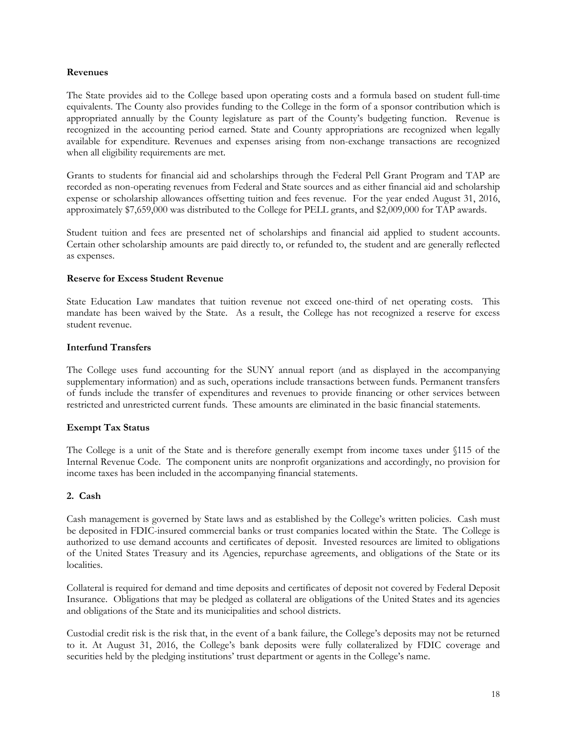### Revenues

The State provides aid to the College based upon operating costs and a formula based on student full-time equivalents. The County also provides funding to the College in the form of a sponsor contribution which is appropriated annually by the County legislature as part of the County's budgeting function. Revenue is recognized in the accounting period earned. State and County appropriations are recognized when legally available for expenditure. Revenues and expenses arising from non-exchange transactions are recognized when all eligibility requirements are met.

Grants to students for financial aid and scholarships through the Federal Pell Grant Program and TAP are recorded as non-operating revenues from Federal and State sources and as either financial aid and scholarship expense or scholarship allowances offsetting tuition and fees revenue. For the year ended August 31, 2016, approximately $7,659,000 was distributed to the College for PELL grants, and $2,009,000 for TAP awards.

Student tuition and fees are presented net of scholarships and financial aid applied to student accounts. Certain other scholarship amounts are paid directly to, or refunded to, the student and are generally reflected as expenses.

### Reserve for Excess Student Revenue

State Education Law mandates that tuition revenue not exceed one-third of net operating costs. This mandate has been waived by the State. As a result, the College has not recognized a reserve for excess student revenue.

### Interfund Transfers

The College uses fund accounting for the SUNY annual report (and as displayed in the accompanying supplementary information) and as such, operations include transactions between funds. Permanent transfers of funds include the transfer of expenditures and revenues to provide financing or other services between restricted and unrestricted current funds. These amounts are eliminated in the basic financial statements.

### Exempt Tax Status

The College is a unit of the State and is therefore generally exempt from income taxes under §115 of the Internal Revenue Code. The component units are nonprofit organizations and accordingly, no provision for income taxes has been included in the accompanying financial statements.

## 2. Cash

Cash management is governed by State laws and as established by the College's written policies. Cash must be deposited in FDIC-insured commercial banks or trust companies located within the State. The College is authorized to use demand accounts and certificates of deposit. Invested resources are limited to obligations of the United States Treasury and its Agencies, repurchase agreements, and obligations of the State or its localities.

Collateral is required for demand and time deposits and certificates of deposit not covered by Federal Deposit Insurance. Obligations that may be pledged as collateral are obligations of the United States and its agencies and obligations of the State and its municipalities and school districts.

Custodial credit risk is the risk that, in the event of a bank failure, the College's deposits may not be returned to it. At August 31, 2016, the College's bank deposits were fully collateralized by FDIC coverage and securities held by the pledging institutions' trust department or agents in the College's name.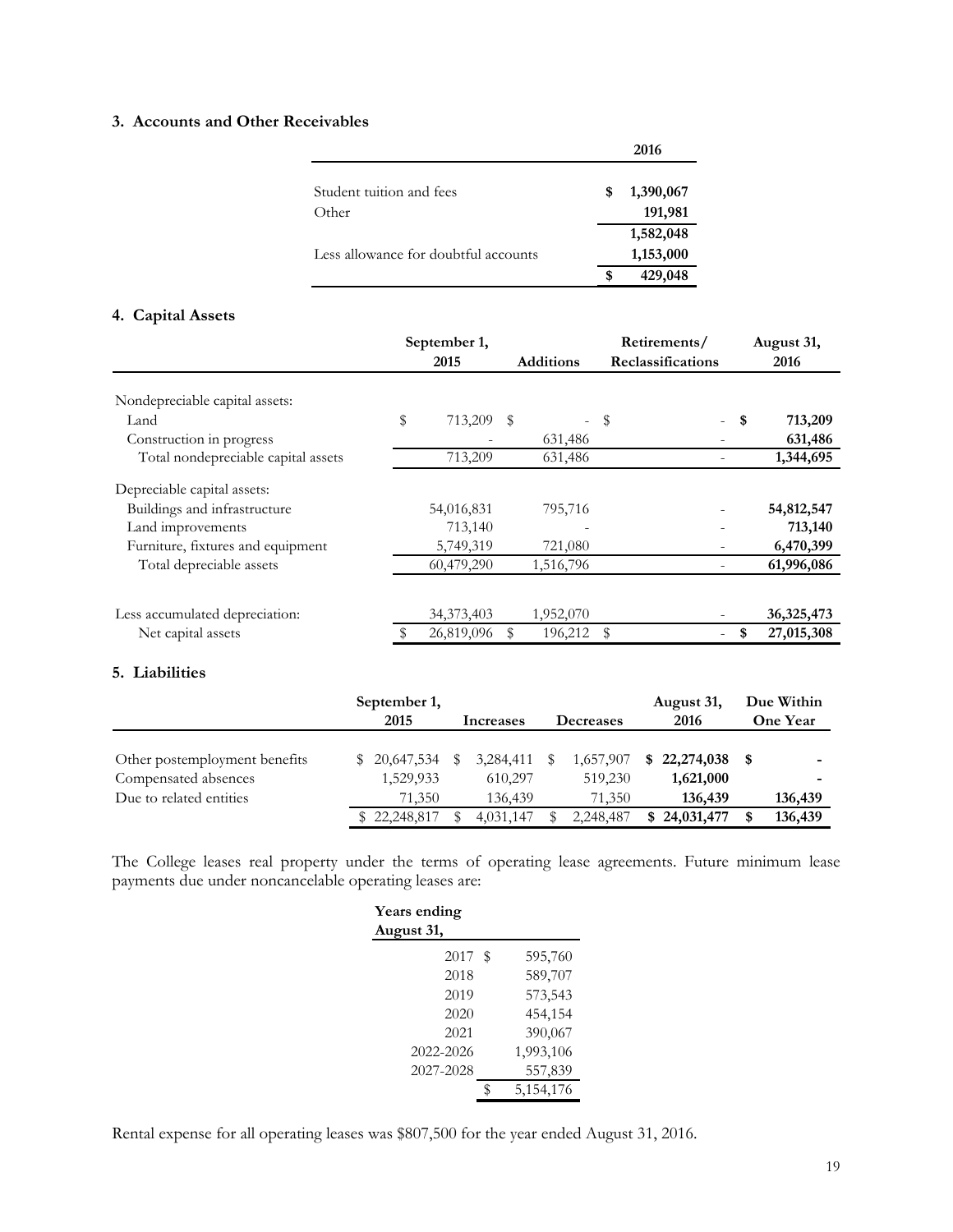### 3. Accounts and Other Receivables

| | 2016 |
|---|---|
| Student tuition and fees | $ 1,390,067 |
| Other | 191,981 |
| | 1,582,048 |
| Less allowance for doubtful accounts | 1,153,000 |
| | $ 429,048 |

### 4. Capital Assets

| | September 1, 2015 | Additions | Retirements/ Reclassifications | August 31, 2016 |
|---|---|---|---|---|
| Nondepreciable capital assets: | | | | |
| Land | $ 713,209 | $ - | $ - | **$ 713,209** |
| Construction in progress | - | 631,486 | - | **631,486** |
| Total nondepreciable capital assets | 713,209 | 631,486 | - | **1,344,695** |
| Depreciable capital assets: | | | | |
| Buildings and infrastructure | 54,016,831 | 795,716 | - | **54,812,547** |
| Land improvements | 713,140 | - | - | **713,140** |
| Furniture, fixtures and equipment | 5,749,319 | 721,080 | - | **6,470,399** |
| Total depreciable assets | 60,479,290 | 1,516,796 | - | **61,996,086** |
| Less accumulated depreciation: | 34,373,403 | 1,952,070 | - | **36,325,473** |
| Net capital assets | $ 26,819,096 | $ 196,212 | $ - | **$ 27,015,308** |

### 5. Liabilities

| | September 1, 2015 | Increases | Decreases | August 31, 2016 | Due Within One Year |
|---|---|---|---|---|---|
| Other postemployment benefits | $ 20,647,534 | $ 3,284,411 | $ 1,657,907 | **$ 22,274,038** | **$ -** |
| Compensated absences | 1,529,933 | 610,297 | 519,230 | **1,621,000** | **-** |
| Due to related entities | 71,350 | 136,439 | 71,350 | **136,439** | **136,439** |
| | $ 22,248,817 | $ 4,031,147 | $ 2,248,487 | **$ 24,031,477** | **$ 136,439** |

The College leases real property under the terms of operating lease agreements. Future minimum lease payments due under noncancelable operating leases are:

| Years ending August 31, | |
|---|---|
| 2017 | $ 595,760 |
| 2018 | 589,707 |
| 2019 | 573,543 |
| 2020 | 454,154 |
| 2021 | 390,067 |
| 2022-2026 | 1,993,106 |
| 2027-2028 | 557,839 |
| | $ 5,154,176 |

Rental expense for all operating leases was $807,500 for the year ended August 31, 2016.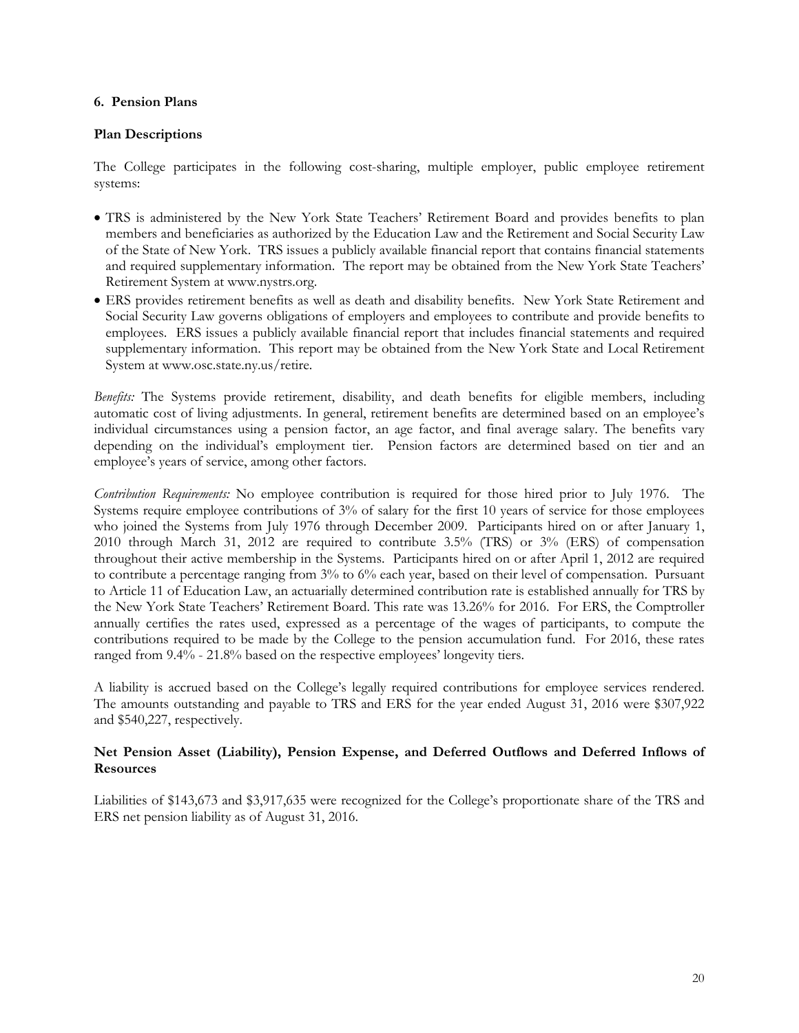### 6. Pension Plans

### Plan Descriptions

The College participates in the following cost-sharing, multiple employer, public employee retirement systems:

- TRS is administered by the New York State Teachers' Retirement Board and provides benefits to plan members and beneficiaries as authorized by the Education Law and the Retirement and Social Security Law of the State of New York. TRS issues a publicly available financial report that contains financial statements and required supplementary information. The report may be obtained from the New York State Teachers' Retirement System at www.nystrs.org.
- ERS provides retirement benefits as well as death and disability benefits. New York State Retirement and Social Security Law governs obligations of employers and employees to contribute and provide benefits to employees. ERS issues a publicly available financial report that includes financial statements and required supplementary information. This report may be obtained from the New York State and Local Retirement System at www.osc.state.ny.us/retire.

*Benefits:* The Systems provide retirement, disability, and death benefits for eligible members, including automatic cost of living adjustments. In general, retirement benefits are determined based on an employee's individual circumstances using a pension factor, an age factor, and final average salary. The benefits vary depending on the individual's employment tier. Pension factors are determined based on tier and an employee's years of service, among other factors.

*Contribution Requirements:* No employee contribution is required for those hired prior to July 1976. The Systems require employee contributions of 3% of salary for the first 10 years of service for those employees who joined the Systems from July 1976 through December 2009. Participants hired on or after January 1, 2010 through March 31, 2012 are required to contribute 3.5% (TRS) or 3% (ERS) of compensation throughout their active membership in the Systems. Participants hired on or after April 1, 2012 are required to contribute a percentage ranging from 3% to 6% each year, based on their level of compensation. Pursuant to Article 11 of Education Law, an actuarially determined contribution rate is established annually for TRS by the New York State Teachers' Retirement Board. This rate was 13.26% for 2016. For ERS, the Comptroller annually certifies the rates used, expressed as a percentage of the wages of participants, to compute the contributions required to be made by the College to the pension accumulation fund. For 2016, these rates ranged from 9.4% - 21.8% based on the respective employees' longevity tiers.

A liability is accrued based on the College's legally required contributions for employee services rendered. The amounts outstanding and payable to TRS and ERS for the year ended August 31, 2016 were $307,922 and $540,227, respectively.

### Net Pension Asset (Liability), Pension Expense, and Deferred Outflows and Deferred Inflows of Resources

Liabilities of $143,673 and $3,917,635 were recognized for the College's proportionate share of the TRS and ERS net pension liability as of August 31, 2016.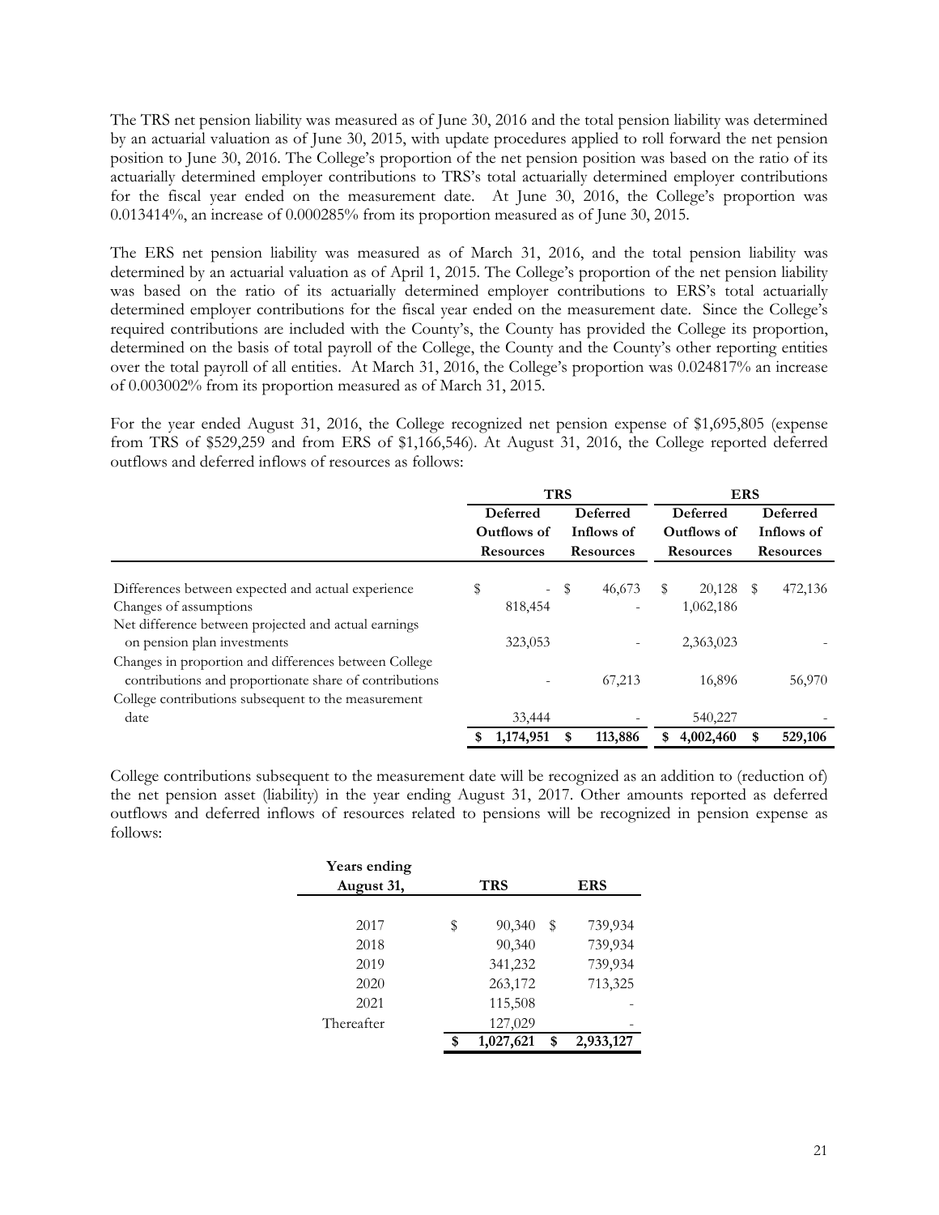The TRS net pension liability was measured as of June 30, 2016 and the total pension liability was determined by an actuarial valuation as of June 30, 2015, with update procedures applied to roll forward the net pension position to June 30, 2016. The College's proportion of the net pension position was based on the ratio of its actuarially determined employer contributions to TRS's total actuarially determined employer contributions for the fiscal year ended on the measurement date. At June 30, 2016, the College's proportion was 0.013414%, an increase of 0.000285% from its proportion measured as of June 30, 2015.

The ERS net pension liability was measured as of March 31, 2016, and the total pension liability was determined by an actuarial valuation as of April 1, 2015. The College's proportion of the net pension liability was based on the ratio of its actuarially determined employer contributions to ERS's total actuarially determined employer contributions for the fiscal year ended on the measurement date. Since the College's required contributions are included with the County's, the County has provided the College its proportion, determined on the basis of total payroll of the College, the County and the County's other reporting entities over the total payroll of all entities. At March 31, 2016, the College's proportion was 0.024817% an increase of 0.003002% from its proportion measured as of March 31, 2015.

For the year ended August 31, 2016, the College recognized net pension expense of $1,695,805 (expense from TRS of $529,259 and from ERS of $1,166,546). At August 31, 2016, the College reported deferred outflows and deferred inflows of resources as follows:

| | TRS | | ERS | |
|---|---|---|---|---|
| | Deferred Outflows of Resources | Deferred Inflows of Resources | Deferred Outflows of Resources | Deferred Inflows of Resources |
| Differences between expected and actual experience | $ - | $ 46,673 | $ 20,128 | $ 472,136 |
| Changes of assumptions | 818,454 | - | 1,062,186 | |
| Net difference between projected and actual earnings on pension plan investments | 323,053 | - | 2,363,023 | - |
| Changes in proportion and differences between College contributions and proportionate share of contributions | - | 67,213 | 16,896 | 56,970 |
| College contributions subsequent to the measurement date | 33,444 | - | 540,227 | - |
| | **$ 1,174,951** | **$ 113,886** | **$ 4,002,460** | **$ 529,106** |

College contributions subsequent to the measurement date will be recognized as an addition to (reduction of) the net pension asset (liability) in the year ending August 31, 2017. Other amounts reported as deferred outflows and deferred inflows of resources related to pensions will be recognized in pension expense as follows:

| Years ending August 31, | TRS | ERS |
|---|---|---|
| 2017 | $ 90,340 | $ 739,934 |
| 2018 | 90,340 | 739,934 |
| 2019 | 341,232 | 739,934 |
| 2020 | 263,172 | 713,325 |
| 2021 | 115,508 | - |
| Thereafter | 127,029 | - |
| | **$ 1,027,621** | **$ 2,933,127** |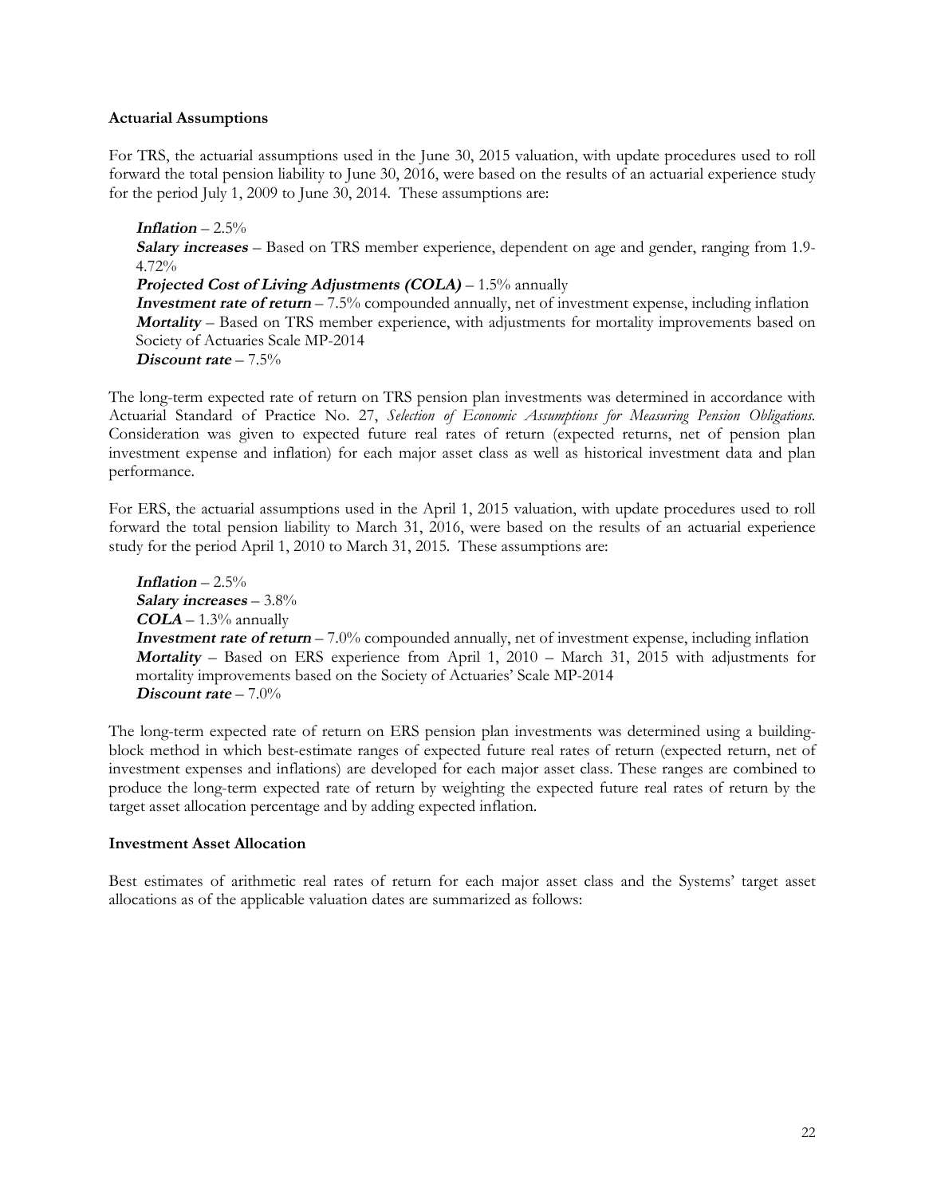**Actuarial Assumptions**

For TRS, the actuarial assumptions used in the June 30, 2015 valuation, with update procedures used to roll forward the total pension liability to June 30, 2016, were based on the results of an actuarial experience study for the period July 1, 2009 to June 30, 2014. These assumptions are:

***Inflation*** – 2.5%
***Salary increases*** – Based on TRS member experience, dependent on age and gender, ranging from 1.9-4.72%
***Projected Cost of Living Adjustments (COLA)*** – 1.5% annually
***Investment rate of return*** – 7.5% compounded annually, net of investment expense, including inflation
***Mortality*** – Based on TRS member experience, with adjustments for mortality improvements based on Society of Actuaries Scale MP-2014
***Discount rate*** – 7.5%

The long-term expected rate of return on TRS pension plan investments was determined in accordance with Actuarial Standard of Practice No. 27, *Selection of Economic Assumptions for Measuring Pension Obligations*. Consideration was given to expected future real rates of return (expected returns, net of pension plan investment expense and inflation) for each major asset class as well as historical investment data and plan performance.

For ERS, the actuarial assumptions used in the April 1, 2015 valuation, with update procedures used to roll forward the total pension liability to March 31, 2016, were based on the results of an actuarial experience study for the period April 1, 2010 to March 31, 2015. These assumptions are:

***Inflation*** – 2.5%
***Salary increases*** – 3.8%
***COLA*** – 1.3% annually
***Investment rate of return*** – 7.0% compounded annually, net of investment expense, including inflation
***Mortality*** – Based on ERS experience from April 1, 2010 – March 31, 2015 with adjustments for mortality improvements based on the Society of Actuaries' Scale MP-2014
***Discount rate*** – 7.0%

The long-term expected rate of return on ERS pension plan investments was determined using a building-block method in which best-estimate ranges of expected future real rates of return (expected return, net of investment expenses and inflations) are developed for each major asset class. These ranges are combined to produce the long-term expected rate of return by weighting the expected future real rates of return by the target asset allocation percentage and by adding expected inflation.

**Investment Asset Allocation**

Best estimates of arithmetic real rates of return for each major asset class and the Systems' target asset allocations as of the applicable valuation dates are summarized as follows: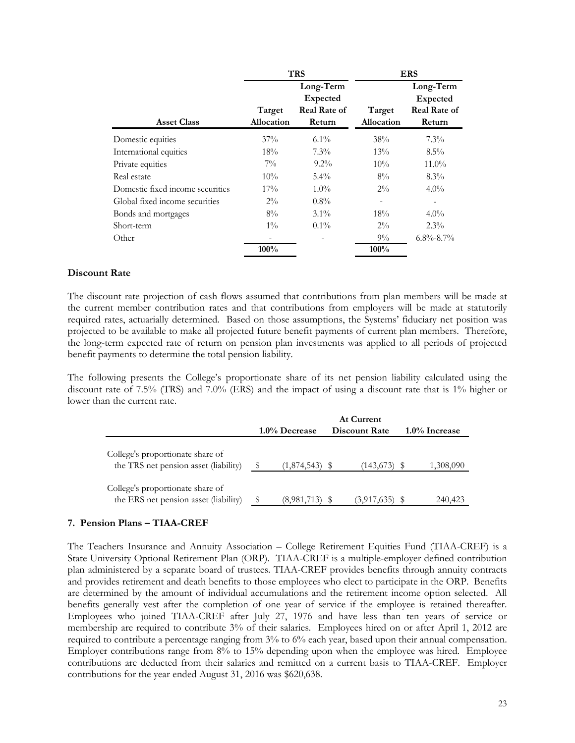| Asset Class | TRS | | ERS | |
|---|---|---|---|---|
| | Target Allocation | Long-Term Expected Real Rate of Return | Target Allocation | Long-Term Expected Real Rate of Return |
| Domestic equities | 37% | 6.1% | 38% | 7.3% |
| International equities | 18% | 7.3% | 13% | 8.5% |
| Private equities | 7% | 9.2% | 10% | 11.0% |
| Real estate | 10% | 5.4% | 8% | 8.3% |
| Domestic fixed income securities | 17% | 1.0% | 2% | 4.0% |
| Global fixed income securities | 2% | 0.8% | - | - |
| Bonds and mortgages | 8% | 3.1% | 18% | 4.0% |
| Short-term | 1% | 0.1% | 2% | 2.3% |
| Other | - | - | 9% | 6.8%-8.7% |
| | **100%** | | **100%** | |

### Discount Rate

The discount rate projection of cash flows assumed that contributions from plan members will be made at the current member contribution rates and that contributions from employers will be made at statutorily required rates, actuarially determined. Based on those assumptions, the Systems' fiduciary net position was projected to be available to make all projected future benefit payments of current plan members. Therefore, the long-term expected rate of return on pension plan investments was applied to all periods of projected benefit payments to determine the total pension liability.

The following presents the College's proportionate share of its net pension liability calculated using the discount rate of 7.5% (TRS) and 7.0% (ERS) and the impact of using a discount rate that is 1% higher or lower than the current rate.

| | 1.0% Decrease | At Current Discount Rate | 1.0% Increase |
|---|---|---|---|
| College's proportionate share of the TRS net pension asset (liability) | $ (1,874,543) | $ (143,673) | $ 1,308,090 |
| College's proportionate share of the ERS net pension asset (liability) | $ (8,981,713) | $ (3,917,635) | $ 240,423 |

### 7. Pension Plans – TIAA-CREF

The Teachers Insurance and Annuity Association – College Retirement Equities Fund (TIAA-CREF) is a State University Optional Retirement Plan (ORP). TIAA-CREF is a multiple-employer defined contribution plan administered by a separate board of trustees. TIAA-CREF provides benefits through annuity contracts and provides retirement and death benefits to those employees who elect to participate in the ORP. Benefits are determined by the amount of individual accumulations and the retirement income option selected. All benefits generally vest after the completion of one year of service if the employee is retained thereafter. Employees who joined TIAA-CREF after July 27, 1976 and have less than ten years of service or membership are required to contribute 3% of their salaries. Employees hired on or after April 1, 2012 are required to contribute a percentage ranging from 3% to 6% each year, based upon their annual compensation. Employer contributions range from 8% to 15% depending upon when the employee was hired. Employee contributions are deducted from their salaries and remitted on a current basis to TIAA-CREF. Employer contributions for the year ended August 31, 2016 was $620,638.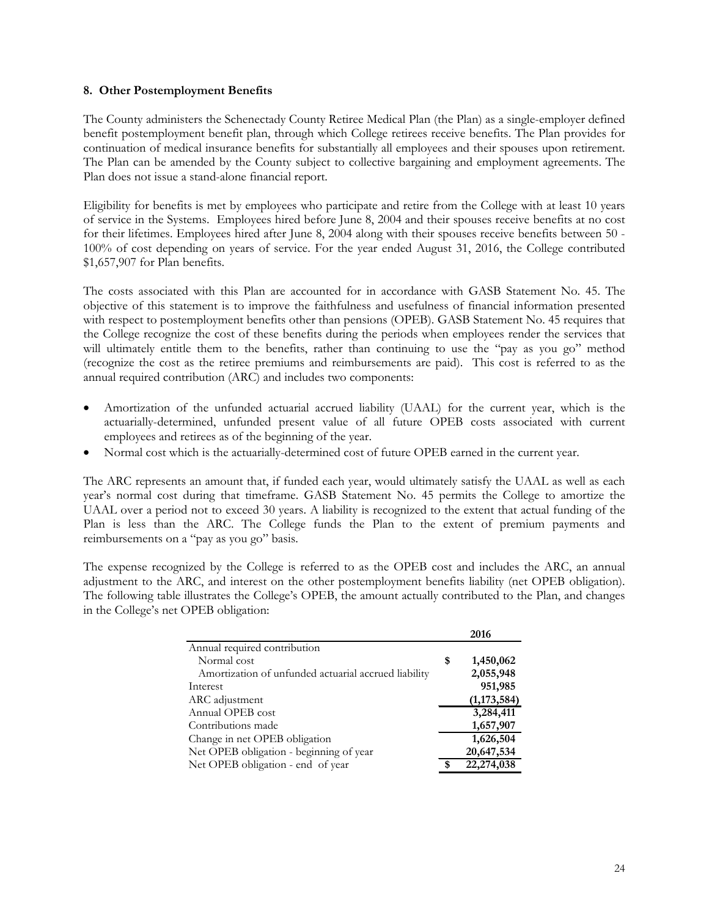**8. Other Postemployment Benefits**

The County administers the Schenectady County Retiree Medical Plan (the Plan) as a single-employer defined benefit postemployment benefit plan, through which College retirees receive benefits. The Plan provides for continuation of medical insurance benefits for substantially all employees and their spouses upon retirement. The Plan can be amended by the County subject to collective bargaining and employment agreements. The Plan does not issue a stand-alone financial report.

Eligibility for benefits is met by employees who participate and retire from the College with at least 10 years of service in the Systems. Employees hired before June 8, 2004 and their spouses receive benefits at no cost for their lifetimes. Employees hired after June 8, 2004 along with their spouses receive benefits between 50 - 100% of cost depending on years of service. For the year ended August 31, 2016, the College contributed $1,657,907 for Plan benefits.

The costs associated with this Plan are accounted for in accordance with GASB Statement No. 45. The objective of this statement is to improve the faithfulness and usefulness of financial information presented with respect to postemployment benefits other than pensions (OPEB). GASB Statement No. 45 requires that the College recognize the cost of these benefits during the periods when employees render the services that will ultimately entitle them to the benefits, rather than continuing to use the "pay as you go" method (recognize the cost as the retiree premiums and reimbursements are paid). This cost is referred to as the annual required contribution (ARC) and includes two components:

- Amortization of the unfunded actuarial accrued liability (UAAL) for the current year, which is the actuarially-determined, unfunded present value of all future OPEB costs associated with current employees and retirees as of the beginning of the year.
- Normal cost which is the actuarially-determined cost of future OPEB earned in the current year.

The ARC represents an amount that, if funded each year, would ultimately satisfy the UAAL as well as each year's normal cost during that timeframe. GASB Statement No. 45 permits the College to amortize the UAAL over a period not to exceed 30 years. A liability is recognized to the extent that actual funding of the Plan is less than the ARC. The College funds the Plan to the extent of premium payments and reimbursements on a "pay as you go" basis.

The expense recognized by the College is referred to as the OPEB cost and includes the ARC, an annual adjustment to the ARC, and interest on the other postemployment benefits liability (net OPEB obligation). The following table illustrates the College's OPEB, the amount actually contributed to the Plan, and changes in the College's net OPEB obligation:

| | 2016 |
|---|---|
| Annual required contribution | |
| Normal cost | $ 1,450,062 |
| Amortization of unfunded actuarial accrued liability | 2,055,948 |
| Interest | 951,985 |
| ARC adjustment | (1,173,584) |
| Annual OPEB cost | 3,284,411 |
| Contributions made | 1,657,907 |
| Change in net OPEB obligation | 1,626,504 |
| Net OPEB obligation - beginning of year | 20,647,534 |
| Net OPEB obligation - end of year | $ 22,274,038 |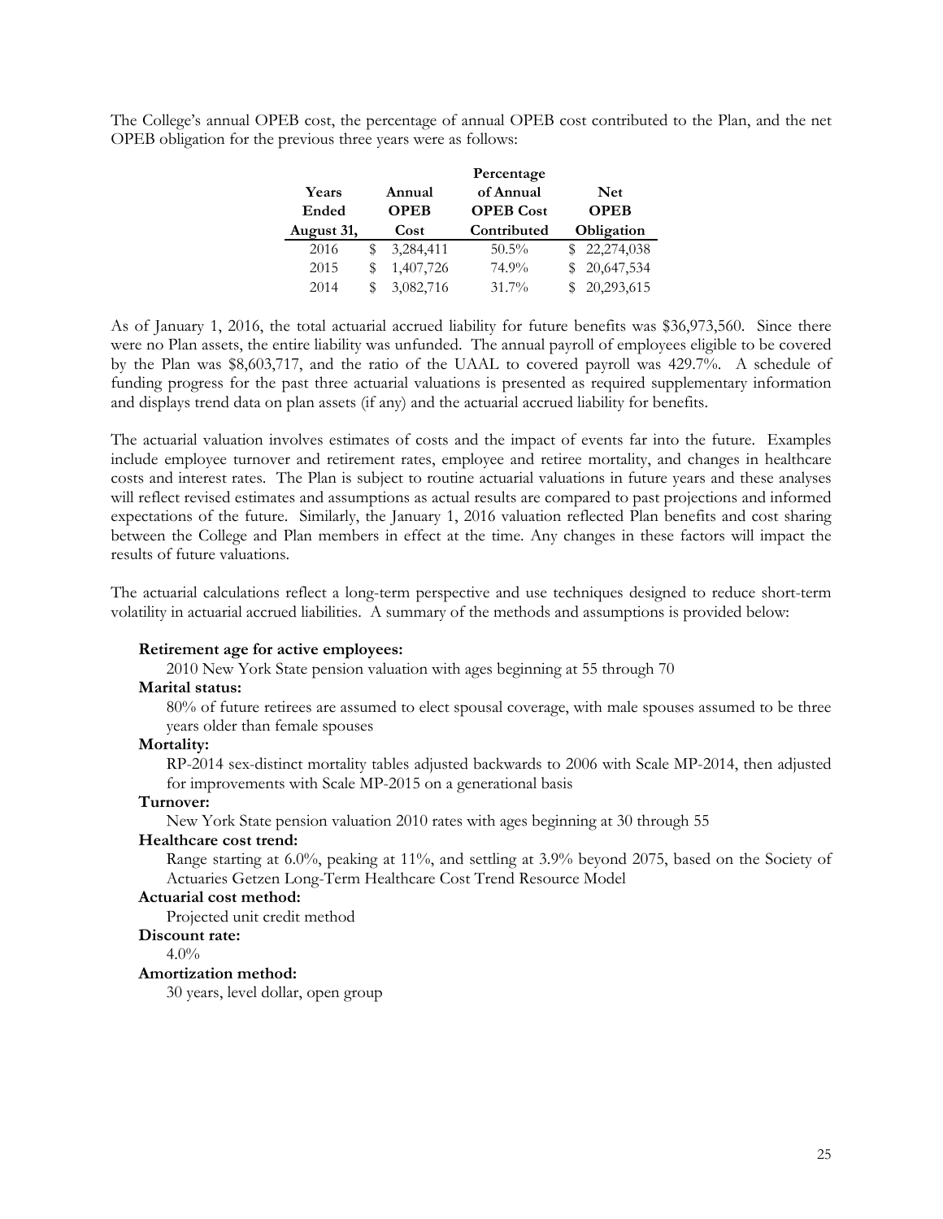The College's annual OPEB cost, the percentage of annual OPEB cost contributed to the Plan, and the net OPEB obligation for the previous three years were as follows:

| Years Ended August 31, | Annual OPEB Cost | Percentage of Annual OPEB Cost Contributed | Net OPEB Obligation |
|---|---|---|---|
| 2016 | $ 3,284,411 | 50.5% | $ 22,274,038 |
| 2015 | $ 1,407,726 | 74.9% | $ 20,647,534 |
| 2014 | $ 3,082,716 | 31.7% | $ 20,293,615 |

As of January 1, 2016, the total actuarial accrued liability for future benefits was $36,973,560. Since there were no Plan assets, the entire liability was unfunded. The annual payroll of employees eligible to be covered by the Plan was $8,603,717, and the ratio of the UAAL to covered payroll was 429.7%. A schedule of funding progress for the past three actuarial valuations is presented as required supplementary information and displays trend data on plan assets (if any) and the actuarial accrued liability for benefits.

The actuarial valuation involves estimates of costs and the impact of events far into the future. Examples include employee turnover and retirement rates, employee and retiree mortality, and changes in healthcare costs and interest rates. The Plan is subject to routine actuarial valuations in future years and these analyses will reflect revised estimates and assumptions as actual results are compared to past projections and informed expectations of the future. Similarly, the January 1, 2016 valuation reflected Plan benefits and cost sharing between the College and Plan members in effect at the time. Any changes in these factors will impact the results of future valuations.

The actuarial calculations reflect a long-term perspective and use techniques designed to reduce short-term volatility in actuarial accrued liabilities. A summary of the methods and assumptions is provided below:

**Retirement age for active employees:**
2010 New York State pension valuation with ages beginning at 55 through 70

**Marital status:**
80% of future retirees are assumed to elect spousal coverage, with male spouses assumed to be three years older than female spouses

**Mortality:**
RP-2014 sex-distinct mortality tables adjusted backwards to 2006 with Scale MP-2014, then adjusted for improvements with Scale MP-2015 on a generational basis

**Turnover:**
New York State pension valuation 2010 rates with ages beginning at 30 through 55

**Healthcare cost trend:**
Range starting at 6.0%, peaking at 11%, and settling at 3.9% beyond 2075, based on the Society of Actuaries Getzen Long-Term Healthcare Cost Trend Resource Model

**Actuarial cost method:**
Projected unit credit method

**Discount rate:**
4.0%

**Amortization method:**
30 years, level dollar, open group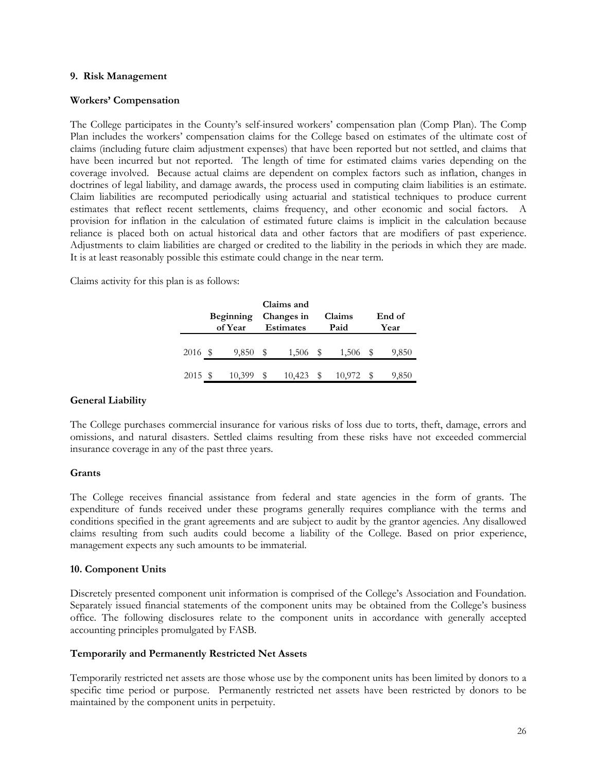## 9. Risk Management

### Workers' Compensation

The College participates in the County's self-insured workers' compensation plan (Comp Plan). The Comp Plan includes the workers' compensation claims for the College based on estimates of the ultimate cost of claims (including future claim adjustment expenses) that have been reported but not settled, and claims that have been incurred but not reported. The length of time for estimated claims varies depending on the coverage involved. Because actual claims are dependent on complex factors such as inflation, changes in doctrines of legal liability, and damage awards, the process used in computing claim liabilities is an estimate. Claim liabilities are recomputed periodically using actuarial and statistical techniques to produce current estimates that reflect recent settlements, claims frequency, and other economic and social factors. A provision for inflation in the calculation of estimated future claims is implicit in the calculation because reliance is placed both on actual historical data and other factors that are modifiers of past experience. Adjustments to claim liabilities are charged or credited to the liability in the periods in which they are made. It is at least reasonably possible this estimate could change in the near term.

Claims activity for this plan is as follows:

| | Beginning of Year | Claims and Changes in Estimates | Claims Paid | End of Year |
|---|---|---|---|---|
| 2016 | $ 9,850 | $ 1,506 | $ 1,506 | $ 9,850 |
| 2015 | $ 10,399 | $ 10,423 | $ 10,972 | $ 9,850 |

### General Liability

The College purchases commercial insurance for various risks of loss due to torts, theft, damage, errors and omissions, and natural disasters. Settled claims resulting from these risks have not exceeded commercial insurance coverage in any of the past three years.

### Grants

The College receives financial assistance from federal and state agencies in the form of grants. The expenditure of funds received under these programs generally requires compliance with the terms and conditions specified in the grant agreements and are subject to audit by the grantor agencies. Any disallowed claims resulting from such audits could become a liability of the College. Based on prior experience, management expects any such amounts to be immaterial.

## 10. Component Units

Discretely presented component unit information is comprised of the College's Association and Foundation. Separately issued financial statements of the component units may be obtained from the College's business office. The following disclosures relate to the component units in accordance with generally accepted accounting principles promulgated by FASB.

### Temporarily and Permanently Restricted Net Assets

Temporarily restricted net assets are those whose use by the component units has been limited by donors to a specific time period or purpose. Permanently restricted net assets have been restricted by donors to be maintained by the component units in perpetuity.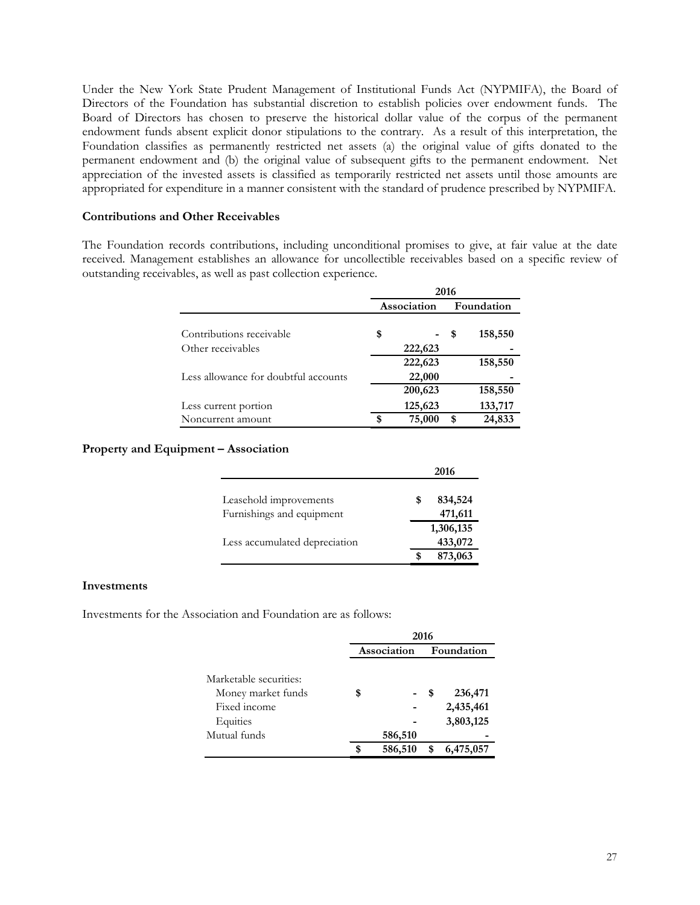Under the New York State Prudent Management of Institutional Funds Act (NYPMIFA), the Board of Directors of the Foundation has substantial discretion to establish policies over endowment funds. The Board of Directors has chosen to preserve the historical dollar value of the corpus of the permanent endowment funds absent explicit donor stipulations to the contrary. As a result of this interpretation, the Foundation classifies as permanently restricted net assets (a) the original value of gifts donated to the permanent endowment and (b) the original value of subsequent gifts to the permanent endowment. Net appreciation of the invested assets is classified as temporarily restricted net assets until those amounts are appropriated for expenditure in a manner consistent with the standard of prudence prescribed by NYPMIFA.

**Contributions and Other Receivables**

The Foundation records contributions, including unconditional promises to give, at fair value at the date received. Management establishes an allowance for uncollectible receivables based on a specific review of outstanding receivables, as well as past collection experience.

| | 2016 | |
|---|---|---|
| | Association | Foundation |
| Contributions receivable | $ - | $ 158,550 |
| Other receivables | 222,623 | - |
| | 222,623 | 158,550 |
| Less allowance for doubtful accounts | 22,000 | - |
| | 200,623 | 158,550 |
| Less current portion | 125,623 | 133,717 |
| Noncurrent amount | $ 75,000 | $ 24,833 |

**Property and Equipment – Association**

| | 2016 |
|---|---|
| Leasehold improvements | $ 834,524 |
| Furnishings and equipment | 471,611 |
| | 1,306,135 |
| Less accumulated depreciation | 433,072 |
| | $ 873,063 |

**Investments**

Investments for the Association and Foundation are as follows:

| | 2016 | |
|---|---|---|
| | Association | Foundation |
| Marketable securities: | | |
| Money market funds | $ - | $ 236,471 |
| Fixed income | - | 2,435,461 |
| Equities | - | 3,803,125 |
| Mutual funds | 586,510 | - |
| | $ 586,510 | $ 6,475,057 |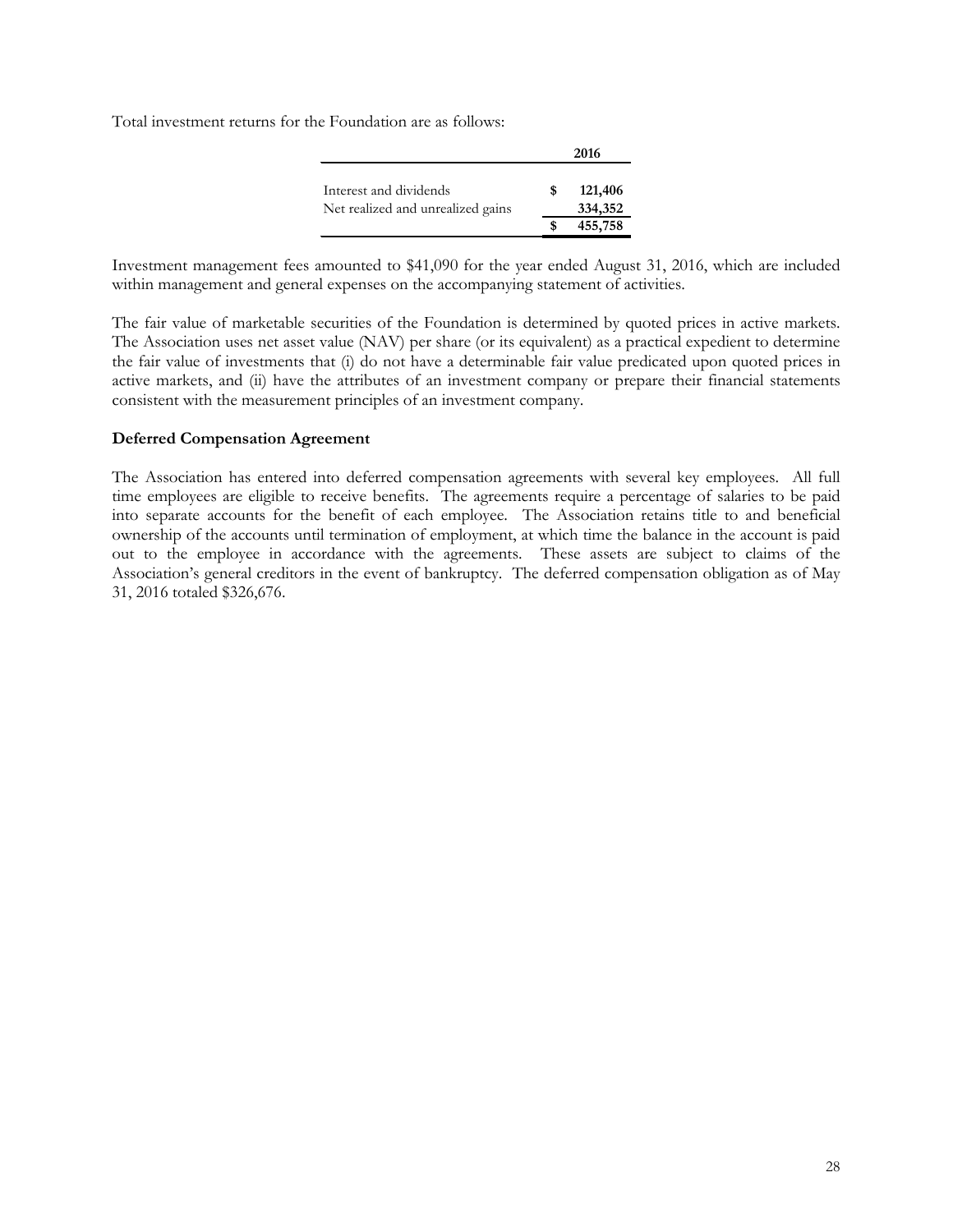Total investment returns for the Foundation are as follows:

| | 2016 |
|---|---|
| Interest and dividends | $ 121,406 |
| Net realized and unrealized gains | 334,352 |
| | $ 455,758 |

Investment management fees amounted to $41,090 for the year ended August 31, 2016, which are included within management and general expenses on the accompanying statement of activities.

The fair value of marketable securities of the Foundation is determined by quoted prices in active markets. The Association uses net asset value (NAV) per share (or its equivalent) as a practical expedient to determine the fair value of investments that (i) do not have a determinable fair value predicated upon quoted prices in active markets, and (ii) have the attributes of an investment company or prepare their financial statements consistent with the measurement principles of an investment company.

**Deferred Compensation Agreement**

The Association has entered into deferred compensation agreements with several key employees. All full time employees are eligible to receive benefits. The agreements require a percentage of salaries to be paid into separate accounts for the benefit of each employee. The Association retains title to and beneficial ownership of the accounts until termination of employment, at which time the balance in the account is paid out to the employee in accordance with the agreements. These assets are subject to claims of the Association's general creditors in the event of bankruptcy. The deferred compensation obligation as of May 31, 2016 totaled $326,676.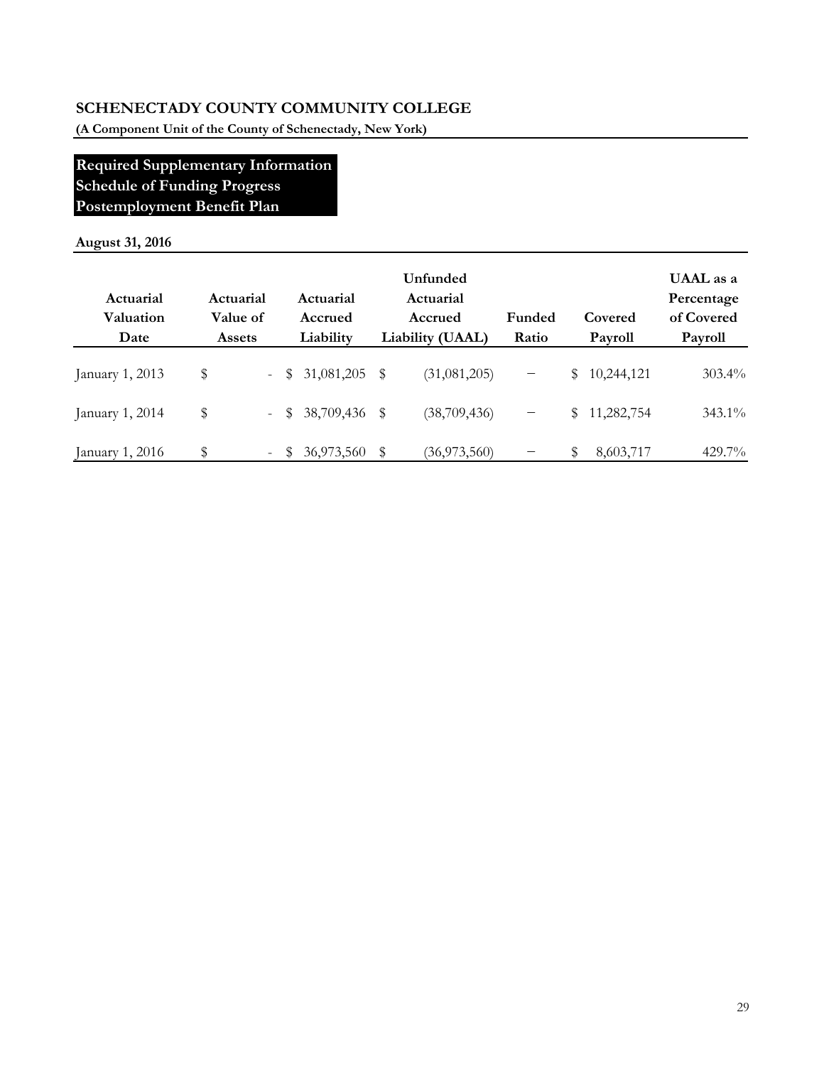# SCHENECTADY COUNTY COMMUNITY COLLEGE

**(A Component Unit of the County of Schenectady, New York)**

## Required Supplementary Information
## Schedule of Funding Progress
## Postemployment Benefit Plan

**August 31, 2016**

| Actuarial Valuation Date | Actuarial Value of Assets | Actuarial Accrued Liability | Unfunded Actuarial Accrued Liability (UAAL) | Funded Ratio | Covered Payroll | UAAL as a Percentage of Covered Payroll |
|---|---|---|---|---|---|---|
| January 1, 2013 | $ - | $ 31,081,205 | $ (31,081,205) | – | $ 10,244,121 | 303.4% |
| January 1, 2014 | $ - | $ 38,709,436 | $ (38,709,436) | – | $ 11,282,754 | 343.1% |
| January 1, 2016 | $ - | $ 36,973,560 | $ (36,973,560) | – | $ 8,603,717 | 429.7% |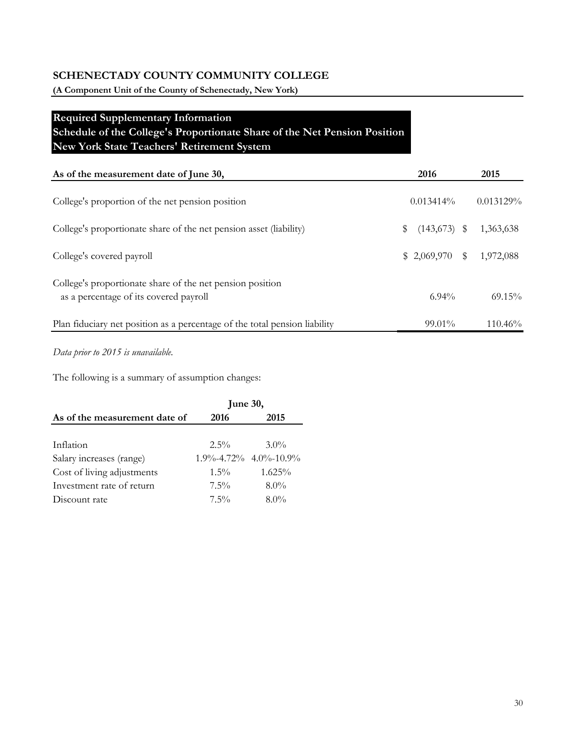# SCHENECTADY COUNTY COMMUNITY COLLEGE

**(A Component Unit of the County of Schenectady, New York)**

## Required Supplementary Information
## Schedule of the College's Proportionate Share of the Net Pension Position
## New York State Teachers' Retirement System

| As of the measurement date of June 30, | 2016 | 2015 |
|---|---|---|
| College's proportion of the net pension position | 0.013414% | 0.013129% |
| College's proportionate share of the net pension asset (liability) | $ (143,673) | $ 1,363,638 |
| College's covered payroll | $ 2,069,970 | $ 1,972,088 |
| College's proportionate share of the net pension position as a percentage of its covered payroll | 6.94% | 69.15% |
| Plan fiduciary net position as a percentage of the total pension liability | 99.01% | 110.46% |

*Data prior to 2015 is unavailable.*

The following is a summary of assumption changes:

| | June 30, | |
|---|---|---|
| **As of the measurement date of** | **2016** | **2015** |
| Inflation | 2.5% | 3.0% |
| Salary increases (range) | 1.9%-4.72% | 4.0%-10.9% |
| Cost of living adjustments | 1.5% | 1.625% |
| Investment rate of return | 7.5% | 8.0% |
| Discount rate | 7.5% | 8.0% |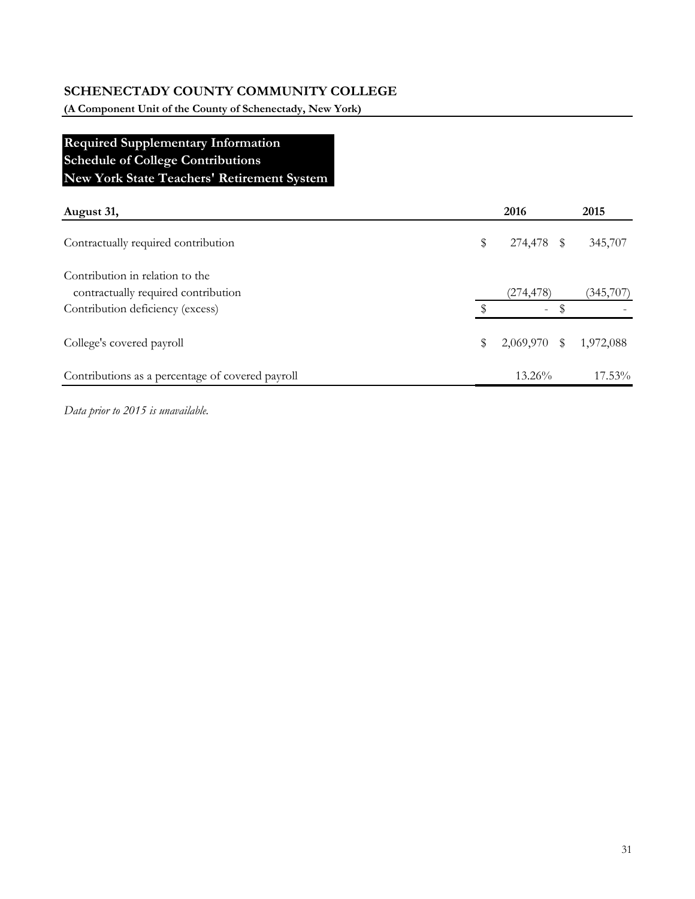**SCHENECTADY COUNTY COMMUNITY COLLEGE**

**(A Component Unit of the County of Schenectady, New York)**

## Required Supplementary Information
## Schedule of College Contributions
## New York State Teachers' Retirement System

| August 31, | 2016 | 2015 |
|---|---|---|
| Contractually required contribution | $ 274,478 | $ 345,707 |
| Contribution in relation to the contractually required contribution | (274,478) | (345,707) |
| Contribution deficiency (excess) | $ - | $ - |
| College's covered payroll | $ 2,069,970 | $ 1,972,088 |
| Contributions as a percentage of covered payroll | 13.26% | 17.53% |

*Data prior to 2015 is unavailable.*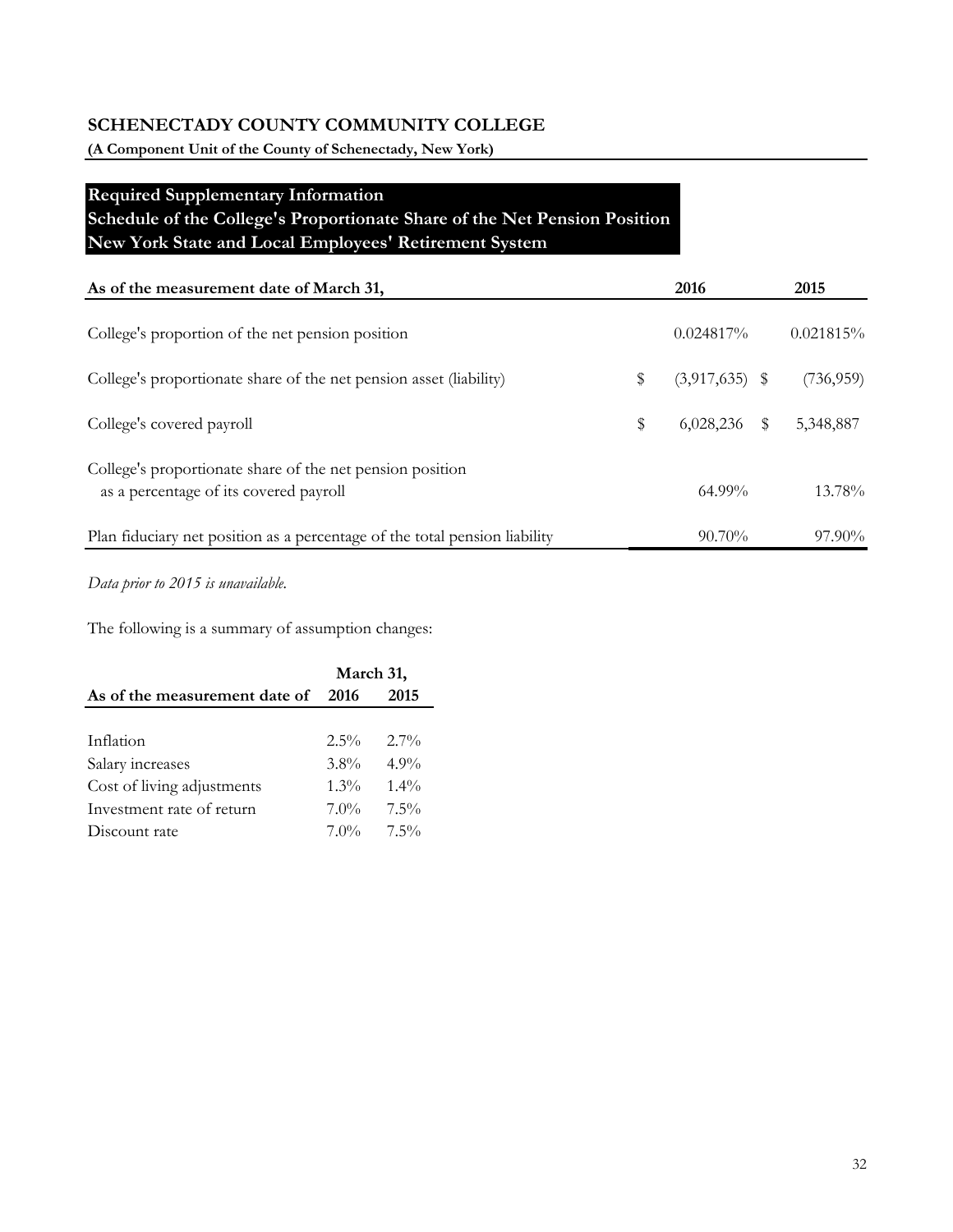# SCHENECTADY COUNTY COMMUNITY COLLEGE

**(A Component Unit of the County of Schenectady, New York)**

## Required Supplementary Information
## Schedule of the College's Proportionate Share of the Net Pension Position
## New York State and Local Employees' Retirement System

| As of the measurement date of March 31, | 2016 | 2015 |
|---|---|---|
| College's proportion of the net pension position | 0.024817% | 0.021815% |
| College's proportionate share of the net pension asset (liability) | $ (3,917,635) | $ (736,959) |
| College's covered payroll | $ 6,028,236 | $ 5,348,887 |
| College's proportionate share of the net pension position as a percentage of its covered payroll | 64.99% | 13.78% |
| Plan fiduciary net position as a percentage of the total pension liability | 90.70% | 97.90% |

*Data prior to 2015 is unavailable.*

The following is a summary of assumption changes:

| | March 31, | |
|---|---|---|
| As of the measurement date of | 2016 | 2015 |
| Inflation | 2.5% | 2.7% |
| Salary increases | 3.8% | 4.9% |
| Cost of living adjustments | 1.3% | 1.4% |
| Investment rate of return | 7.0% | 7.5% |
| Discount rate | 7.0% | 7.5% |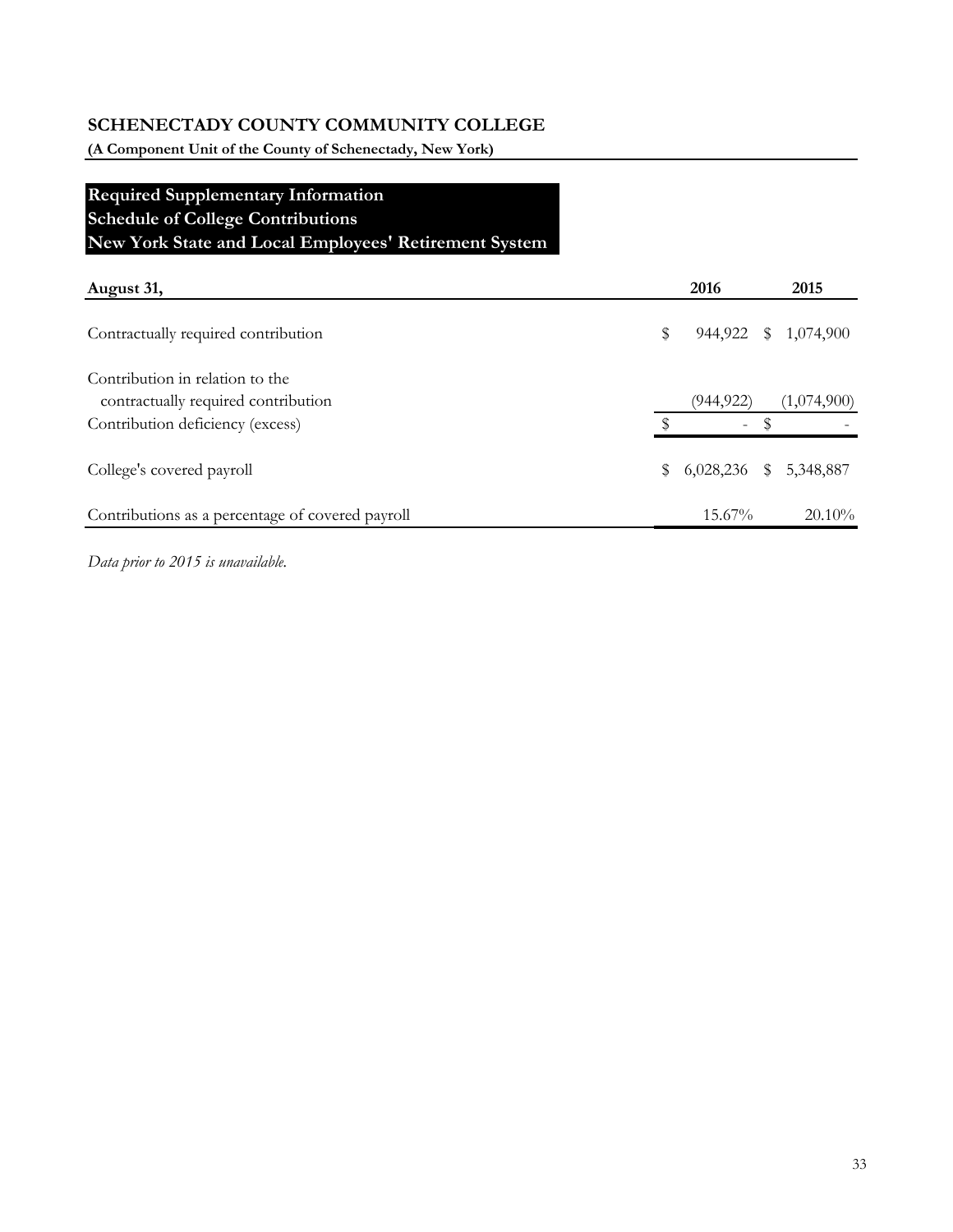# SCHENECTADY COUNTY COMMUNITY COLLEGE

**(A Component Unit of the County of Schenectady, New York)**

## Required Supplementary Information
## Schedule of College Contributions
## New York State and Local Employees' Retirement System

| August 31, | 2016 | 2015 |
|---|---|---|
| Contractually required contribution | $ 944,922 | $ 1,074,900 |
| Contribution in relation to the contractually required contribution | (944,922) | (1,074,900) |
| Contribution deficiency (excess) | $ - | $ - |
| College's covered payroll | $ 6,028,236 | $ 5,348,887 |
| Contributions as a percentage of covered payroll | 15.67% | 20.10% |

*Data prior to 2015 is unavailable.*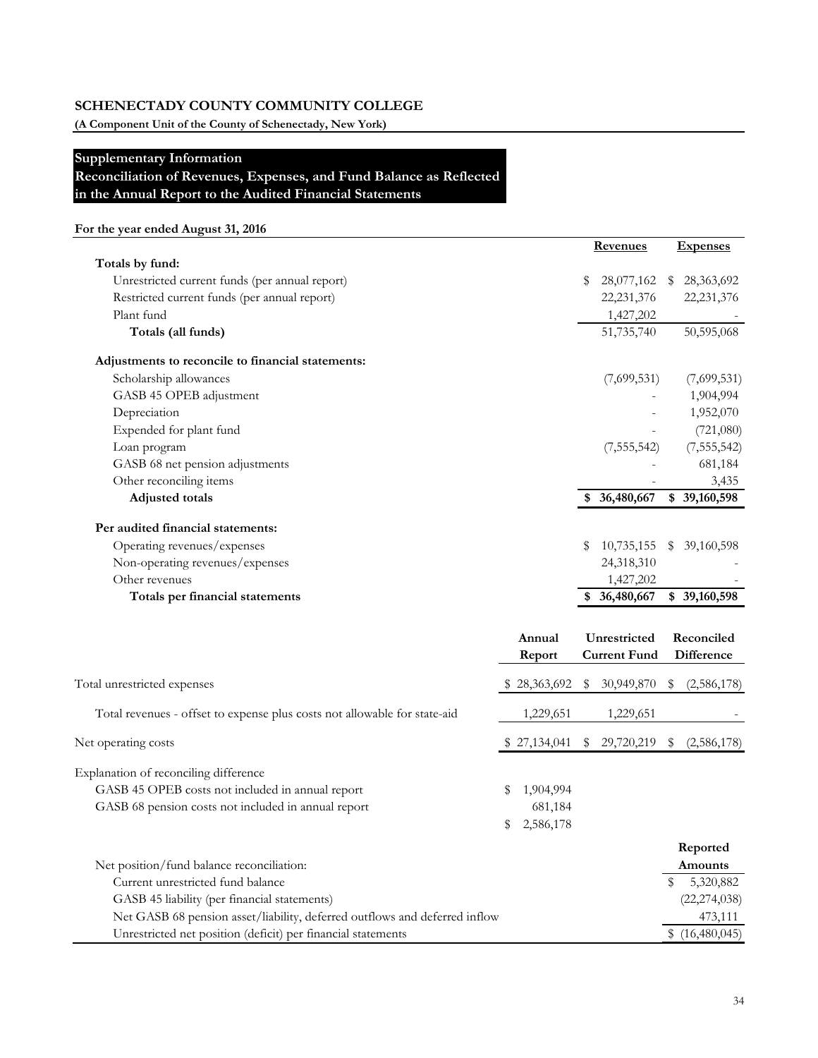**SCHENECTADY COUNTY COMMUNITY COLLEGE**

**(A Component Unit of the County of Schenectady, New York)**

## Supplementary Information
## Reconciliation of Revenues, Expenses, and Fund Balance as Reflected in the Annual Report to the Audited Financial Statements

**For the year ended August 31, 2016**

| | Revenues | Expenses |
|---|---|---|
| **Totals by fund:** | | |
| Unrestricted current funds (per annual report) | $ 28,077,162 | $ 28,363,692 |
| Restricted current funds (per annual report) | 22,231,376 | 22,231,376 |
| Plant fund | 1,427,202 | - |
| **Totals (all funds)** | 51,735,740 | 50,595,068 |
| **Adjustments to reconcile to financial statements:** | | |
| Scholarship allowances | (7,699,531) | (7,699,531) |
| GASB 45 OPEB adjustment | - | 1,904,994 |
| Depreciation | - | 1,952,070 |
| Expended for plant fund | - | (721,080) |
| Loan program | (7,555,542) | (7,555,542) |
| GASB 68 net pension adjustments | - | 681,184 |
| Other reconciling items | - | 3,435 |
| **Adjusted totals** | **$ 36,480,667** | **$ 39,160,598** |
| **Per audited financial statements:** | | |
| Operating revenues/expenses | $ 10,735,155 | $ 39,160,598 |
| Non-operating revenues/expenses | 24,318,310 | - |
| Other revenues | 1,427,202 | - |
| **Totals per financial statements** | **$ 36,480,667** | **$ 39,160,598** |

| | Annual Report | Unrestricted Current Fund | Reconciled Difference |
|---|---|---|---|
| Total unrestricted expenses | $ 28,363,692 | $ 30,949,870 | $ (2,586,178) |
| Total revenues - offset to expense plus costs not allowable for state-aid | 1,229,651 | 1,229,651 | - |
| Net operating costs | $ 27,134,041 | $ 29,720,219 | $ (2,586,178) |
| Explanation of reconciling difference | | | |
| GASB 45 OPEB costs not included in annual report | $ 1,904,994 | | |
| GASB 68 pension costs not included in annual report | 681,184 | | |
| | $ 2,586,178 | | |

| Net position/fund balance reconciliation: | Reported Amounts |
|---|---|
| Current unrestricted fund balance | $ 5,320,882 |
| GASB 45 liability (per financial statements) | (22,274,038) |
| Net GASB 68 pension asset/liability, deferred outflows and deferred inflow | 473,111 |
| Unrestricted net position (deficit) per financial statements | $ (16,480,045) |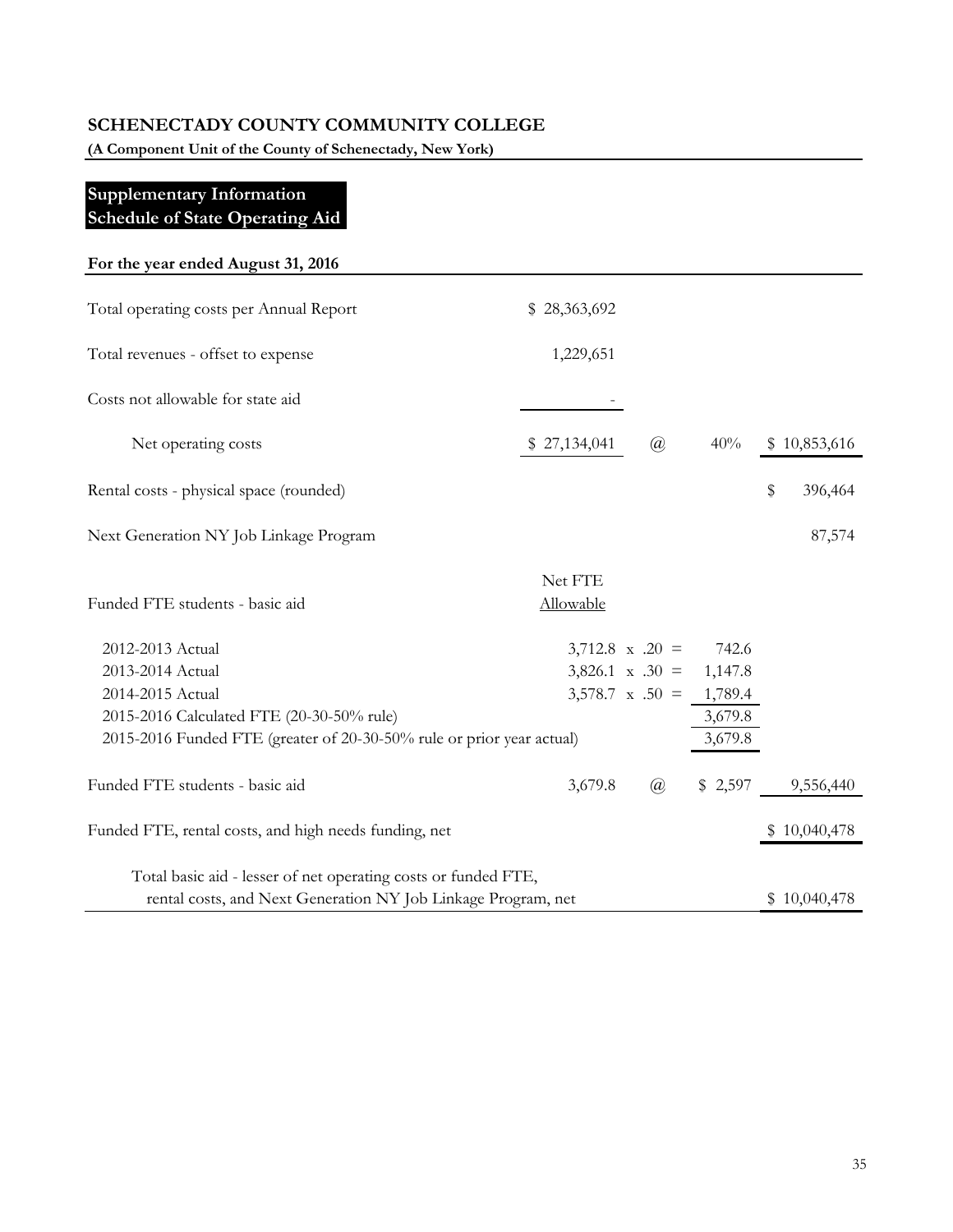**SCHENECTADY COUNTY COMMUNITY COLLEGE**

**(A Component Unit of the County of Schenectady, New York)**

## Supplementary Information
## Schedule of State Operating Aid

**For the year ended August 31, 2016**

| | | | | |
|---|---|---|---|---|
| Total operating costs per Annual Report | $ 28,363,692 | | | |
| Total revenues - offset to expense | 1,229,651 | | | |
| Costs not allowable for state aid | - | | | |
| Net operating costs | $ 27,134,041 | @ | 40% | $ 10,853,616 |
| Rental costs - physical space (rounded) | | | | $ 396,464 |
| Next Generation NY Job Linkage Program | | | | 87,574 |
| Funded FTE students - basic aid | Net FTE Allowable | | | |
| 2012-2013 Actual | 3,712.8 x .20 = | | 742.6 | |
| 2013-2014 Actual | 3,826.1 x .30 = | | 1,147.8 | |
| 2014-2015 Actual | 3,578.7 x .50 = | | 1,789.4 | |
| 2015-2016 Calculated FTE (20-30-50% rule) | | | 3,679.8 | |
| 2015-2016 Funded FTE (greater of 20-30-50% rule or prior year actual) | | | 3,679.8 | |
| Funded FTE students - basic aid | 3,679.8 | @ | $ 2,597 | 9,556,440 |
| Funded FTE, rental costs, and high needs funding, net | | | | $ 10,040,478 |
| Total basic aid - lesser of net operating costs or funded FTE, rental costs, and Next Generation NY Job Linkage Program, net | | | | $ 10,040,478 |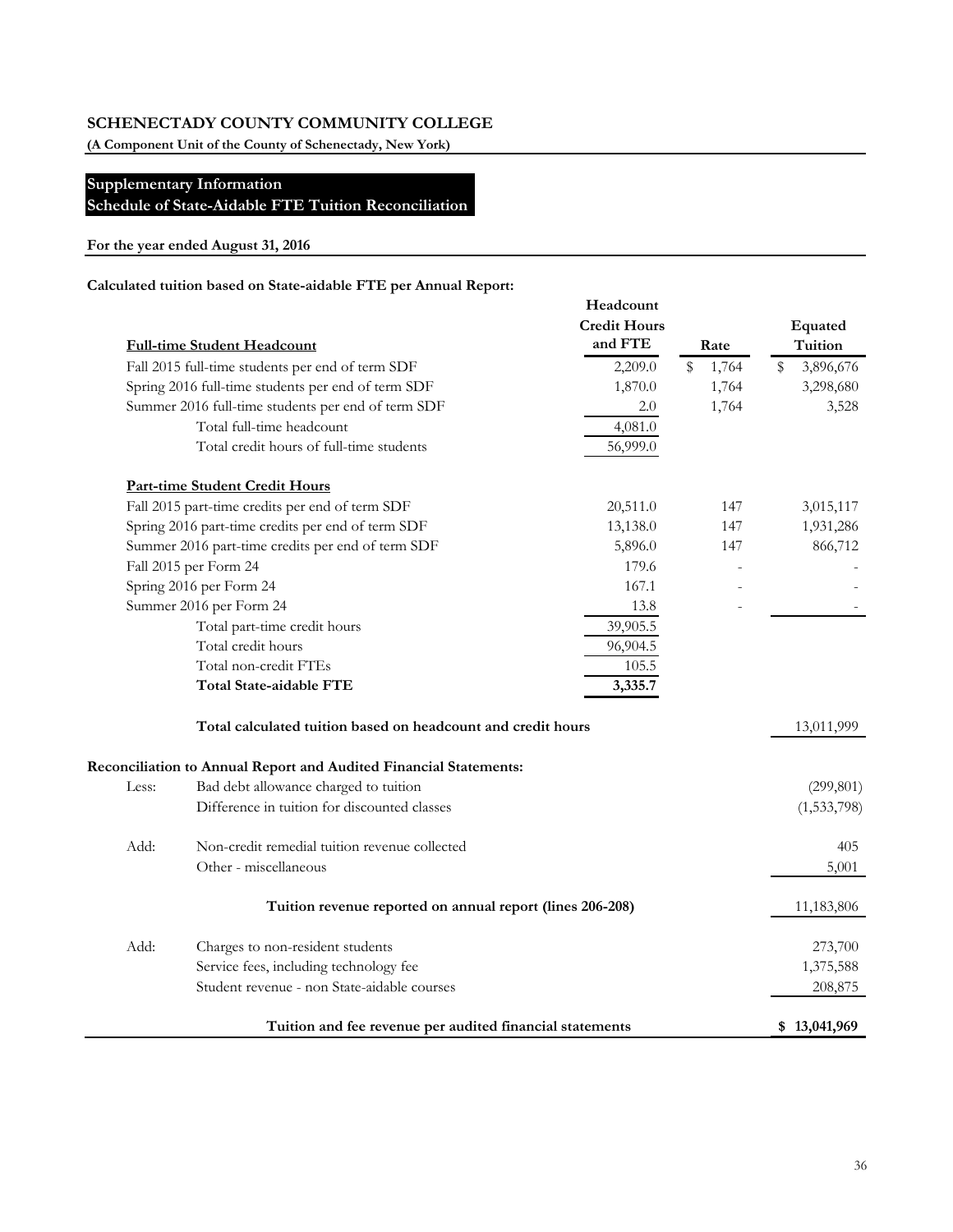## SCHENECTADY COUNTY COMMUNITY COLLEGE

**(A Component Unit of the County of Schenectady, New York)**

## Supplementary Information
## Schedule of State-Aidable FTE Tuition Reconciliation

**For the year ended August 31, 2016**

**Calculated tuition based on State-aidable FTE per Annual Report:**

| | | Headcount Credit Hours and FTE | Rate | Equated Tuition |
|---|---|---|---|---|
| **Full-time Student Headcount** | | | | |
| Fall 2015 full-time students per end of term SDF | | 2,209.0 | $ 1,764 | $ 3,896,676 |
| Spring 2016 full-time students per end of term SDF | | 1,870.0 | 1,764 | 3,298,680 |
| Summer 2016 full-time students per end of term SDF | | 2.0 | 1,764 | 3,528 |
| | Total full-time headcount | 4,081.0 | | |
| | Total credit hours of full-time students | 56,999.0 | | |
| **Part-time Student Credit Hours** | | | | |
| Fall 2015 part-time credits per end of term SDF | | 20,511.0 | 147 | 3,015,117 |
| Spring 2016 part-time credits per end of term SDF | | 13,138.0 | 147 | 1,931,286 |
| Summer 2016 part-time credits per end of term SDF | | 5,896.0 | 147 | 866,712 |
| Fall 2015 per Form 24 | | 179.6 | - | - |
| Spring 2016 per Form 24 | | 167.1 | - | - |
| Summer 2016 per Form 24 | | 13.8 | - | - |
| | Total part-time credit hours | 39,905.5 | | |
| | Total credit hours | 96,904.5 | | |
| | Total non-credit FTEs | 105.5 | | |
| | **Total State-aidable FTE** | **3,335.7** | | |
| | **Total calculated tuition based on headcount and credit hours** | | | 13,011,999 |
| **Reconciliation to Annual Report and Audited Financial Statements:** | | | | |
| Less: | Bad debt allowance charged to tuition | | | (299,801) |
| | Difference in tuition for discounted classes | | | (1,533,798) |
| Add: | Non-credit remedial tuition revenue collected | | | 405 |
| | Other - miscellaneous | | | 5,001 |
| | **Tuition revenue reported on annual report (lines 206-208)** | | | 11,183,806 |
| Add: | Charges to non-resident students | | | 273,700 |
| | Service fees, including technology fee | | | 1,375,588 |
| | Student revenue - non State-aidable courses | | | 208,875 |
| | **Tuition and fee revenue per audited financial statements** | | | **$ 13,041,969** |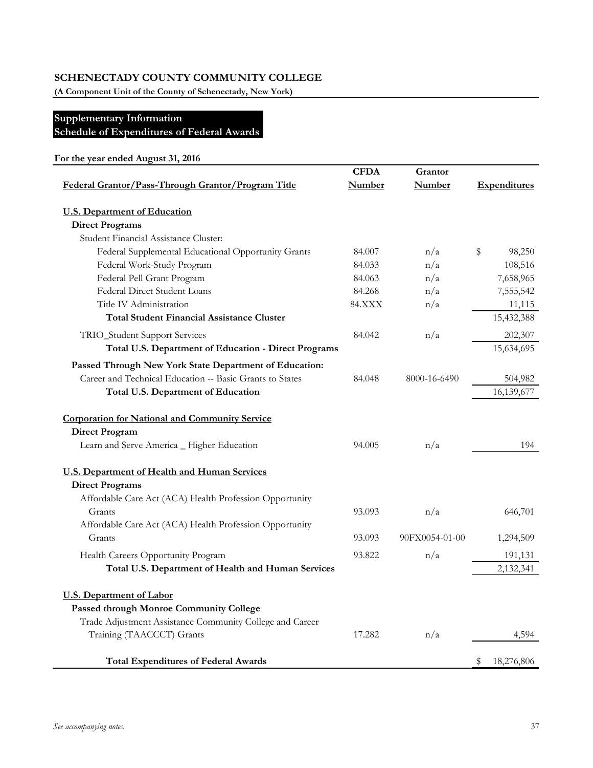**SCHENECTADY COUNTY COMMUNITY COLLEGE**

**(A Component Unit of the County of Schenectady, New York)**

## Supplementary Information
## Schedule of Expenditures of Federal Awards

**For the year ended August 31, 2016**

| Federal Grantor/Pass-Through Grantor/Program Title | CFDA Number | Grantor Number | Expenditures |
|---|---|---|---|
| **U.S. Department of Education** | | | |
| **Direct Programs** | | | |
| Student Financial Assistance Cluster: | | | |
| Federal Supplemental Educational Opportunity Grants | 84.007 | n/a | $ 98,250 |
| Federal Work-Study Program | 84.033 | n/a | 108,516 |
| Federal Pell Grant Program | 84.063 | n/a | 7,658,965 |
| Federal Direct Student Loans | 84.268 | n/a | 7,555,542 |
| Title IV Administration | 84.XXX | n/a | 11,115 |
| **Total Student Financial Assistance Cluster** | | | 15,432,388 |
| TRIO_Student Support Services | 84.042 | n/a | 202,307 |
| **Total U.S. Department of Education - Direct Programs** | | | 15,634,695 |
| **Passed Through New York State Department of Education:** | | | |
| Career and Technical Education -- Basic Grants to States | 84.048 | 8000-16-6490 | 504,982 |
| **Total U.S. Department of Education** | | | 16,139,677 |
| **Corporation for National and Community Service** | | | |
| **Direct Program** | | | |
| Learn and Serve America _ Higher Education | 94.005 | n/a | 194 |
| **U.S. Department of Health and Human Services** | | | |
| **Direct Programs** | | | |
| Affordable Care Act (ACA) Health Profession Opportunity Grants | 93.093 | n/a | 646,701 |
| Affordable Care Act (ACA) Health Profession Opportunity Grants | 93.093 | 90FX0054-01-00 | 1,294,509 |
| Health Careers Opportunity Program | 93.822 | n/a | 191,131 |
| **Total U.S. Department of Health and Human Services** | | | 2,132,341 |
| **U.S. Department of Labor** | | | |
| **Passed through Monroe Community College** | | | |
| Trade Adjustment Assistance Community College and Career Training (TAACCCT) Grants | 17.282 | n/a | 4,594 |
| **Total Expenditures of Federal Awards** | | | $ 18,276,806 |

*See accompanying notes.*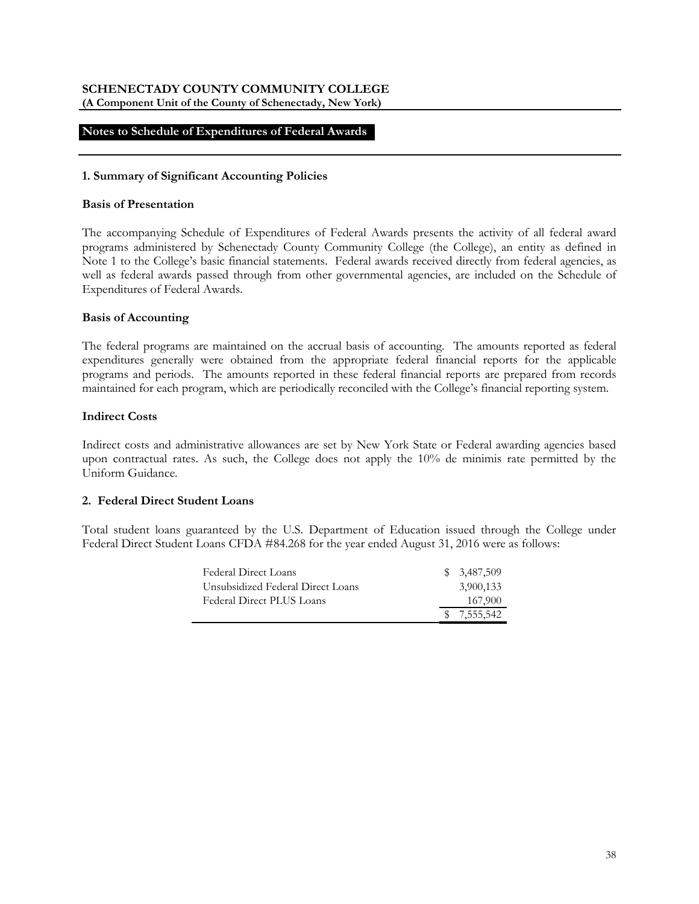**SCHENECTADY COUNTY COMMUNITY COLLEGE**
**(A Component Unit of the County of Schenectady, New York)**

## Notes to Schedule of Expenditures of Federal Awards

### 1. Summary of Significant Accounting Policies

**Basis of Presentation**

The accompanying Schedule of Expenditures of Federal Awards presents the activity of all federal award programs administered by Schenectady County Community College (the College), an entity as defined in Note 1 to the College's basic financial statements. Federal awards received directly from federal agencies, as well as federal awards passed through from other governmental agencies, are included on the Schedule of Expenditures of Federal Awards.

**Basis of Accounting**

The federal programs are maintained on the accrual basis of accounting. The amounts reported as federal expenditures generally were obtained from the appropriate federal financial reports for the applicable programs and periods. The amounts reported in these federal financial reports are prepared from records maintained for each program, which are periodically reconciled with the College's financial reporting system.

**Indirect Costs**

Indirect costs and administrative allowances are set by New York State or Federal awarding agencies based upon contractual rates. As such, the College does not apply the 10% de minimis rate permitted by the Uniform Guidance.

### 2. Federal Direct Student Loans

Total student loans guaranteed by the U.S. Department of Education issued through the College under Federal Direct Student Loans CFDA #84.268 for the year ended August 31, 2016 were as follows:

| | |
|---|---|
| Federal Direct Loans | $ 3,487,509 |
| Unsubsidized Federal Direct Loans | 3,900,133 |
| Federal Direct PLUS Loans | 167,900 |
| | $ 7,555,542 |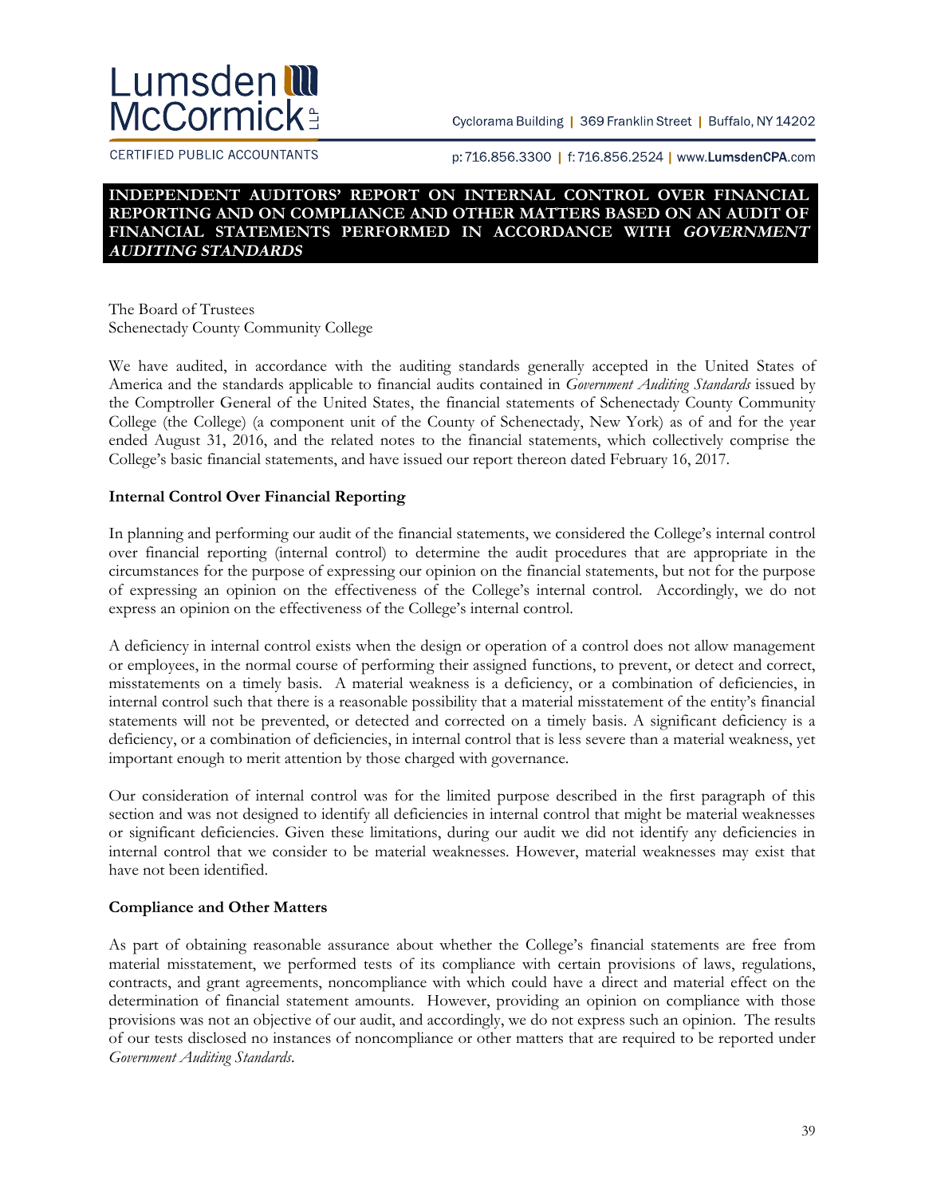Lumsden McCormick LLP

CERTIFIED PUBLIC ACCOUNTANTS

Cyclorama Building | 369 Franklin Street | Buffalo, NY 14202

p: 716.856.3300 | f: 716.856.2524 | www.LumsdenCPA.com

# INDEPENDENT AUDITORS' REPORT ON INTERNAL CONTROL OVER FINANCIAL REPORTING AND ON COMPLIANCE AND OTHER MATTERS BASED ON AN AUDIT OF FINANCIAL STATEMENTS PERFORMED IN ACCORDANCE WITH *GOVERNMENT AUDITING STANDARDS*

The Board of Trustees
Schenectady County Community College

We have audited, in accordance with the auditing standards generally accepted in the United States of America and the standards applicable to financial audits contained in *Government Auditing Standards* issued by the Comptroller General of the United States, the financial statements of Schenectady County Community College (the College) (a component unit of the County of Schenectady, New York) as of and for the year ended August 31, 2016, and the related notes to the financial statements, which collectively comprise the College's basic financial statements, and have issued our report thereon dated February 16, 2017.

**Internal Control Over Financial Reporting**

In planning and performing our audit of the financial statements, we considered the College's internal control over financial reporting (internal control) to determine the audit procedures that are appropriate in the circumstances for the purpose of expressing our opinion on the financial statements, but not for the purpose of expressing an opinion on the effectiveness of the College's internal control. Accordingly, we do not express an opinion on the effectiveness of the College's internal control.

A deficiency in internal control exists when the design or operation of a control does not allow management or employees, in the normal course of performing their assigned functions, to prevent, or detect and correct, misstatements on a timely basis. A material weakness is a deficiency, or a combination of deficiencies, in internal control such that there is a reasonable possibility that a material misstatement of the entity's financial statements will not be prevented, or detected and corrected on a timely basis. A significant deficiency is a deficiency, or a combination of deficiencies, in internal control that is less severe than a material weakness, yet important enough to merit attention by those charged with governance.

Our consideration of internal control was for the limited purpose described in the first paragraph of this section and was not designed to identify all deficiencies in internal control that might be material weaknesses or significant deficiencies. Given these limitations, during our audit we did not identify any deficiencies in internal control that we consider to be material weaknesses. However, material weaknesses may exist that have not been identified.

**Compliance and Other Matters**

As part of obtaining reasonable assurance about whether the College's financial statements are free from material misstatement, we performed tests of its compliance with certain provisions of laws, regulations, contracts, and grant agreements, noncompliance with which could have a direct and material effect on the determination of financial statement amounts. However, providing an opinion on compliance with those provisions was not an objective of our audit, and accordingly, we do not express such an opinion. The results of our tests disclosed no instances of noncompliance or other matters that are required to be reported under *Government Auditing Standards*.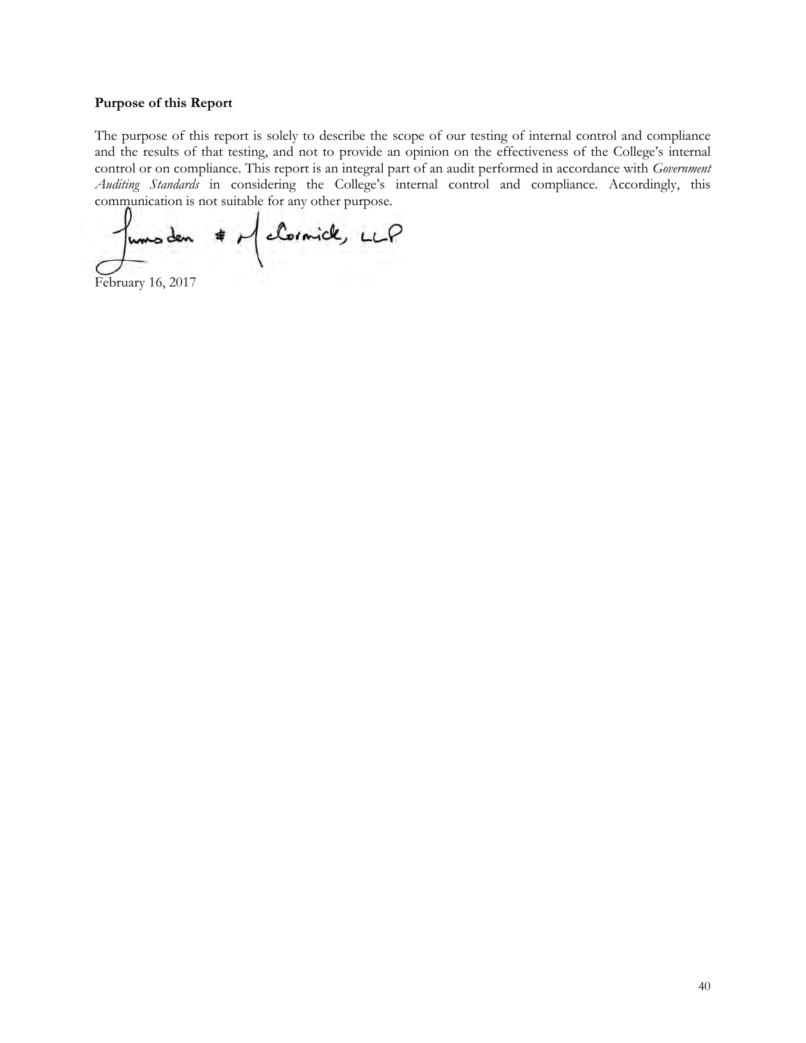**Purpose of this Report**

The purpose of this report is solely to describe the scope of our testing of internal control and compliance and the results of that testing, and not to provide an opinion on the effectiveness of the College's internal control or on compliance. This report is an integral part of an audit performed in accordance with *Government Auditing Standards* in considering the College's internal control and compliance. Accordingly, this communication is not suitable for any other purpose.

Lumsden & McCormick, LLP

February 16, 2017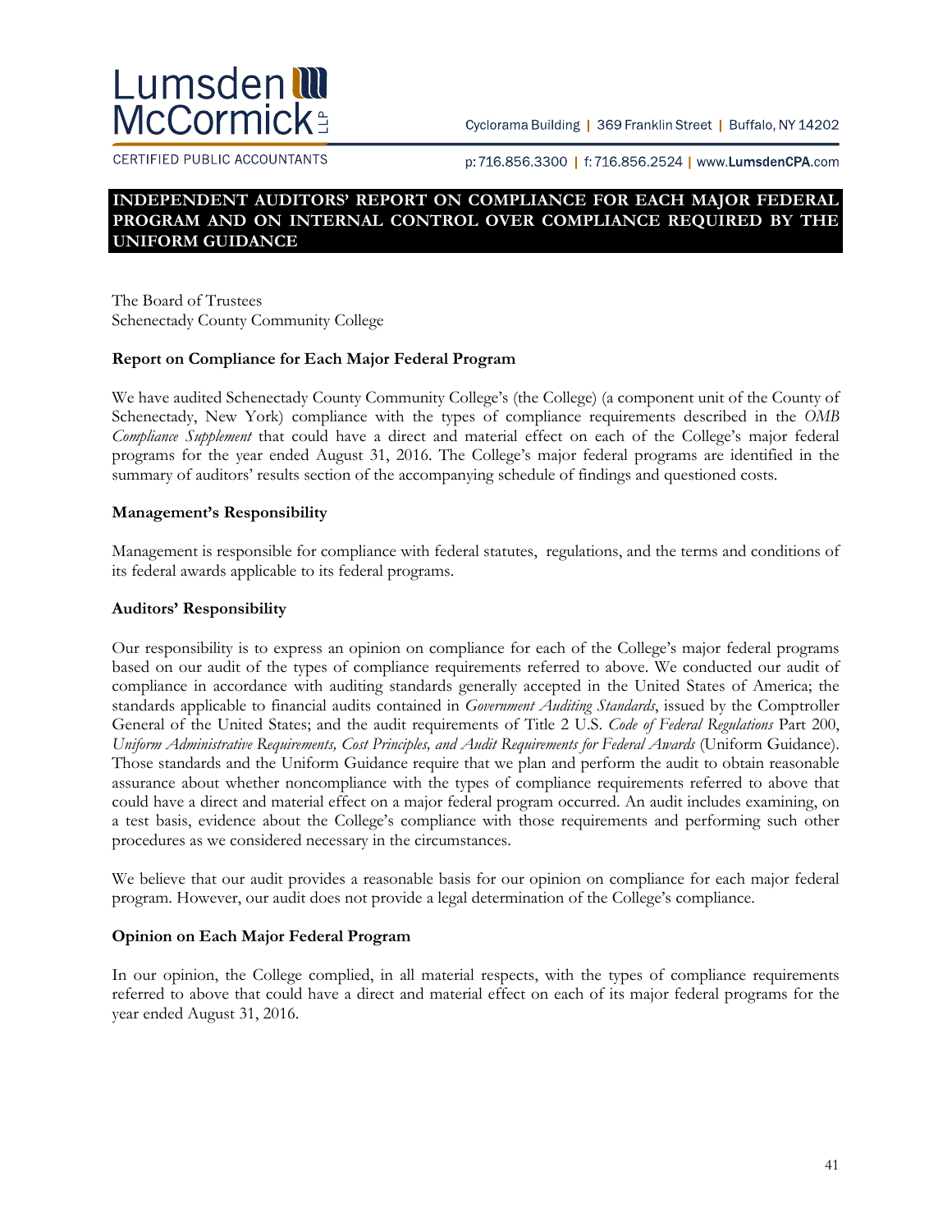Lumsden McCormick LLP
CERTIFIED PUBLIC ACCOUNTANTS

Cyclorama Building | 369 Franklin Street | Buffalo, NY 14202
p: 716.856.3300 | f: 716.856.2524 | www.LumsdenCPA.com

# INDEPENDENT AUDITORS' REPORT ON COMPLIANCE FOR EACH MAJOR FEDERAL PROGRAM AND ON INTERNAL CONTROL OVER COMPLIANCE REQUIRED BY THE UNIFORM GUIDANCE

The Board of Trustees
Schenectady County Community College

**Report on Compliance for Each Major Federal Program**

We have audited Schenectady County Community College's (the College) (a component unit of the County of Schenectady, New York) compliance with the types of compliance requirements described in the *OMB Compliance Supplement* that could have a direct and material effect on each of the College's major federal programs for the year ended August 31, 2016. The College's major federal programs are identified in the summary of auditors' results section of the accompanying schedule of findings and questioned costs.

**Management's Responsibility**

Management is responsible for compliance with federal statutes, regulations, and the terms and conditions of its federal awards applicable to its federal programs.

**Auditors' Responsibility**

Our responsibility is to express an opinion on compliance for each of the College's major federal programs based on our audit of the types of compliance requirements referred to above. We conducted our audit of compliance in accordance with auditing standards generally accepted in the United States of America; the standards applicable to financial audits contained in *Government Auditing Standards*, issued by the Comptroller General of the United States; and the audit requirements of Title 2 U.S. *Code of Federal Regulations* Part 200, *Uniform Administrative Requirements, Cost Principles, and Audit Requirements for Federal Awards* (Uniform Guidance). Those standards and the Uniform Guidance require that we plan and perform the audit to obtain reasonable assurance about whether noncompliance with the types of compliance requirements referred to above that could have a direct and material effect on a major federal program occurred. An audit includes examining, on a test basis, evidence about the College's compliance with those requirements and performing such other procedures as we considered necessary in the circumstances.

We believe that our audit provides a reasonable basis for our opinion on compliance for each major federal program. However, our audit does not provide a legal determination of the College's compliance.

**Opinion on Each Major Federal Program**

In our opinion, the College complied, in all material respects, with the types of compliance requirements referred to above that could have a direct and material effect on each of its major federal programs for the year ended August 31, 2016.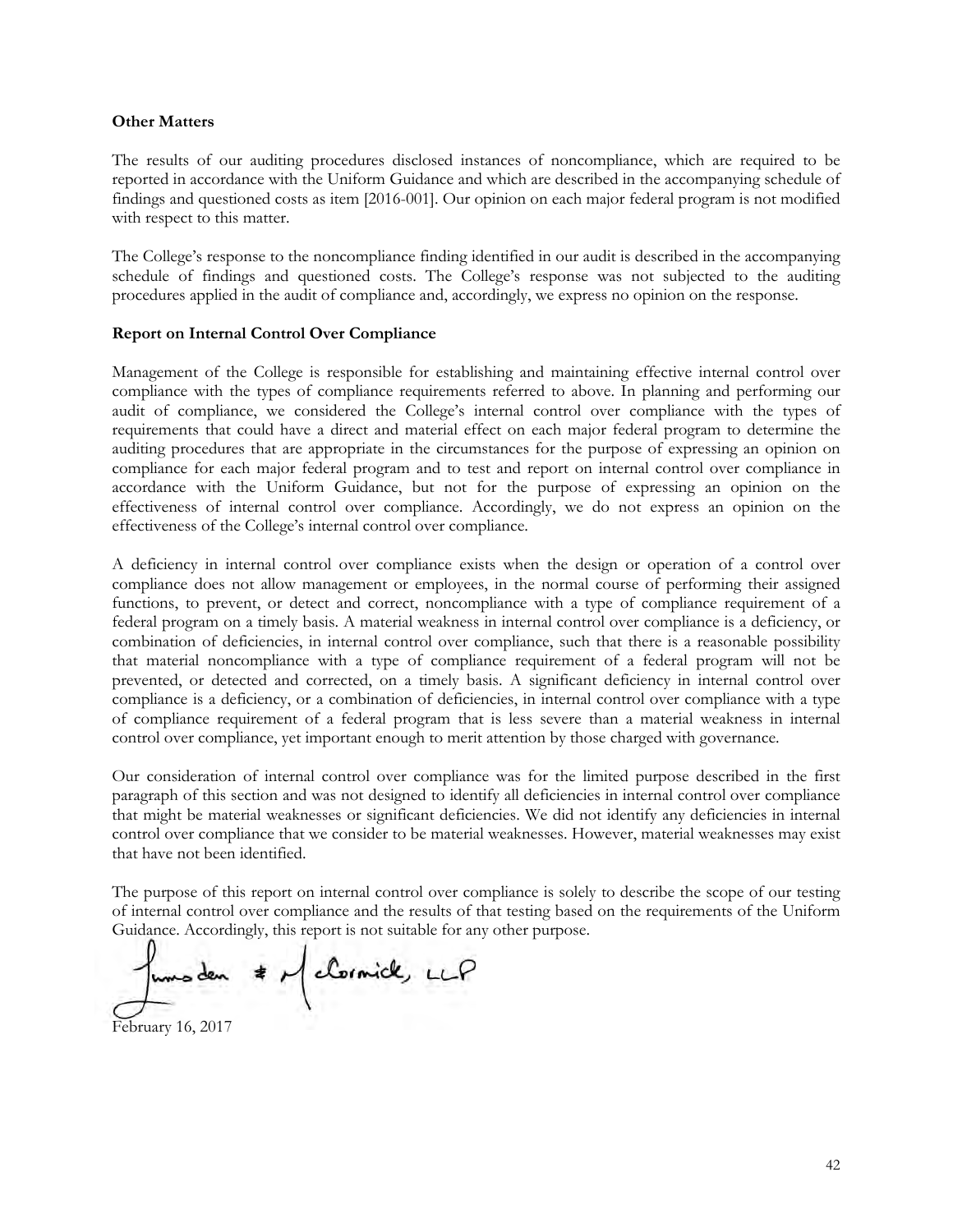**Other Matters**

The results of our auditing procedures disclosed instances of noncompliance, which are required to be reported in accordance with the Uniform Guidance and which are described in the accompanying schedule of findings and questioned costs as item [2016-001]. Our opinion on each major federal program is not modified with respect to this matter.

The College's response to the noncompliance finding identified in our audit is described in the accompanying schedule of findings and questioned costs. The College's response was not subjected to the auditing procedures applied in the audit of compliance and, accordingly, we express no opinion on the response.

**Report on Internal Control Over Compliance**

Management of the College is responsible for establishing and maintaining effective internal control over compliance with the types of compliance requirements referred to above. In planning and performing our audit of compliance, we considered the College's internal control over compliance with the types of requirements that could have a direct and material effect on each major federal program to determine the auditing procedures that are appropriate in the circumstances for the purpose of expressing an opinion on compliance for each major federal program and to test and report on internal control over compliance in accordance with the Uniform Guidance, but not for the purpose of expressing an opinion on the effectiveness of internal control over compliance. Accordingly, we do not express an opinion on the effectiveness of the College's internal control over compliance.

A deficiency in internal control over compliance exists when the design or operation of a control over compliance does not allow management or employees, in the normal course of performing their assigned functions, to prevent, or detect and correct, noncompliance with a type of compliance requirement of a federal program on a timely basis. A material weakness in internal control over compliance is a deficiency, or combination of deficiencies, in internal control over compliance, such that there is a reasonable possibility that material noncompliance with a type of compliance requirement of a federal program will not be prevented, or detected and corrected, on a timely basis. A significant deficiency in internal control over compliance is a deficiency, or a combination of deficiencies, in internal control over compliance with a type of compliance requirement of a federal program that is less severe than a material weakness in internal control over compliance, yet important enough to merit attention by those charged with governance.

Our consideration of internal control over compliance was for the limited purpose described in the first paragraph of this section and was not designed to identify all deficiencies in internal control over compliance that might be material weaknesses or significant deficiencies. We did not identify any deficiencies in internal control over compliance that we consider to be material weaknesses. However, material weaknesses may exist that have not been identified.

The purpose of this report on internal control over compliance is solely to describe the scope of our testing of internal control over compliance and the results of that testing based on the requirements of the Uniform Guidance. Accordingly, this report is not suitable for any other purpose.

Lumsden & McCormick, LLP

February 16, 2017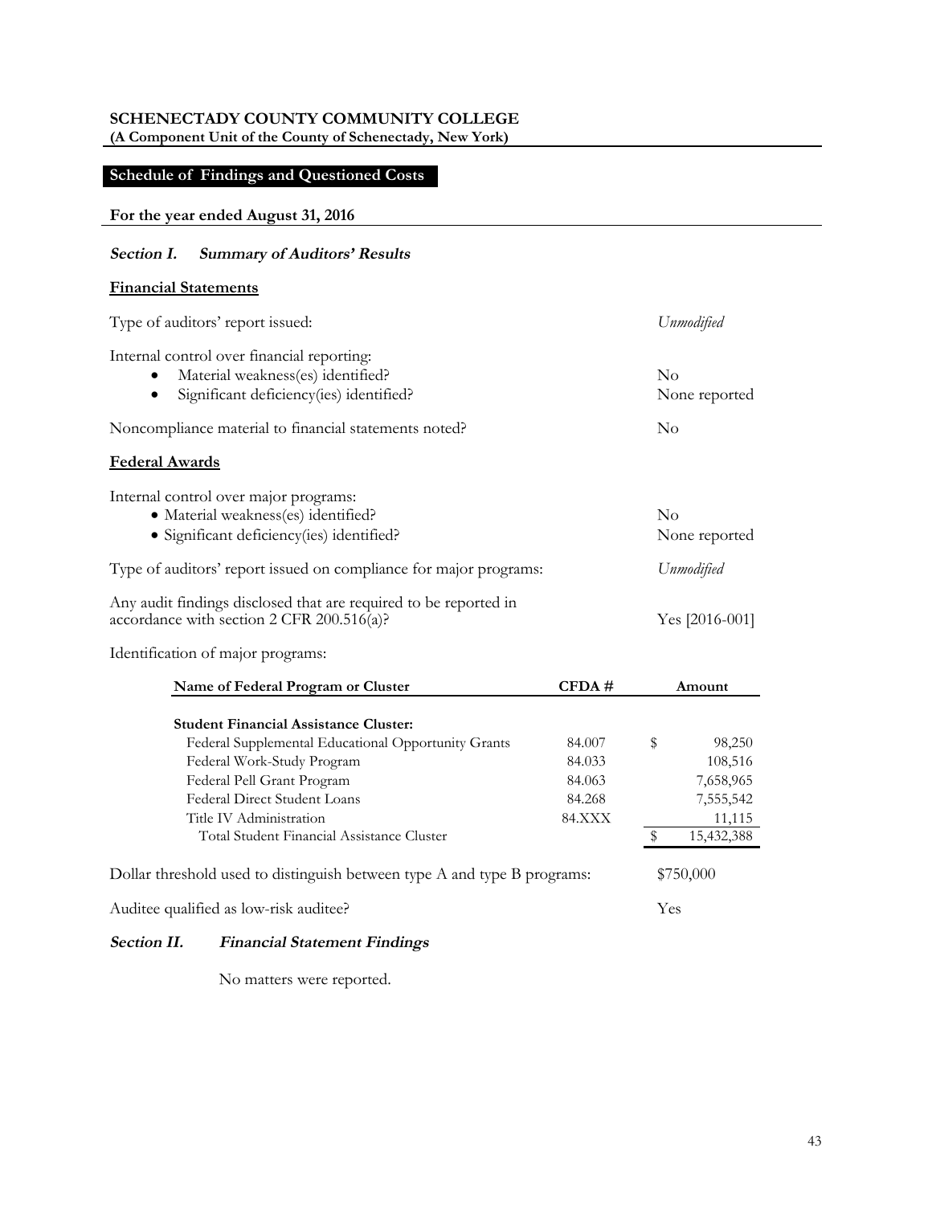**SCHENECTADY COUNTY COMMUNITY COLLEGE**
**(A Component Unit of the County of Schenectady, New York)**

## Schedule of Findings and Questioned Costs

**For the year ended August 31, 2016**

### *Section I. Summary of Auditors' Results*

**Financial Statements**

| | |
|---|---|
| Type of auditors' report issued: | *Unmodified* |
| Internal control over financial reporting: | |
| • Material weakness(es) identified? | No |
| • Significant deficiency(ies) identified? | None reported |
| Noncompliance material to financial statements noted? | No |

**Federal Awards**

| | |
|---|---|
| Internal control over major programs: | |
| • Material weakness(es) identified? | No |
| • Significant deficiency(ies) identified? | None reported |
| Type of auditors' report issued on compliance for major programs: | *Unmodified* |
| Any audit findings disclosed that are required to be reported in accordance with section 2 CFR 200.516(a)? | Yes [2016-001] |

Identification of major programs:

| Name of Federal Program or Cluster | CFDA # | Amount |
|---|---|---|
| **Student Financial Assistance Cluster:** | | |
| Federal Supplemental Educational Opportunity Grants | 84.007 | $ 98,250 |
| Federal Work-Study Program | 84.033 | 108,516 |
| Federal Pell Grant Program | 84.063 | 7,658,965 |
| Federal Direct Student Loans | 84.268 | 7,555,542 |
| Title IV Administration | 84.XXX | 11,115 |
| Total Student Financial Assistance Cluster | | $ 15,432,388 |

| | |
|---|---|
| Dollar threshold used to distinguish between type A and type B programs: | $750,000 |
| Auditee qualified as low-risk auditee? | Yes |

### *Section II. Financial Statement Findings*

No matters were reported.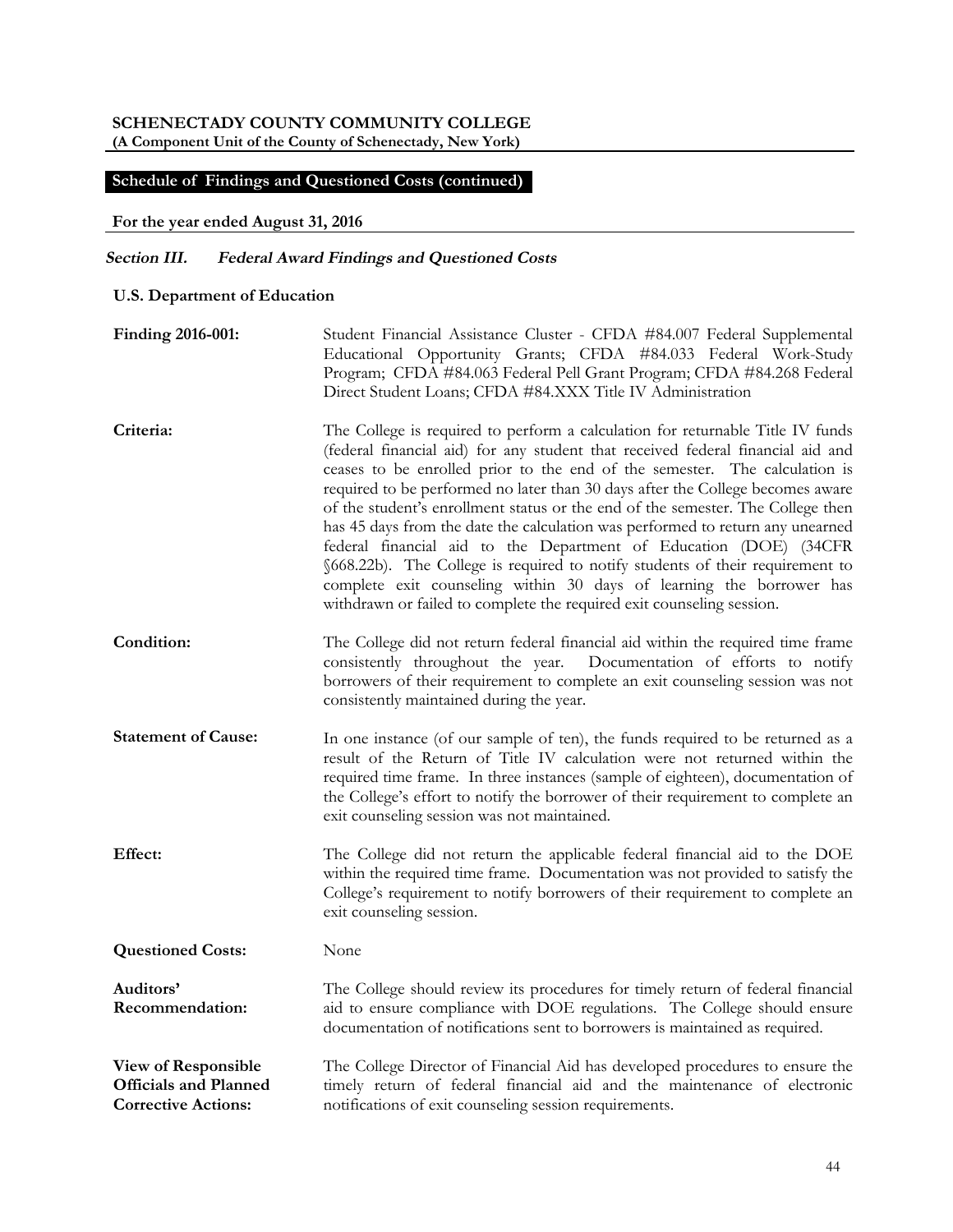**SCHENECTADY COUNTY COMMUNITY COLLEGE**
**(A Component Unit of the County of Schenectady, New York)**

## Schedule of Findings and Questioned Costs (continued)

**For the year ended August 31, 2016**

### *Section III. Federal Award Findings and Questioned Costs*

**U.S. Department of Education**

**Finding 2016-001:** Student Financial Assistance Cluster - CFDA #84.007 Federal Supplemental Educational Opportunity Grants; CFDA #84.033 Federal Work-Study Program; CFDA #84.063 Federal Pell Grant Program; CFDA #84.268 Federal Direct Student Loans; CFDA #84.XXX Title IV Administration

**Criteria:** The College is required to perform a calculation for returnable Title IV funds (federal financial aid) for any student that received federal financial aid and ceases to be enrolled prior to the end of the semester. The calculation is required to be performed no later than 30 days after the College becomes aware of the student's enrollment status or the end of the semester. The College then has 45 days from the date the calculation was performed to return any unearned federal financial aid to the Department of Education (DOE) (34CFR §668.22b). The College is required to notify students of their requirement to complete exit counseling within 30 days of learning the borrower has withdrawn or failed to complete the required exit counseling session.

**Condition:** The College did not return federal financial aid within the required time frame consistently throughout the year. Documentation of efforts to notify borrowers of their requirement to complete an exit counseling session was not consistently maintained during the year.

**Statement of Cause:** In one instance (of our sample of ten), the funds required to be returned as a result of the Return of Title IV calculation were not returned within the required time frame. In three instances (sample of eighteen), documentation of the College's effort to notify the borrower of their requirement to complete an exit counseling session was not maintained.

**Effect:** The College did not return the applicable federal financial aid to the DOE within the required time frame. Documentation was not provided to satisfy the College's requirement to notify borrowers of their requirement to complete an exit counseling session.

**Questioned Costs:** None

**Auditors' Recommendation:** The College should review its procedures for timely return of federal financial aid to ensure compliance with DOE regulations. The College should ensure documentation of notifications sent to borrowers is maintained as required.

**View of Responsible Officials and Planned Corrective Actions:** The College Director of Financial Aid has developed procedures to ensure the timely return of federal financial aid and the maintenance of electronic notifications of exit counseling session requirements.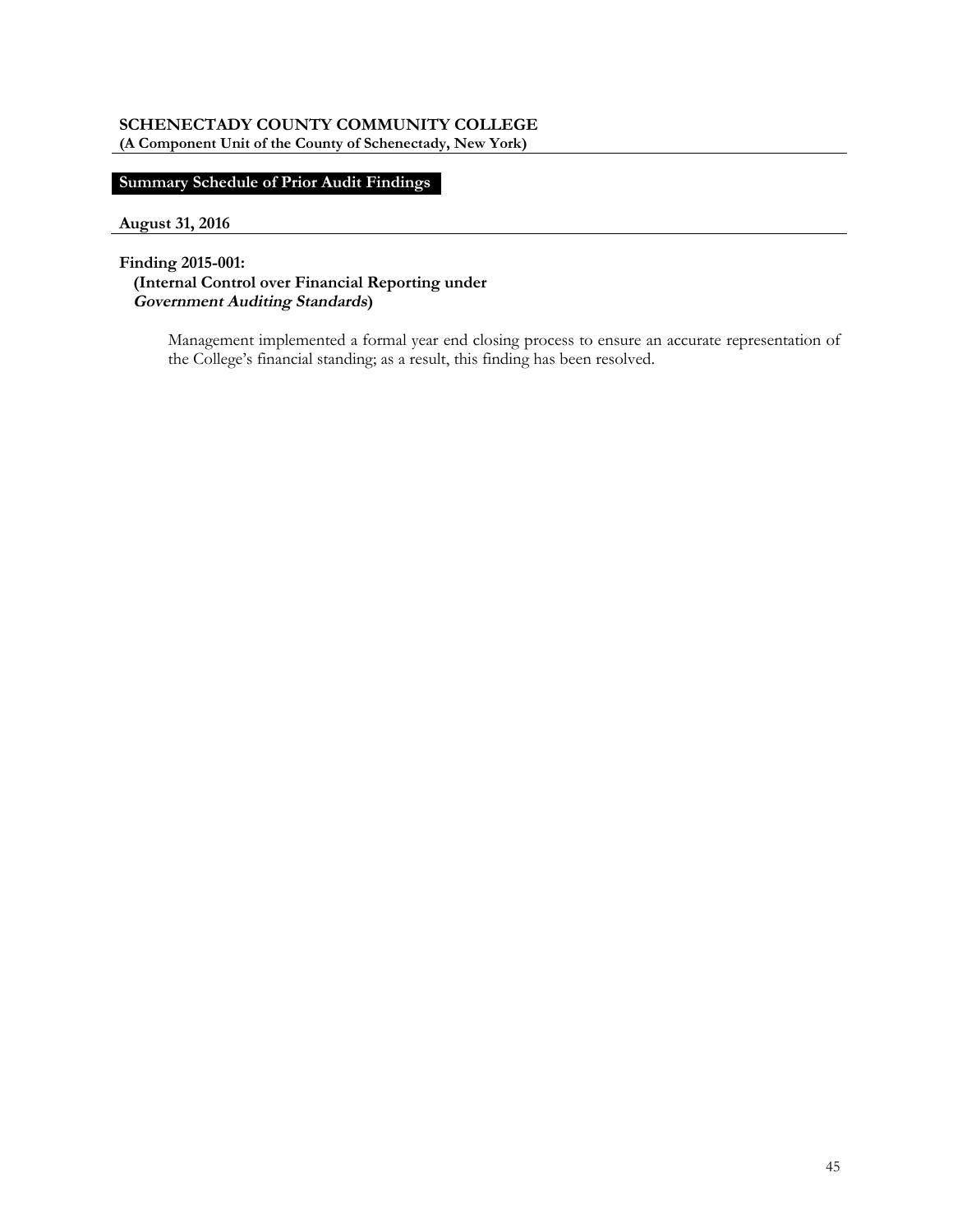**SCHENECTADY COUNTY COMMUNITY COLLEGE**
**(A Component Unit of the County of Schenectady, New York)**

## Summary Schedule of Prior Audit Findings

**August 31, 2016**

**Finding 2015-001:**
**(Internal Control over Financial Reporting under *Government Auditing Standards*)**

Management implemented a formal year end closing process to ensure an accurate representation of the College's financial standing; as a result, this finding has been resolved.